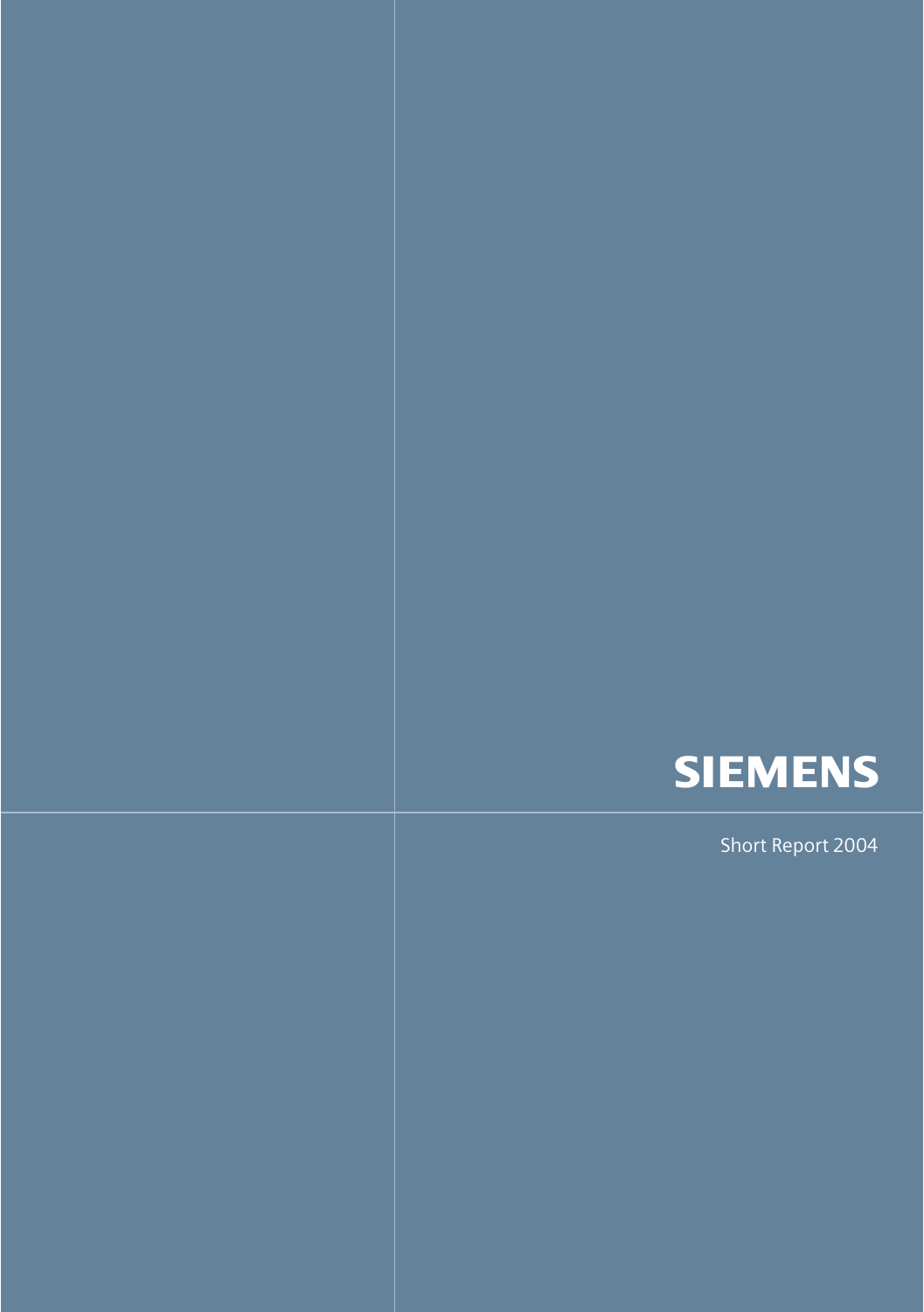# SIEMENS

Short Report 2004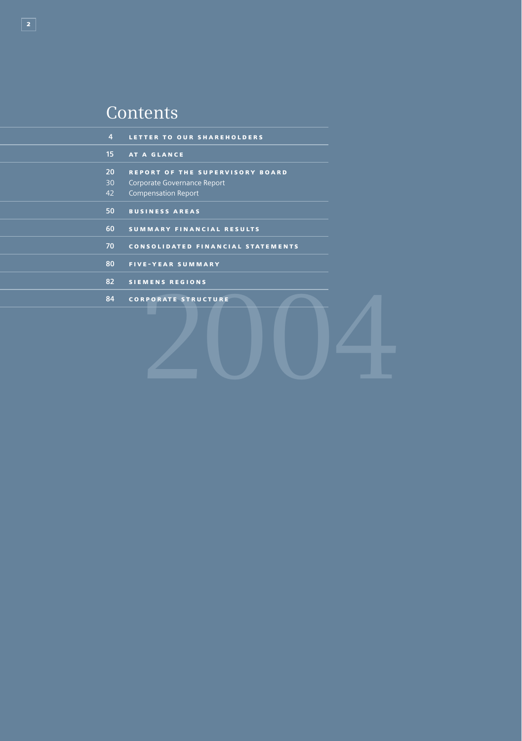# Contents

| | |
|---|---|
| 4 | **LETTER TO OUR SHAREHOLDERS** |
| 15 | **AT A GLANCE** |
| 20 | **REPORT OF THE SUPERVISORY BOARD** |
| 30 | Corporate Governance Report |
| 42 | Compensation Report |
| 50 | **BUSINESS AREAS** |
| 60 | **SUMMARY FINANCIAL RESULTS** |
| 70 | **CONSOLIDATED FINANCIAL STATEMENTS** |
| 80 | **FIVE-YEAR SUMMARY** |
| 82 | **SIEMENS REGIONS** |
| 84 | **CORPORATE STRUCTURE** |

2004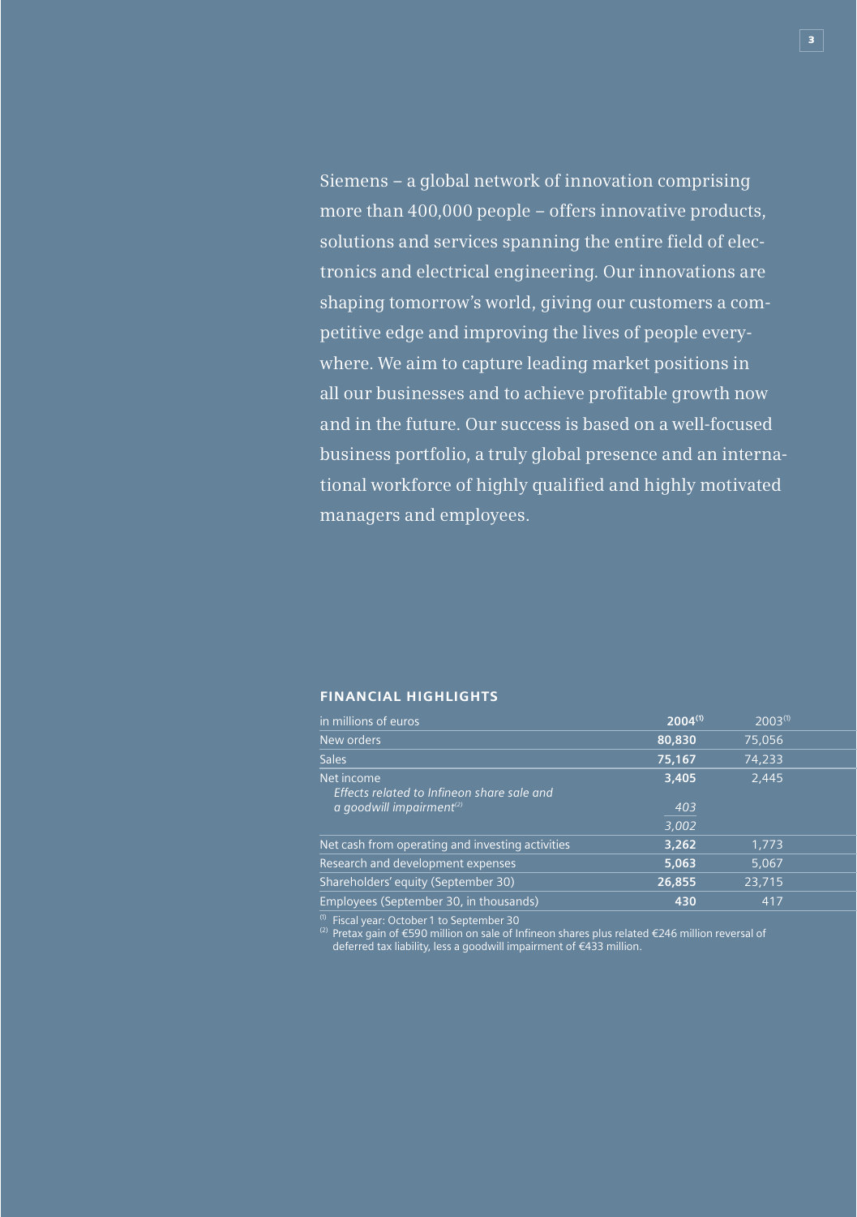Siemens – a global network of innovation comprising more than 400,000 people – offers innovative products, solutions and services spanning the entire field of electronics and electrical engineering. Our innovations are shaping tomorrow's world, giving our customers a competitive edge and improving the lives of people everywhere. We aim to capture leading market positions in all our businesses and to achieve profitable growth now and in the future. Our success is based on a well-focused business portfolio, a truly global presence and an international workforce of highly qualified and highly motivated managers and employees.

## FINANCIAL HIGHLIGHTS

| in millions of euros | **2004**[1] | 2003[1] |
|---|---|---|
| New orders | **80,830** | 75,056 |
| Sales | **75,167** | 74,233 |
| Net income | **3,405** | 2,445 |
| *Effects related to Infineon share sale and a goodwill impairment*[2] | *403* | |
| | *3,002* | |
| Net cash from operating and investing activities | **3,262** | 1,773 |
| Research and development expenses | **5,063** | 5,067 |
| Shareholders' equity (September 30) | **26,855** | 23,715 |
| Employees (September 30, in thousands) | **430** | 417 |

[1] Fiscal year: October 1 to September 30

[2] Pretax gain of €590 million on sale of Infineon shares plus related €246 million reversal of deferred tax liability, less a goodwill impairment of €433 million.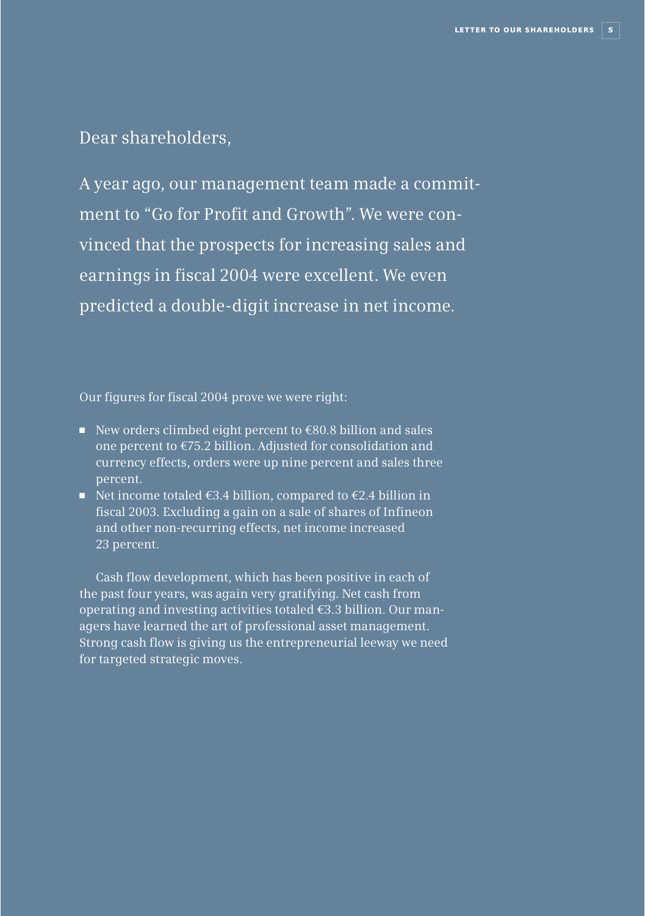Dear shareholders,

A year ago, our management team made a commitment to "Go for Profit and Growth". We were convinced that the prospects for increasing sales and earnings in fiscal 2004 were excellent. We even predicted a double-digit increase in net income.

Our figures for fiscal 2004 prove we were right:

- New orders climbed eight percent to €80.8 billion and sales one percent to €75.2 billion. Adjusted for consolidation and currency effects, orders were up nine percent and sales three percent.
- Net income totaled €3.4 billion, compared to €2.4 billion in fiscal 2003. Excluding a gain on a sale of shares of Infineon and other non-recurring effects, net income increased 23 percent.

Cash flow development, which has been positive in each of the past four years, was again very gratifying. Net cash from operating and investing activities totaled €3.3 billion. Our managers have learned the art of professional asset management. Strong cash flow is giving us the entrepreneurial leeway we need for targeted strategic moves.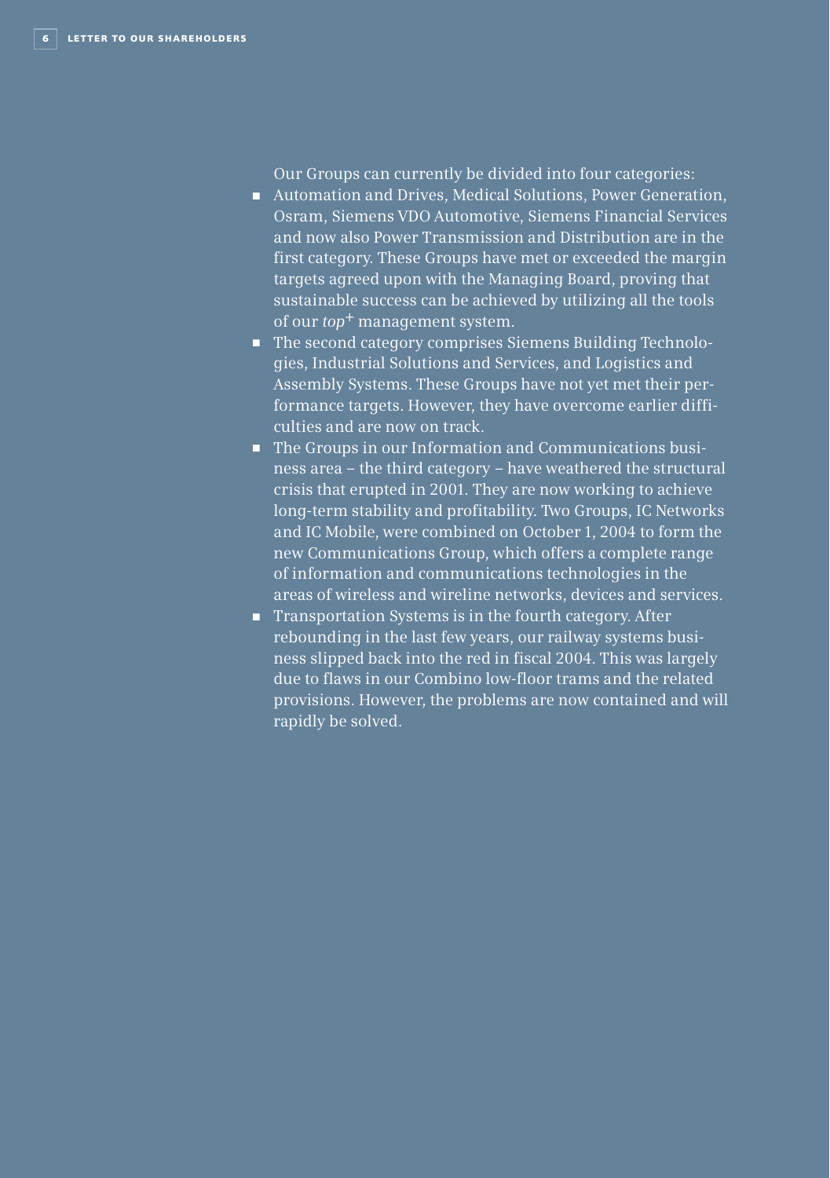Our Groups can currently be divided into four categories:

- Automation and Drives, Medical Solutions, Power Generation, Osram, Siemens VDO Automotive, Siemens Financial Services and now also Power Transmission and Distribution are in the first category. These Groups have met or exceeded the margin targets agreed upon with the Managing Board, proving that sustainable success can be achieved by utilizing all the tools of our *top*+ management system.
- The second category comprises Siemens Building Technologies, Industrial Solutions and Services, and Logistics and Assembly Systems. These Groups have not yet met their performance targets. However, they have overcome earlier difficulties and are now on track.
- The Groups in our Information and Communications business area – the third category – have weathered the structural crisis that erupted in 2001. They are now working to achieve long-term stability and profitability. Two Groups, IC Networks and IC Mobile, were combined on October 1, 2004 to form the new Communications Group, which offers a complete range of information and communications technologies in the areas of wireless and wireline networks, devices and services.
- Transportation Systems is in the fourth category. After rebounding in the last few years, our railway systems business slipped back into the red in fiscal 2004. This was largely due to flaws in our Combino low-floor trams and the related provisions. However, the problems are now contained and will rapidly be solved.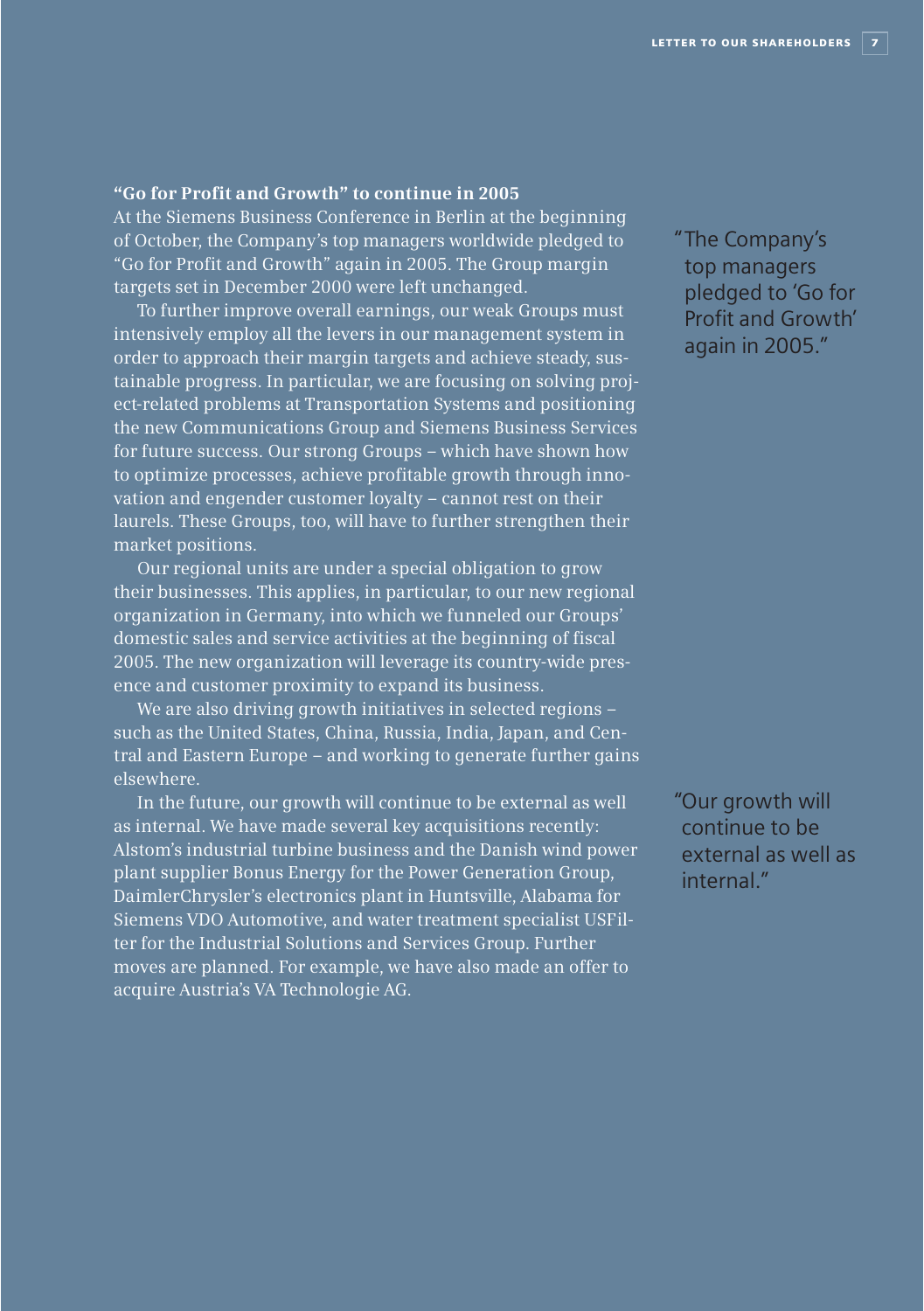### "Go for Profit and Growth" to continue in 2005

At the Siemens Business Conference in Berlin at the beginning of October, the Company's top managers worldwide pledged to "Go for Profit and Growth" again in 2005. The Group margin targets set in December 2000 were left unchanged.

> "The Company's top managers pledged to 'Go for Profit and Growth' again in 2005."

To further improve overall earnings, our weak Groups must intensively employ all the levers in our management system in order to approach their margin targets and achieve steady, sustainable progress. In particular, we are focusing on solving project-related problems at Transportation Systems and positioning the new Communications Group and Siemens Business Services for future success. Our strong Groups – which have shown how to optimize processes, achieve profitable growth through innovation and engender customer loyalty – cannot rest on their laurels. These Groups, too, will have to further strengthen their market positions.

Our regional units are under a special obligation to grow their businesses. This applies, in particular, to our new regional organization in Germany, into which we funneled our Groups' domestic sales and service activities at the beginning of fiscal 2005. The new organization will leverage its country-wide presence and customer proximity to expand its business.

We are also driving growth initiatives in selected regions – such as the United States, China, Russia, India, Japan, and Central and Eastern Europe – and working to generate further gains elsewhere.

In the future, our growth will continue to be external as well as internal. We have made several key acquisitions recently: Alstom's industrial turbine business and the Danish wind power plant supplier Bonus Energy for the Power Generation Group, DaimlerChrysler's electronics plant in Huntsville, Alabama for Siemens VDO Automotive, and water treatment specialist USFilter for the Industrial Solutions and Services Group. Further moves are planned. For example, we have also made an offer to acquire Austria's VA Technologie AG.

> "Our growth will continue to be external as well as internal."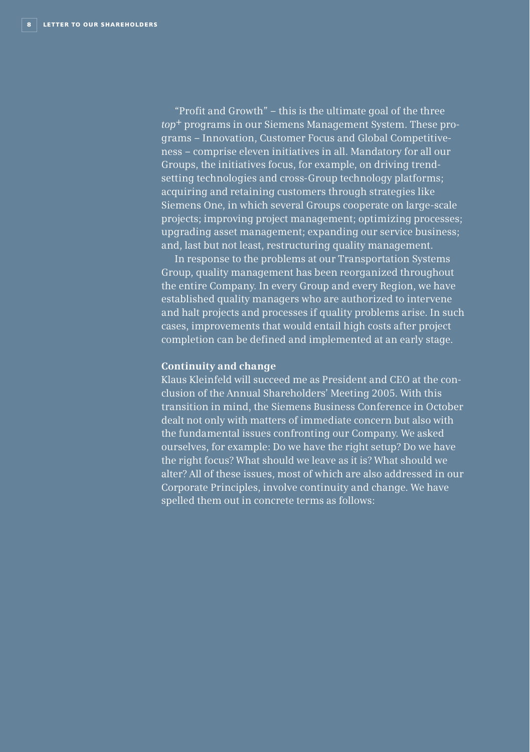"Profit and Growth" – this is the ultimate goal of the three *top*+ programs in our Siemens Management System. These programs – Innovation, Customer Focus and Global Competitiveness – comprise eleven initiatives in all. Mandatory for all our Groups, the initiatives focus, for example, on driving trendsetting technologies and cross-Group technology platforms; acquiring and retaining customers through strategies like Siemens One, in which several Groups cooperate on large-scale projects; improving project management; optimizing processes; upgrading asset management; expanding our service business; and, last but not least, restructuring quality management.

In response to the problems at our Transportation Systems Group, quality management has been reorganized throughout the entire Company. In every Group and every Region, we have established quality managers who are authorized to intervene and halt projects and processes if quality problems arise. In such cases, improvements that would entail high costs after project completion can be defined and implemented at an early stage.

**Continuity and change**

Klaus Kleinfeld will succeed me as President and CEO at the conclusion of the Annual Shareholders' Meeting 2005. With this transition in mind, the Siemens Business Conference in October dealt not only with matters of immediate concern but also with the fundamental issues confronting our Company. We asked ourselves, for example: Do we have the right setup? Do we have the right focus? What should we leave as it is? What should we alter? All of these issues, most of which are also addressed in our Corporate Principles, involve continuity and change. We have spelled them out in concrete terms as follows: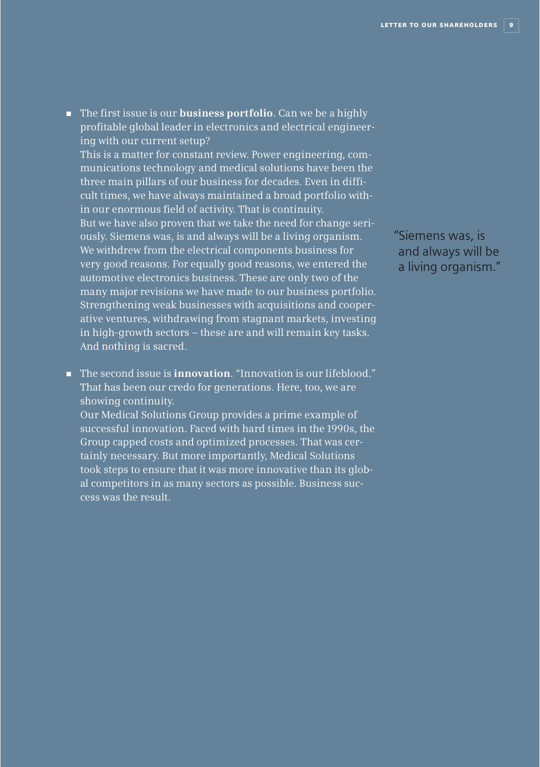- The first issue is our **business portfolio**. Can we be a highly profitable global leader in electronics and electrical engineering with our current setup?
  This is a matter for constant review. Power engineering, communications technology and medical solutions have been the three main pillars of our business for decades. Even in difficult times, we have always maintained a broad portfolio within our enormous field of activity. That is continuity.
  But we have also proven that we take the need for change seriously. Siemens was, is and always will be a living organism. We withdrew from the electrical components business for very good reasons. For equally good reasons, we entered the automotive electronics business. These are only two of the many major revisions we have made to our business portfolio. Strengthening weak businesses with acquisitions and cooperative ventures, withdrawing from stagnant markets, investing in high-growth sectors – these are and will remain key tasks. And nothing is sacred.

"Siemens was, is and always will be a living organism."

- The second issue is **innovation**. "Innovation is our lifeblood." That has been our credo for generations. Here, too, we are showing continuity.
  Our Medical Solutions Group provides a prime example of successful innovation. Faced with hard times in the 1990s, the Group capped costs and optimized processes. That was certainly necessary. But more importantly, Medical Solutions took steps to ensure that it was more innovative than its global competitors in as many sectors as possible. Business success was the result.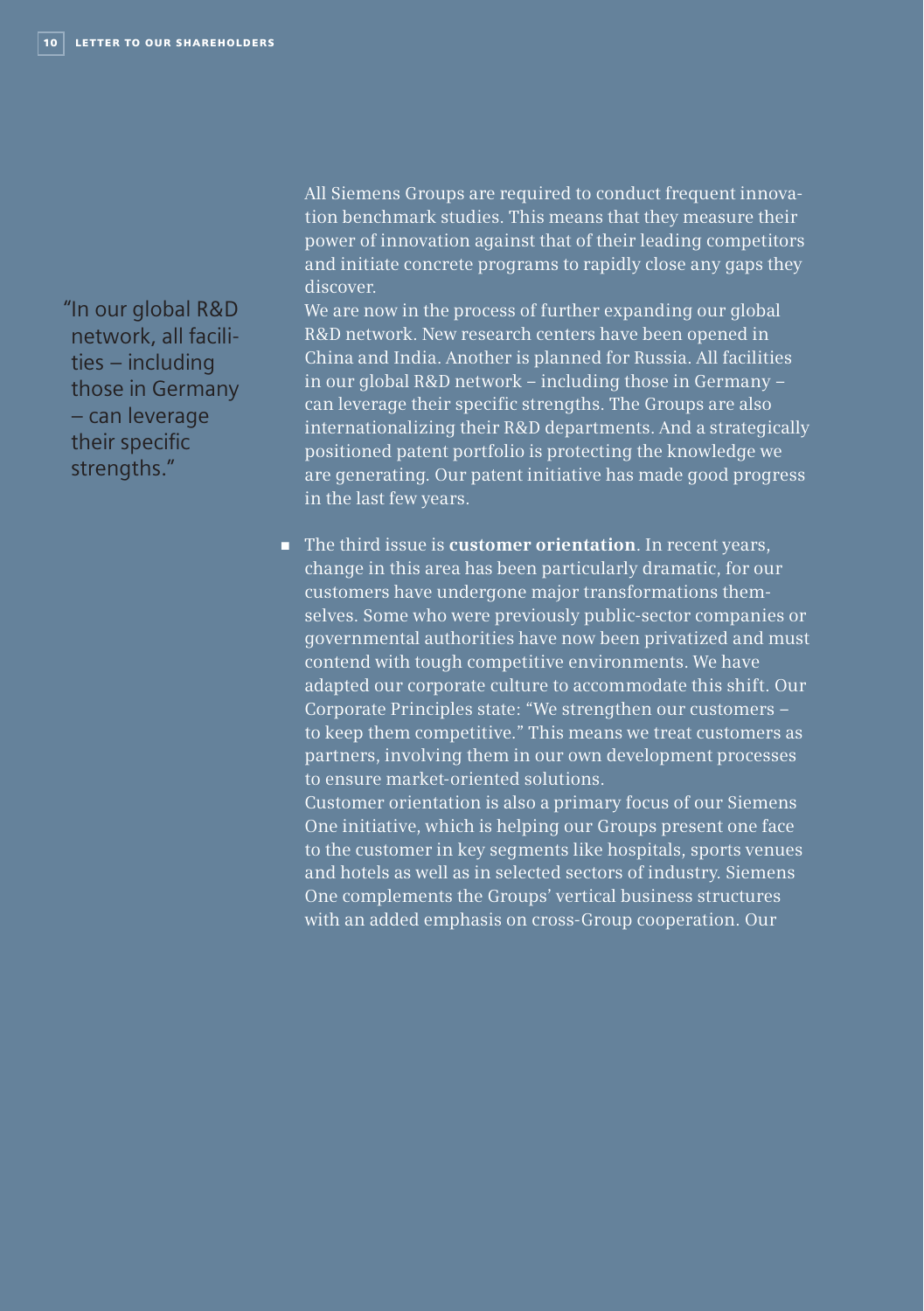> "In our global R&D network, all facilities – including those in Germany – can leverage their specific strengths."

All Siemens Groups are required to conduct frequent innovation benchmark studies. This means that they measure their power of innovation against that of their leading competitors and initiate concrete programs to rapidly close any gaps they discover.

We are now in the process of further expanding our global R&D network. New research centers have been opened in China and India. Another is planned for Russia. All facilities in our global R&D network – including those in Germany – can leverage their specific strengths. The Groups are also internationalizing their R&D departments. And a strategically positioned patent portfolio is protecting the knowledge we are generating. Our patent initiative has made good progress in the last few years.

- The third issue is **customer orientation**. In recent years, change in this area has been particularly dramatic, for our customers have undergone major transformations themselves. Some who were previously public-sector companies or governmental authorities have now been privatized and must contend with tough competitive environments. We have adapted our corporate culture to accommodate this shift. Our Corporate Principles state: "We strengthen our customers – to keep them competitive." This means we treat customers as partners, involving them in our own development processes to ensure market-oriented solutions.

  Customer orientation is also a primary focus of our Siemens One initiative, which is helping our Groups present one face to the customer in key segments like hospitals, sports venues and hotels as well as in selected sectors of industry. Siemens One complements the Groups' vertical business structures with an added emphasis on cross-Group cooperation. Our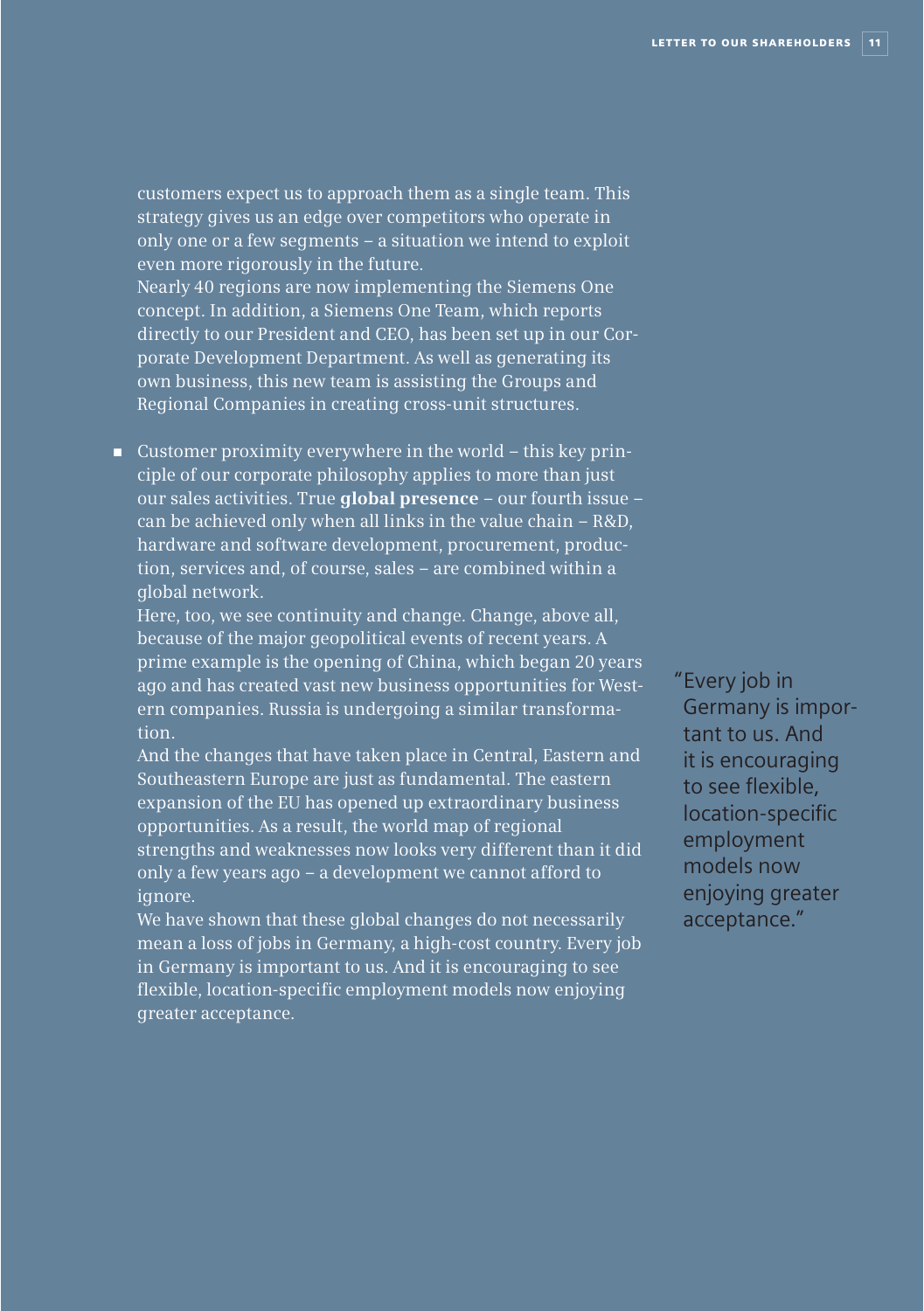customers expect us to approach them as a single team. This strategy gives us an edge over competitors who operate in only one or a few segments – a situation we intend to exploit even more rigorously in the future.

Nearly 40 regions are now implementing the Siemens One concept. In addition, a Siemens One Team, which reports directly to our President and CEO, has been set up in our Corporate Development Department. As well as generating its own business, this new team is assisting the Groups and Regional Companies in creating cross-unit structures.

- Customer proximity everywhere in the world – this key principle of our corporate philosophy applies to more than just our sales activities. True **global presence** – our fourth issue – can be achieved only when all links in the value chain – R&D, hardware and software development, procurement, production, services and, of course, sales – are combined within a global network.

  Here, too, we see continuity and change. Change, above all, because of the major geopolitical events of recent years. A prime example is the opening of China, which began 20 years ago and has created vast new business opportunities for Western companies. Russia is undergoing a similar transformation.

  And the changes that have taken place in Central, Eastern and Southeastern Europe are just as fundamental. The eastern expansion of the EU has opened up extraordinary business opportunities. As a result, the world map of regional strengths and weaknesses now looks very different than it did only a few years ago – a development we cannot afford to ignore.

  We have shown that these global changes do not necessarily mean a loss of jobs in Germany, a high-cost country. Every job in Germany is important to us. And it is encouraging to see flexible, location-specific employment models now enjoying greater acceptance.

> "Every job in Germany is important to us. And it is encouraging to see flexible, location-specific employment models now enjoying greater acceptance."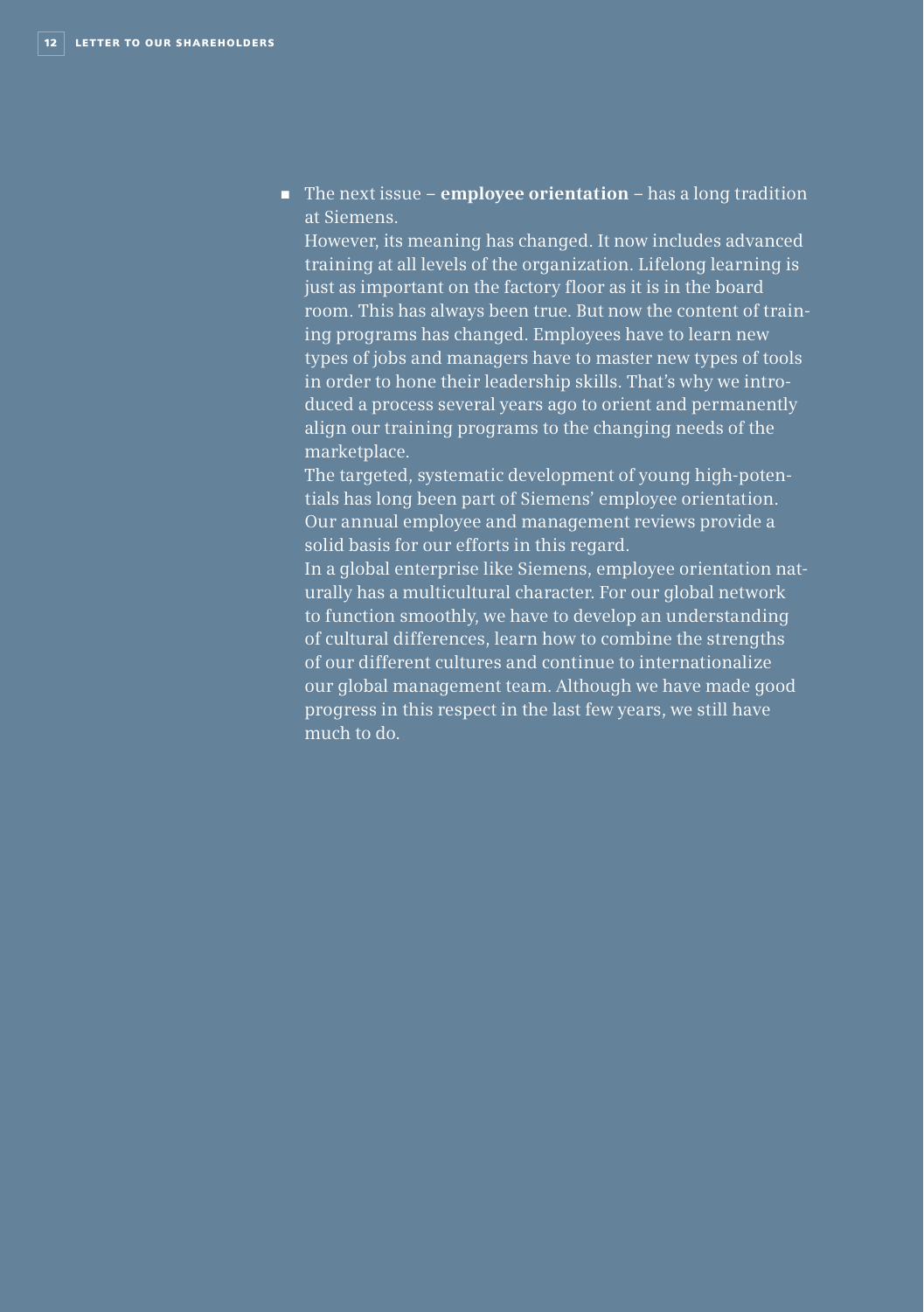- The next issue – **employee orientation** – has a long tradition at Siemens.

  However, its meaning has changed. It now includes advanced training at all levels of the organization. Lifelong learning is just as important on the factory floor as it is in the board room. This has always been true. But now the content of training programs has changed. Employees have to learn new types of jobs and managers have to master new types of tools in order to hone their leadership skills. That's why we introduced a process several years ago to orient and permanently align our training programs to the changing needs of the marketplace.

  The targeted, systematic development of young high-potentials has long been part of Siemens' employee orientation. Our annual employee and management reviews provide a solid basis for our efforts in this regard.

  In a global enterprise like Siemens, employee orientation naturally has a multicultural character. For our global network to function smoothly, we have to develop an understanding of cultural differences, learn how to combine the strengths of our different cultures and continue to internationalize our global management team. Although we have made good progress in this respect in the last few years, we still have much to do.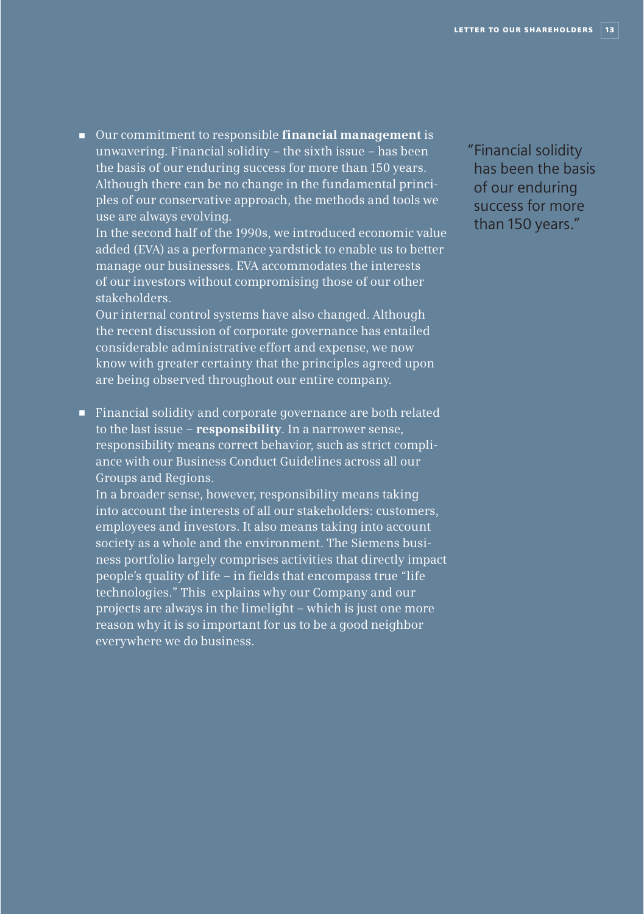- Our commitment to responsible **financial management** is unwavering. Financial solidity – the sixth issue – has been the basis of our enduring success for more than 150 years. Although there can be no change in the fundamental principles of our conservative approach, the methods and tools we use are always evolving.
  In the second half of the 1990s, we introduced economic value added (EVA) as a performance yardstick to enable us to better manage our businesses. EVA accommodates the interests of our investors without compromising those of our other stakeholders.
  Our internal control systems have also changed. Although the recent discussion of corporate governance has entailed considerable administrative effort and expense, we now know with greater certainty that the principles agreed upon are being observed throughout our entire company.

- Financial solidity and corporate governance are both related to the last issue – **responsibility**. In a narrower sense, responsibility means correct behavior, such as strict compliance with our Business Conduct Guidelines across all our Groups and Regions.
  In a broader sense, however, responsibility means taking into account the interests of all our stakeholders: customers, employees and investors. It also means taking into account society as a whole and the environment. The Siemens business portfolio largely comprises activities that directly impact people's quality of life – in fields that encompass true "life technologies." This explains why our Company and our projects are always in the limelight – which is just one more reason why it is so important for us to be a good neighbor everywhere we do business.

"Financial solidity has been the basis of our enduring success for more than 150 years."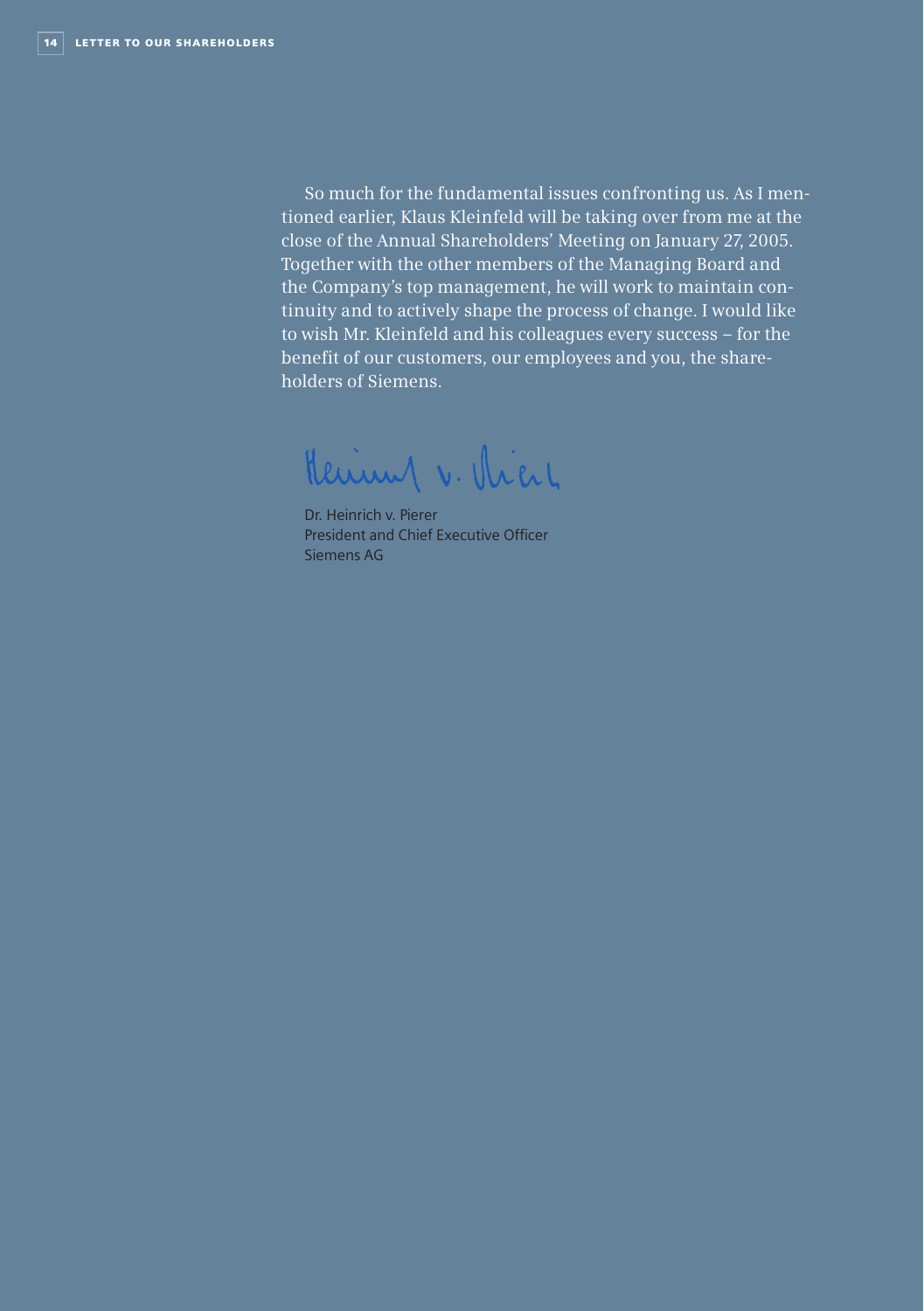So much for the fundamental issues confronting us. As I mentioned earlier, Klaus Kleinfeld will be taking over from me at the close of the Annual Shareholders' Meeting on January 27, 2005. Together with the other members of the Managing Board and the Company's top management, he will work to maintain continuity and to actively shape the process of change. I would like to wish Mr. Kleinfeld and his colleagues every success – for the benefit of our customers, our employees and you, the shareholders of Siemens.

Dr. Heinrich v. Pierer
President and Chief Executive Officer
Siemens AG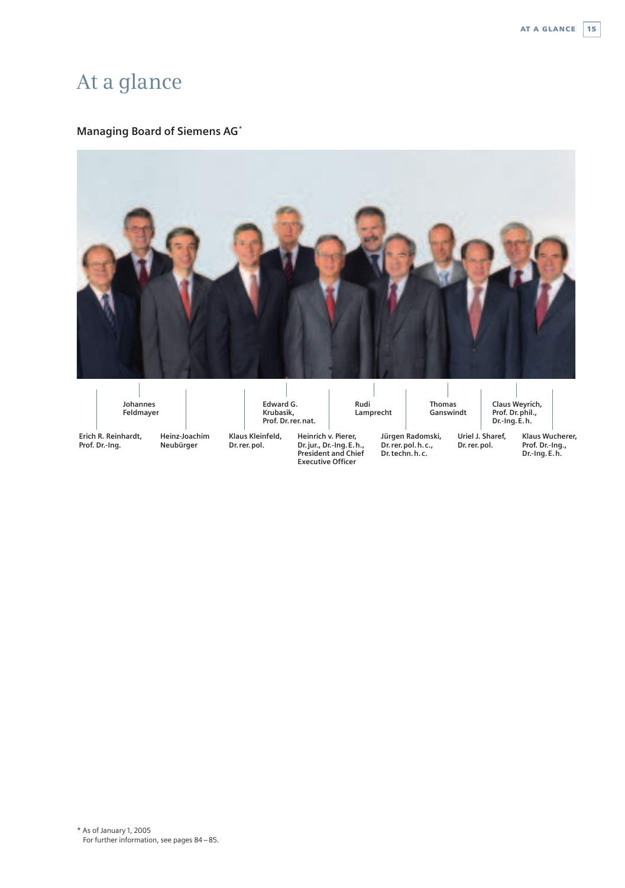# At a glance

## Managing Board of Siemens AG*

Johannes Feldmayer

Edward G. Krubasik, Prof. Dr. rer. nat.

Rudi Lamprecht

Thomas Ganswindt

Claus Weyrich, Prof. Dr. phil., Dr.-Ing. E. h.

Erich R. Reinhardt, Prof. Dr.-Ing.

Heinz-Joachim Neubürger

Klaus Kleinfeld, Dr. rer. pol.

Heinrich v. Pierer, Dr. jur., Dr.-Ing. E. h., President and Chief Executive Officer

Jürgen Radomski, Dr. rer. pol. h. c., Dr. techn. h. c.

Uriel J. Sharef, Dr. rer. pol.

Klaus Wucherer, Prof. Dr.-Ing., Dr.-Ing. E. h.

\* As of January 1, 2005
For further information, see pages 84 – 85.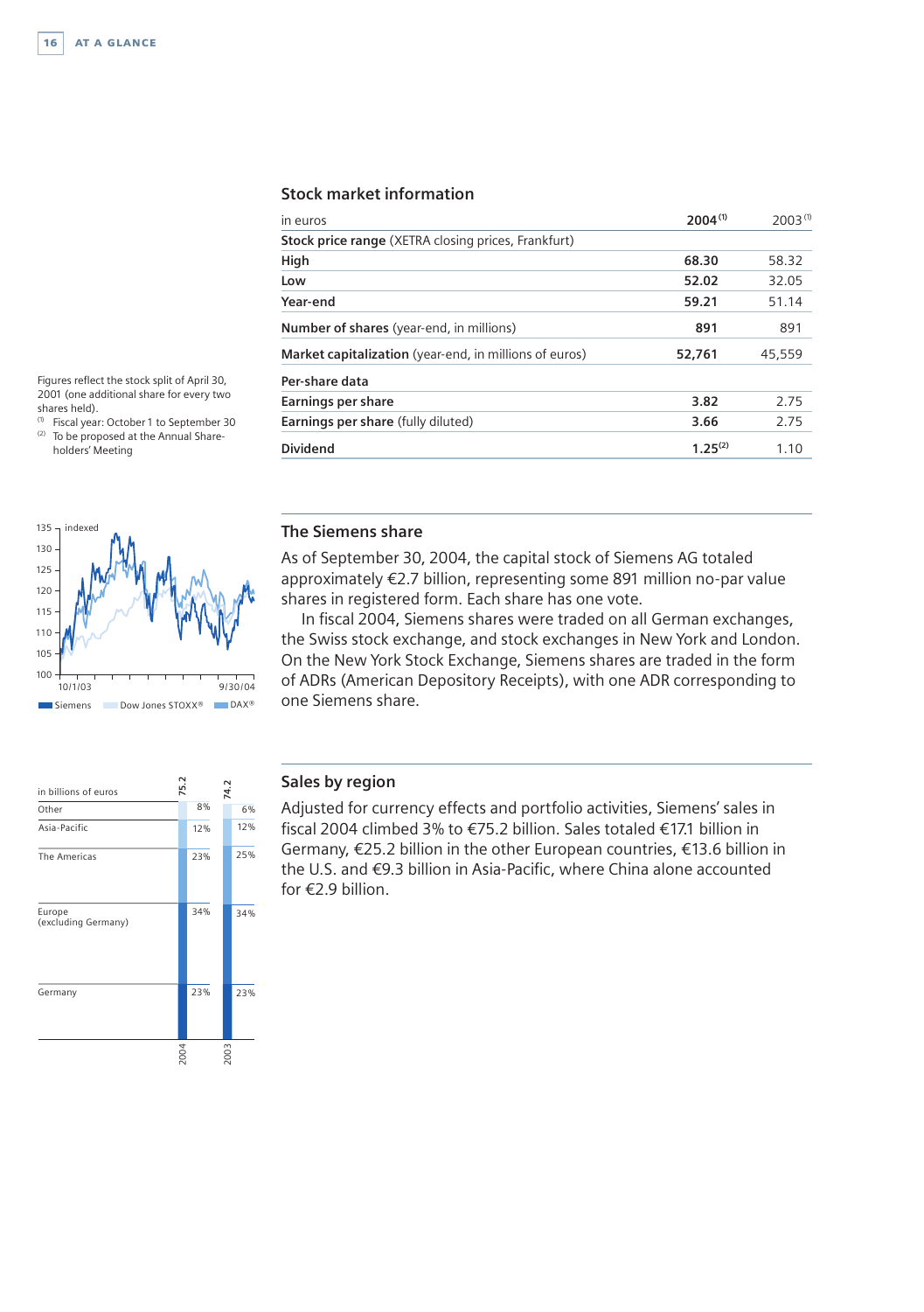## Stock market information

| in euros | 2004 [1] | 2003 [1] |
|---|---|---|
| **Stock price range** (XETRA closing prices, Frankfurt) | | |
| **High** | **68.30** | 58.32 |
| **Low** | **52.02** | 32.05 |
| **Year-end** | **59.21** | 51.14 |
| **Number of shares** (year-end, in millions) | **891** | 891 |
| **Market capitalization** (year-end, in millions of euros) | **52,761** | 45,559 |
| **Per-share data** | | |
| **Earnings per share** | **3.82** | 2.75 |
| **Earnings per share** (fully diluted) | **3.66** | 2.75 |
| **Dividend** | **1.25** [2] | 1.10 |

Figures reflect the stock split of April 30, 2001 (one additional share for every two shares held).
[1] Fiscal year: October 1 to September 30
[2] To be proposed at the Annual Shareholders' Meeting

135 indexed
130
125
120
115
110
105
100
10/1/03 9/30/04
Siemens Dow Jones STOXX® DAX®

## The Siemens share

As of September 30, 2004, the capital stock of Siemens AG totaled approximately €2.7 billion, representing some 891 million no-par value shares in registered form. Each share has one vote.

In fiscal 2004, Siemens shares were traded on all German exchanges, the Swiss stock exchange, and stock exchanges in New York and London. On the New York Stock Exchange, Siemens shares are traded in the form of ADRs (American Depository Receipts), with one ADR corresponding to one Siemens share.

| in billions of euros | 2004 (75.2) | 2003 (74.2) |
|---|---|---|
| Other | 8% | 6% |
| Asia-Pacific | 12% | 12% |
| The Americas | 23% | 25% |
| Europe (excluding Germany) | 34% | 34% |
| Germany | 23% | 23% |

## Sales by region

Adjusted for currency effects and portfolio activities, Siemens' sales in fiscal 2004 climbed 3% to €75.2 billion. Sales totaled €17.1 billion in Germany, €25.2 billion in the other European countries, €13.6 billion in the U.S. and €9.3 billion in Asia-Pacific, where China alone accounted for €2.9 billion.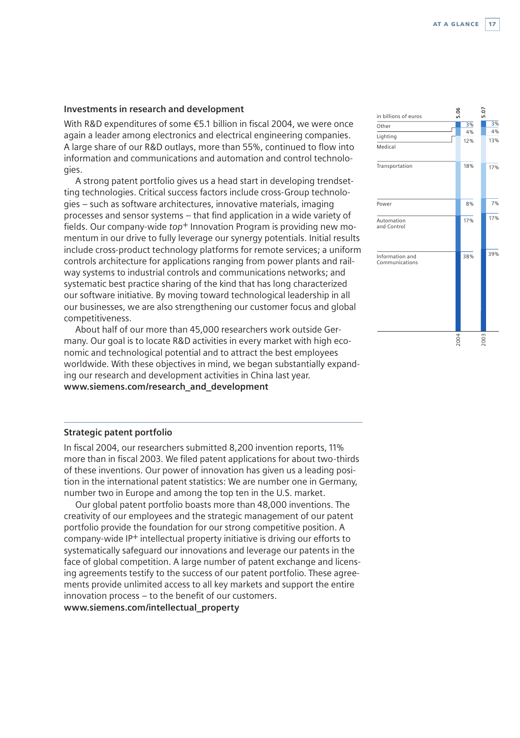## Investments in research and development

With R&D expenditures of some €5.1 billion in fiscal 2004, we were once again a leader among electronics and electrical engineering companies. A large share of our R&D outlays, more than 55%, continued to flow into information and communications and automation and control technologies.

A strong patent portfolio gives us a head start in developing trendsetting technologies. Critical success factors include cross-Group technologies – such as software architectures, innovative materials, imaging processes and sensor systems – that find application in a wide variety of fields. Our company-wide *top*+ Innovation Program is providing new momentum in our drive to fully leverage our synergy potentials. Initial results include cross-product technology platforms for remote services; a uniform controls architecture for applications ranging from power plants and railway systems to industrial controls and communications networks; and systematic best practice sharing of the kind that has long characterized our software initiative. By moving toward technological leadership in all our businesses, we are also strengthening our customer focus and global competitiveness.

About half of our more than 45,000 researchers work outside Germany. Our goal is to locate R&D activities in every market with high economic and technological potential and to attract the best employees worldwide. With these objectives in mind, we began substantially expanding our research and development activities in China last year.

**www.siemens.com/research_and_development**

| in billions of euros | 2004 | 2003 |
|---|---|---|
| Total | 5.06 | 5.07 |
| Other | 3% | 3% |
| Lighting | 4% | 4% |
| Medical | 12% | 13% |
| Transportation | 18% | 17% |
| Power | 8% | 7% |
| Automation and Control | 17% | 17% |
| Information and Communications | 38% | 39% |

## Strategic patent portfolio

In fiscal 2004, our researchers submitted 8,200 invention reports, 11% more than in fiscal 2003. We filed patent applications for about two-thirds of these inventions. Our power of innovation has given us a leading position in the international patent statistics: We are number one in Germany, number two in Europe and among the top ten in the U.S. market.

Our global patent portfolio boasts more than 48,000 inventions. The creativity of our employees and the strategic management of our patent portfolio provide the foundation for our strong competitive position. A company-wide IP+ intellectual property initiative is driving our efforts to systematically safeguard our innovations and leverage our patents in the face of global competition. A large number of patent exchange and licensing agreements testify to the success of our patent portfolio. These agreements provide unlimited access to all key markets and support the entire innovation process – to the benefit of our customers.

**www.siemens.com/intellectual_property**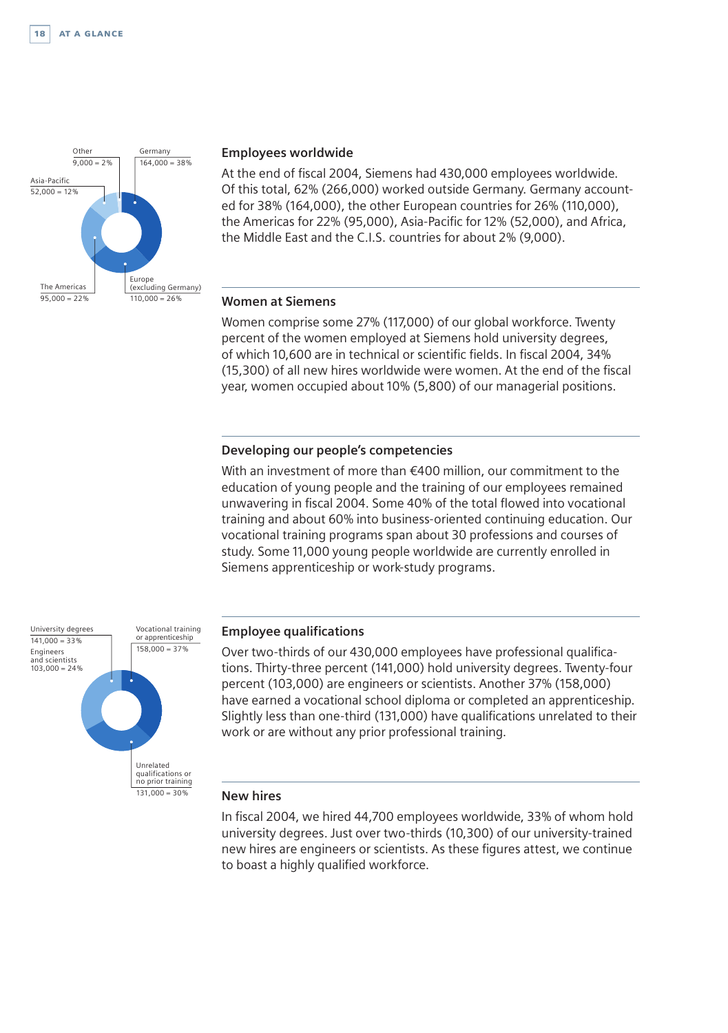Other
9,000 = 2%

Germany
164,000 = 38%

Asia-Pacific
52,000 = 12%

The Americas
95,000 = 22%

Europe
(excluding Germany)
110,000 = 26%

## Employees worldwide

At the end of fiscal 2004, Siemens had 430,000 employees worldwide. Of this total, 62% (266,000) worked outside Germany. Germany accounted for 38% (164,000), the other European countries for 26% (110,000), the Americas for 22% (95,000), Asia-Pacific for 12% (52,000), and Africa, the Middle East and the C.I.S. countries for about 2% (9,000).

## Women at Siemens

Women comprise some 27% (117,000) of our global workforce. Twenty percent of the women employed at Siemens hold university degrees, of which 10,600 are in technical or scientific fields. In fiscal 2004, 34% (15,300) of all new hires worldwide were women. At the end of the fiscal year, women occupied about 10% (5,800) of our managerial positions.

## Developing our people's competencies

With an investment of more than €400 million, our commitment to the education of young people and the training of our employees remained unwavering in fiscal 2004. Some 40% of the total flowed into vocational training and about 60% into business-oriented continuing education. Our vocational training programs span about 30 professions and courses of study. Some 11,000 young people worldwide are currently enrolled in Siemens apprenticeship or work-study programs.

University degrees
141,000 = 33%
Engineers and scientists
103,000 = 24%

Vocational training or apprenticeship
158,000 = 37%

Unrelated qualifications or no prior training
131,000 = 30%

## Employee qualifications

Over two-thirds of our 430,000 employees have professional qualifications. Thirty-three percent (141,000) hold university degrees. Twenty-four percent (103,000) are engineers or scientists. Another 37% (158,000) have earned a vocational school diploma or completed an apprenticeship. Slightly less than one-third (131,000) have qualifications unrelated to their work or are without any prior professional training.

## New hires

In fiscal 2004, we hired 44,700 employees worldwide, 33% of whom hold university degrees. Just over two-thirds (10,300) of our university-trained new hires are engineers or scientists. As these figures attest, we continue to boast a highly qualified workforce.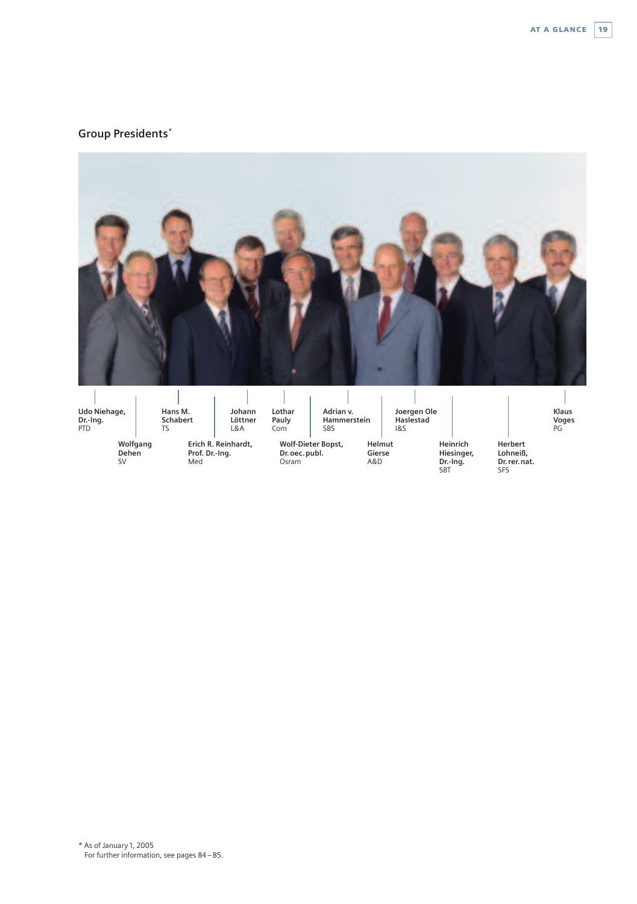## Group Presidents*

Udo Niehage, Dr.-Ing.
PTD

Wolfgang Dehen
SV

Hans M. Schabert
TS

Erich R. Reinhardt, Prof. Dr.-Ing.
Med

Johann Löttner
L&A

Lothar Pauly
Com

Wolf-Dieter Bopst, Dr. oec. publ.
Osram

Adrian v. Hammerstein
SBS

Helmut Gierse
A&D

Joergen Ole Haslestad
I&S

Heinrich Hiesinger, Dr.-Ing.
SBT

Herbert Lohneiß, Dr. rer. nat.
SFS

Klaus Voges
PG

\* As of January 1, 2005
For further information, see pages 84 – 85.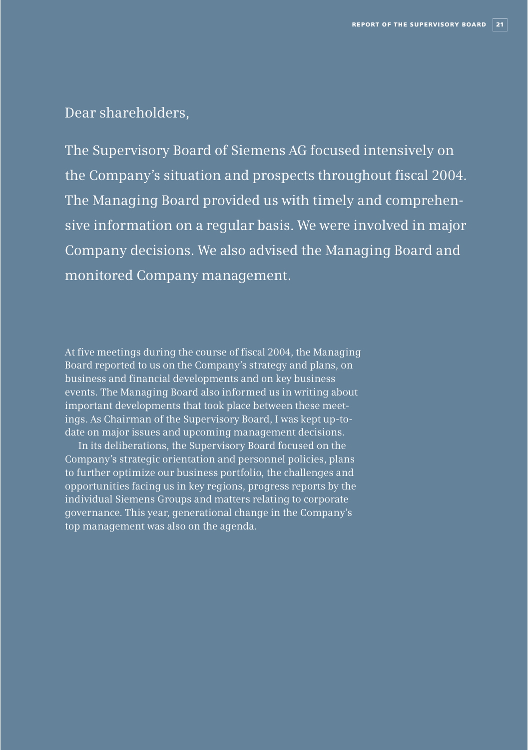Dear shareholders,

The Supervisory Board of Siemens AG focused intensively on the Company's situation and prospects throughout fiscal 2004. The Managing Board provided us with timely and comprehensive information on a regular basis. We were involved in major Company decisions. We also advised the Managing Board and monitored Company management.

At five meetings during the course of fiscal 2004, the Managing Board reported to us on the Company's strategy and plans, on business and financial developments and on key business events. The Managing Board also informed us in writing about important developments that took place between these meetings. As Chairman of the Supervisory Board, I was kept up-to-date on major issues and upcoming management decisions.

In its deliberations, the Supervisory Board focused on the Company's strategic orientation and personnel policies, plans to further optimize our business portfolio, the challenges and opportunities facing us in key regions, progress reports by the individual Siemens Groups and matters relating to corporate governance. This year, generational change in the Company's top management was also on the agenda.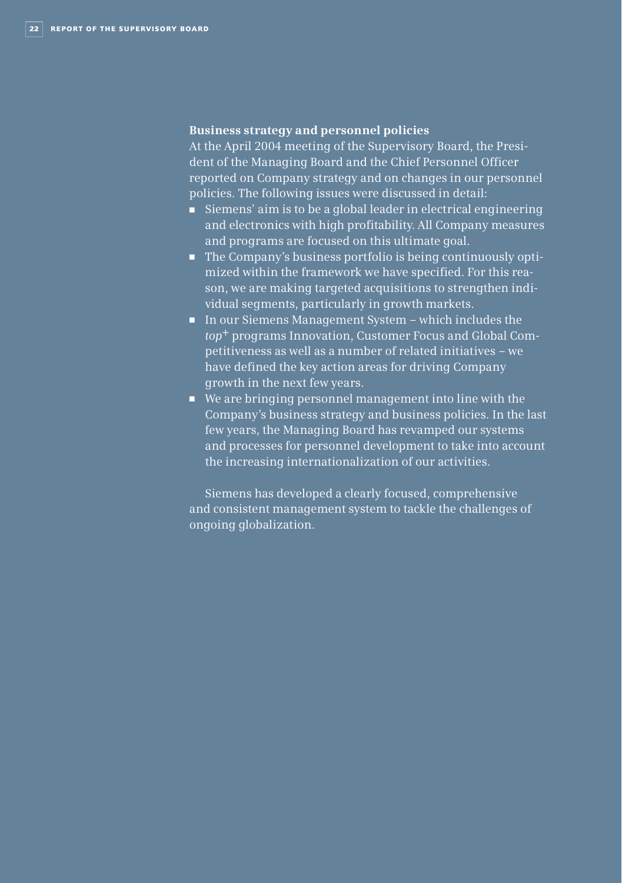### Business strategy and personnel policies

At the April 2004 meeting of the Supervisory Board, the President of the Managing Board and the Chief Personnel Officer reported on Company strategy and on changes in our personnel policies. The following issues were discussed in detail:

- Siemens' aim is to be a global leader in electrical engineering and electronics with high profitability. All Company measures and programs are focused on this ultimate goal.
- The Company's business portfolio is being continuously optimized within the framework we have specified. For this reason, we are making targeted acquisitions to strengthen individual segments, particularly in growth markets.
- In our Siemens Management System – which includes the *top*+ programs Innovation, Customer Focus and Global Competitiveness as well as a number of related initiatives – we have defined the key action areas for driving Company growth in the next few years.
- We are bringing personnel management into line with the Company's business strategy and business policies. In the last few years, the Managing Board has revamped our systems and processes for personnel development to take into account the increasing internationalization of our activities.

Siemens has developed a clearly focused, comprehensive and consistent management system to tackle the challenges of ongoing globalization.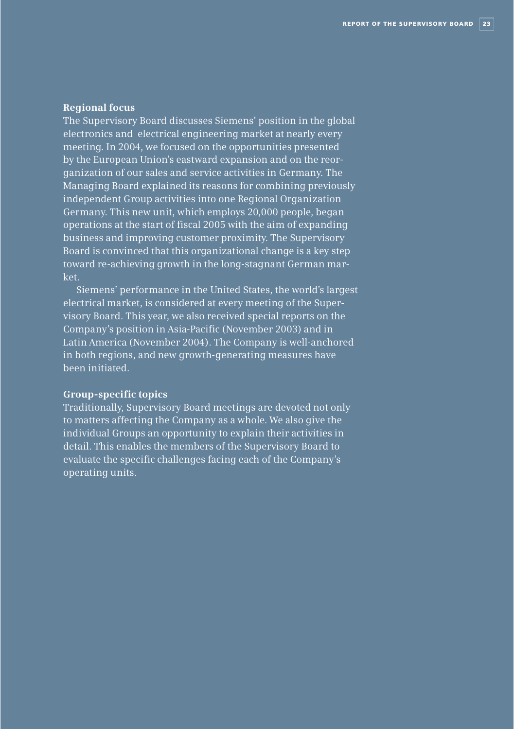### Regional focus

The Supervisory Board discusses Siemens' position in the global electronics and electrical engineering market at nearly every meeting. In 2004, we focused on the opportunities presented by the European Union's eastward expansion and on the reorganization of our sales and service activities in Germany. The Managing Board explained its reasons for combining previously independent Group activities into one Regional Organization Germany. This new unit, which employs 20,000 people, began operations at the start of fiscal 2005 with the aim of expanding business and improving customer proximity. The Supervisory Board is convinced that this organizational change is a key step toward re-achieving growth in the long-stagnant German market.

Siemens' performance in the United States, the world's largest electrical market, is considered at every meeting of the Supervisory Board. This year, we also received special reports on the Company's position in Asia-Pacific (November 2003) and in Latin America (November 2004). The Company is well-anchored in both regions, and new growth-generating measures have been initiated.

### Group-specific topics

Traditionally, Supervisory Board meetings are devoted not only to matters affecting the Company as a whole. We also give the individual Groups an opportunity to explain their activities in detail. This enables the members of the Supervisory Board to evaluate the specific challenges facing each of the Company's operating units.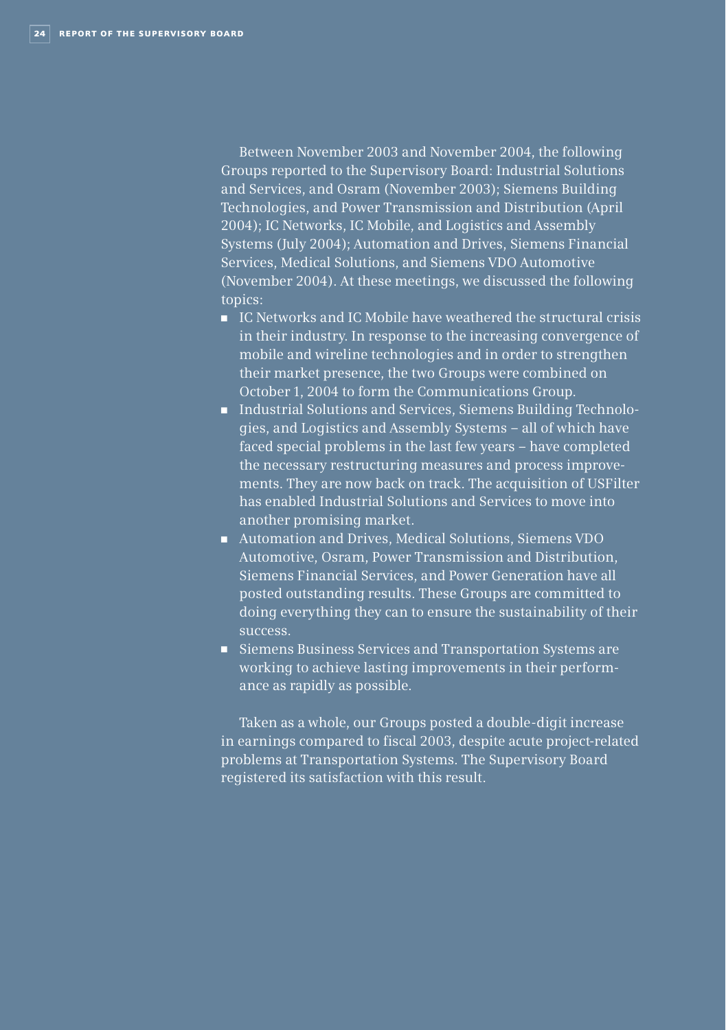Between November 2003 and November 2004, the following Groups reported to the Supervisory Board: Industrial Solutions and Services, and Osram (November 2003); Siemens Building Technologies, and Power Transmission and Distribution (April 2004); IC Networks, IC Mobile, and Logistics and Assembly Systems (July 2004); Automation and Drives, Siemens Financial Services, Medical Solutions, and Siemens VDO Automotive (November 2004). At these meetings, we discussed the following topics:

- IC Networks and IC Mobile have weathered the structural crisis in their industry. In response to the increasing convergence of mobile and wireline technologies and in order to strengthen their market presence, the two Groups were combined on October 1, 2004 to form the Communications Group.
- Industrial Solutions and Services, Siemens Building Technologies, and Logistics and Assembly Systems – all of which have faced special problems in the last few years – have completed the necessary restructuring measures and process improvements. They are now back on track. The acquisition of USFilter has enabled Industrial Solutions and Services to move into another promising market.
- Automation and Drives, Medical Solutions, Siemens VDO Automotive, Osram, Power Transmission and Distribution, Siemens Financial Services, and Power Generation have all posted outstanding results. These Groups are committed to doing everything they can to ensure the sustainability of their success.
- Siemens Business Services and Transportation Systems are working to achieve lasting improvements in their performance as rapidly as possible.

Taken as a whole, our Groups posted a double-digit increase in earnings compared to fiscal 2003, despite acute project-related problems at Transportation Systems. The Supervisory Board registered its satisfaction with this result.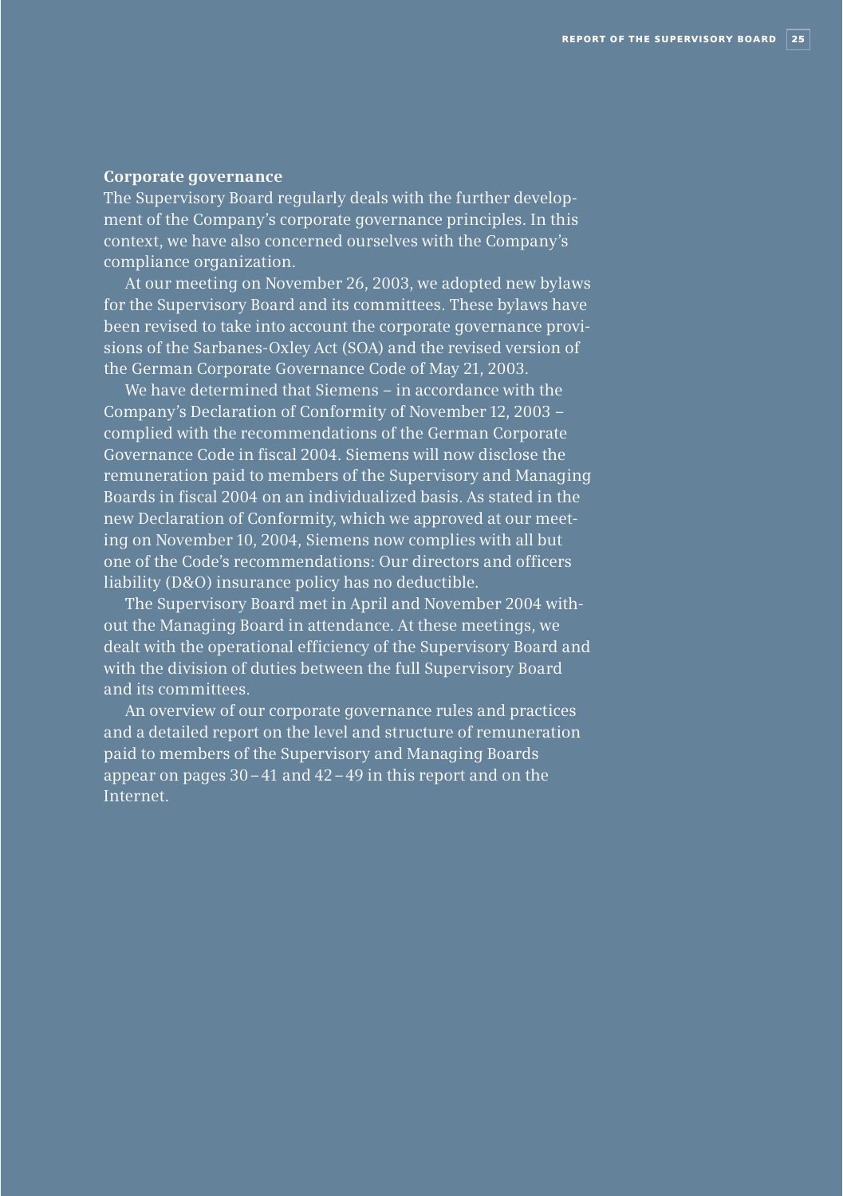**Corporate governance**

The Supervisory Board regularly deals with the further development of the Company's corporate governance principles. In this context, we have also concerned ourselves with the Company's compliance organization.

At our meeting on November 26, 2003, we adopted new bylaws for the Supervisory Board and its committees. These bylaws have been revised to take into account the corporate governance provisions of the Sarbanes-Oxley Act (SOA) and the revised version of the German Corporate Governance Code of May 21, 2003.

We have determined that Siemens – in accordance with the Company's Declaration of Conformity of November 12, 2003 – complied with the recommendations of the German Corporate Governance Code in fiscal 2004. Siemens will now disclose the remuneration paid to members of the Supervisory and Managing Boards in fiscal 2004 on an individualized basis. As stated in the new Declaration of Conformity, which we approved at our meeting on November 10, 2004, Siemens now complies with all but one of the Code's recommendations: Our directors and officers liability (D&O) insurance policy has no deductible.

The Supervisory Board met in April and November 2004 without the Managing Board in attendance. At these meetings, we dealt with the operational efficiency of the Supervisory Board and with the division of duties between the full Supervisory Board and its committees.

An overview of our corporate governance rules and practices and a detailed report on the level and structure of remuneration paid to members of the Supervisory and Managing Boards appear on pages 30 – 41 and 42 – 49 in this report and on the Internet.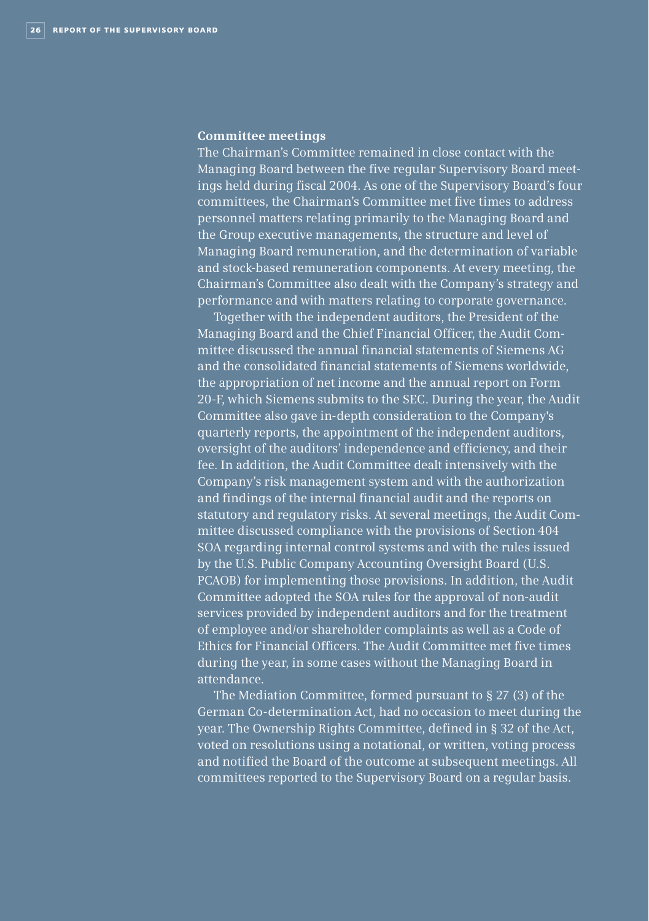### Committee meetings

The Chairman's Committee remained in close contact with the Managing Board between the five regular Supervisory Board meetings held during fiscal 2004. As one of the Supervisory Board's four committees, the Chairman's Committee met five times to address personnel matters relating primarily to the Managing Board and the Group executive managements, the structure and level of Managing Board remuneration, and the determination of variable and stock-based remuneration components. At every meeting, the Chairman's Committee also dealt with the Company's strategy and performance and with matters relating to corporate governance.

Together with the independent auditors, the President of the Managing Board and the Chief Financial Officer, the Audit Committee discussed the annual financial statements of Siemens AG and the consolidated financial statements of Siemens worldwide, the appropriation of net income and the annual report on Form 20-F, which Siemens submits to the SEC. During the year, the Audit Committee also gave in-depth consideration to the Company's quarterly reports, the appointment of the independent auditors, oversight of the auditors' independence and efficiency, and their fee. In addition, the Audit Committee dealt intensively with the Company's risk management system and with the authorization and findings of the internal financial audit and the reports on statutory and regulatory risks. At several meetings, the Audit Committee discussed compliance with the provisions of Section 404 SOA regarding internal control systems and with the rules issued by the U.S. Public Company Accounting Oversight Board (U.S. PCAOB) for implementing those provisions. In addition, the Audit Committee adopted the SOA rules for the approval of non-audit services provided by independent auditors and for the treatment of employee and/or shareholder complaints as well as a Code of Ethics for Financial Officers. The Audit Committee met five times during the year, in some cases without the Managing Board in attendance.

The Mediation Committee, formed pursuant to § 27 (3) of the German Co-determination Act, had no occasion to meet during the year. The Ownership Rights Committee, defined in § 32 of the Act, voted on resolutions using a notational, or written, voting process and notified the Board of the outcome at subsequent meetings. All committees reported to the Supervisory Board on a regular basis.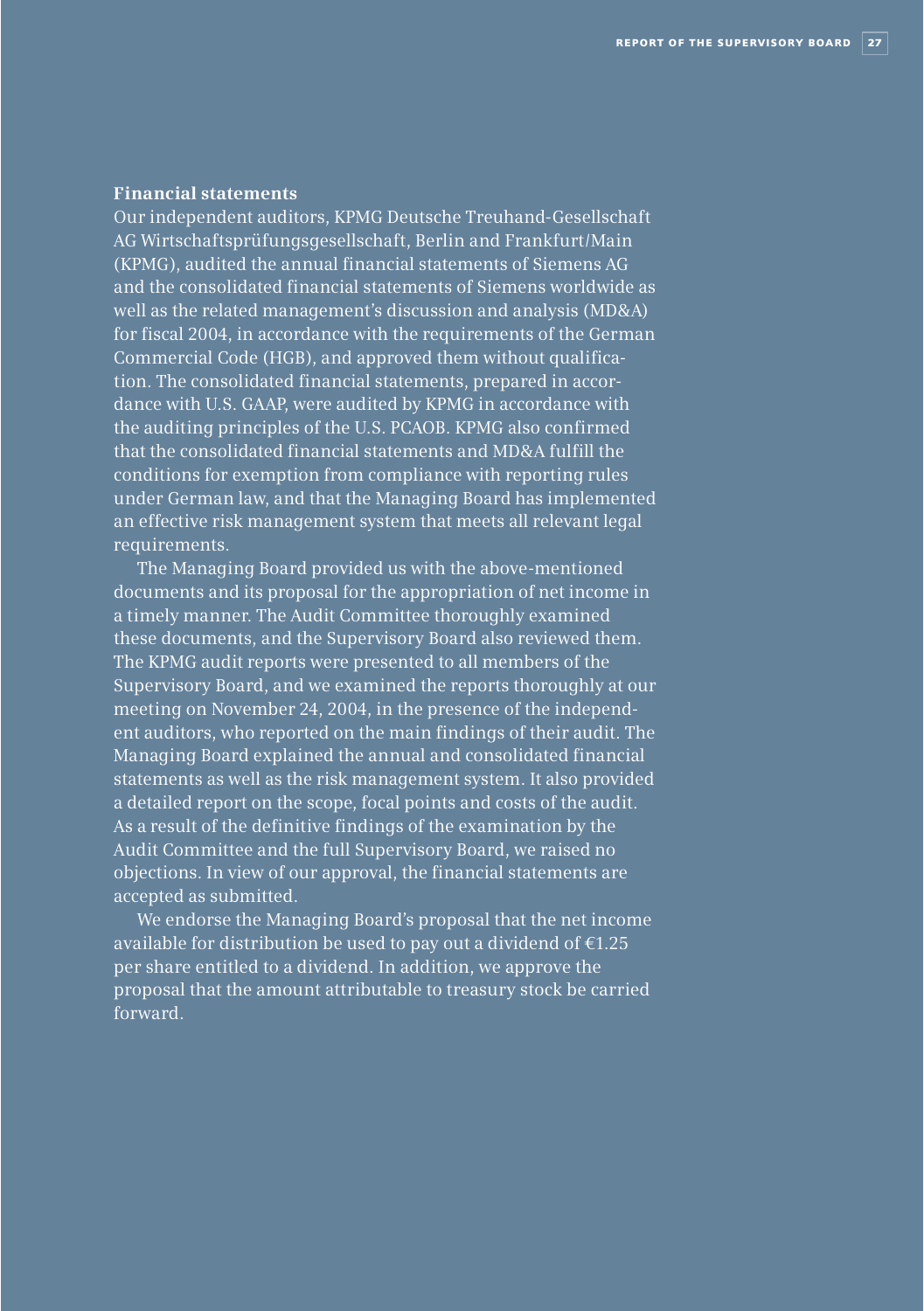### Financial statements

Our independent auditors, KPMG Deutsche Treuhand-Gesellschaft AG Wirtschaftsprüfungsgesellschaft, Berlin and Frankfurt/Main (KPMG), audited the annual financial statements of Siemens AG and the consolidated financial statements of Siemens worldwide as well as the related management's discussion and analysis (MD&A) for fiscal 2004, in accordance with the requirements of the German Commercial Code (HGB), and approved them without qualification. The consolidated financial statements, prepared in accordance with U.S. GAAP, were audited by KPMG in accordance with the auditing principles of the U.S. PCAOB. KPMG also confirmed that the consolidated financial statements and MD&A fulfill the conditions for exemption from compliance with reporting rules under German law, and that the Managing Board has implemented an effective risk management system that meets all relevant legal requirements.

The Managing Board provided us with the above-mentioned documents and its proposal for the appropriation of net income in a timely manner. The Audit Committee thoroughly examined these documents, and the Supervisory Board also reviewed them. The KPMG audit reports were presented to all members of the Supervisory Board, and we examined the reports thoroughly at our meeting on November 24, 2004, in the presence of the independent auditors, who reported on the main findings of their audit. The Managing Board explained the annual and consolidated financial statements as well as the risk management system. It also provided a detailed report on the scope, focal points and costs of the audit. As a result of the definitive findings of the examination by the Audit Committee and the full Supervisory Board, we raised no objections. In view of our approval, the financial statements are accepted as submitted.

We endorse the Managing Board's proposal that the net income available for distribution be used to pay out a dividend of €1.25 per share entitled to a dividend. In addition, we approve the proposal that the amount attributable to treasury stock be carried forward.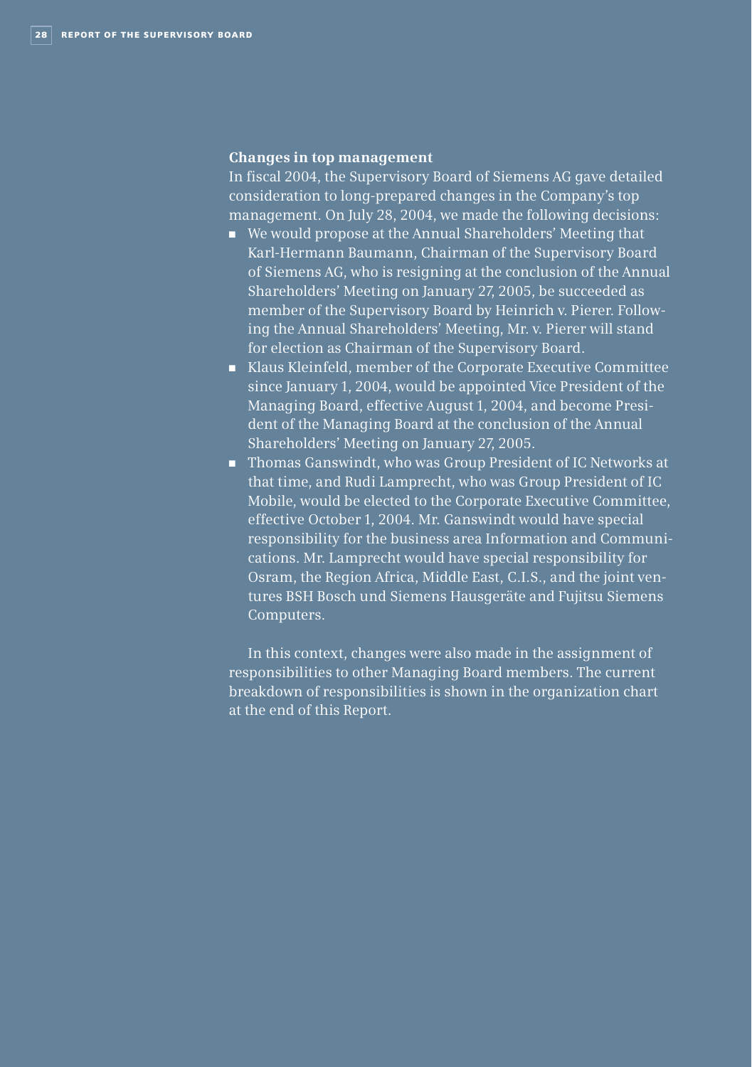## Changes in top management

In fiscal 2004, the Supervisory Board of Siemens AG gave detailed consideration to long-prepared changes in the Company's top management. On July 28, 2004, we made the following decisions:

- We would propose at the Annual Shareholders' Meeting that Karl-Hermann Baumann, Chairman of the Supervisory Board of Siemens AG, who is resigning at the conclusion of the Annual Shareholders' Meeting on January 27, 2005, be succeeded as member of the Supervisory Board by Heinrich v. Pierer. Following the Annual Shareholders' Meeting, Mr. v. Pierer will stand for election as Chairman of the Supervisory Board.
- Klaus Kleinfeld, member of the Corporate Executive Committee since January 1, 2004, would be appointed Vice President of the Managing Board, effective August 1, 2004, and become President of the Managing Board at the conclusion of the Annual Shareholders' Meeting on January 27, 2005.
- Thomas Ganswindt, who was Group President of IC Networks at that time, and Rudi Lamprecht, who was Group President of IC Mobile, would be elected to the Corporate Executive Committee, effective October 1, 2004. Mr. Ganswindt would have special responsibility for the business area Information and Communications. Mr. Lamprecht would have special responsibility for Osram, the Region Africa, Middle East, C.I.S., and the joint ventures BSH Bosch und Siemens Hausgeräte and Fujitsu Siemens Computers.

In this context, changes were also made in the assignment of responsibilities to other Managing Board members. The current breakdown of responsibilities is shown in the organization chart at the end of this Report.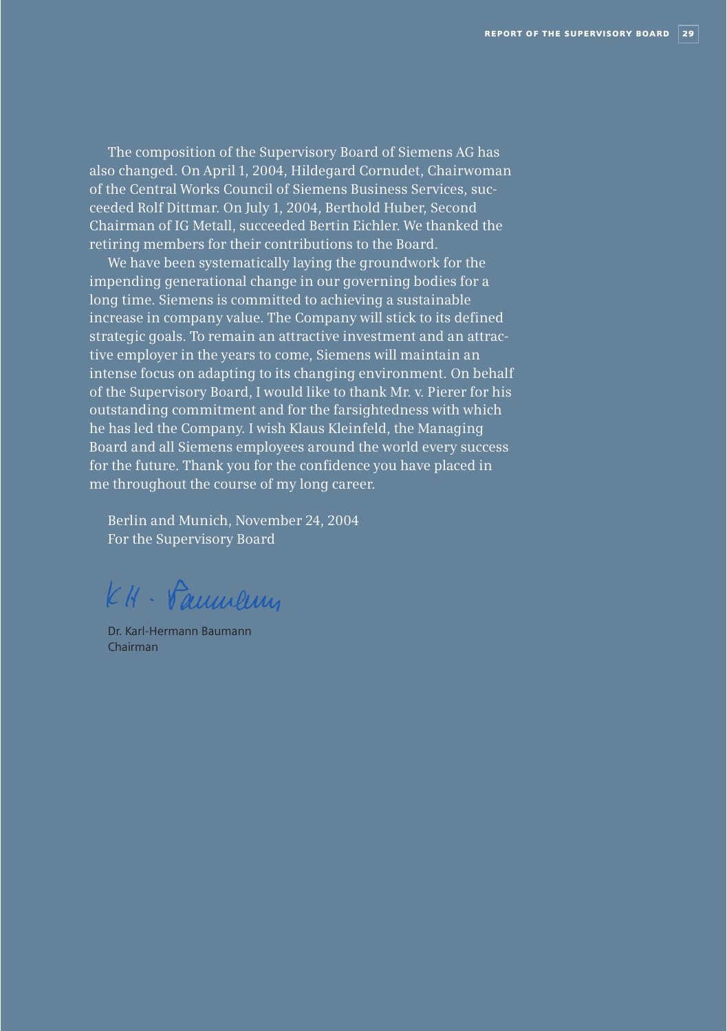The composition of the Supervisory Board of Siemens AG has also changed. On April 1, 2004, Hildegard Cornudet, Chairwoman of the Central Works Council of Siemens Business Services, succeeded Rolf Dittmar. On July 1, 2004, Berthold Huber, Second Chairman of IG Metall, succeeded Bertin Eichler. We thanked the retiring members for their contributions to the Board.

We have been systematically laying the groundwork for the impending generational change in our governing bodies for a long time. Siemens is committed to achieving a sustainable increase in company value. The Company will stick to its defined strategic goals. To remain an attractive investment and an attractive employer in the years to come, Siemens will maintain an intense focus on adapting to its changing environment. On behalf of the Supervisory Board, I would like to thank Mr. v. Pierer for his outstanding commitment and for the farsightedness with which he has led the Company. I wish Klaus Kleinfeld, the Managing Board and all Siemens employees around the world every success for the future. Thank you for the confidence you have placed in me throughout the course of my long career.

Berlin and Munich, November 24, 2004
For the Supervisory Board

Dr. Karl-Hermann Baumann
Chairman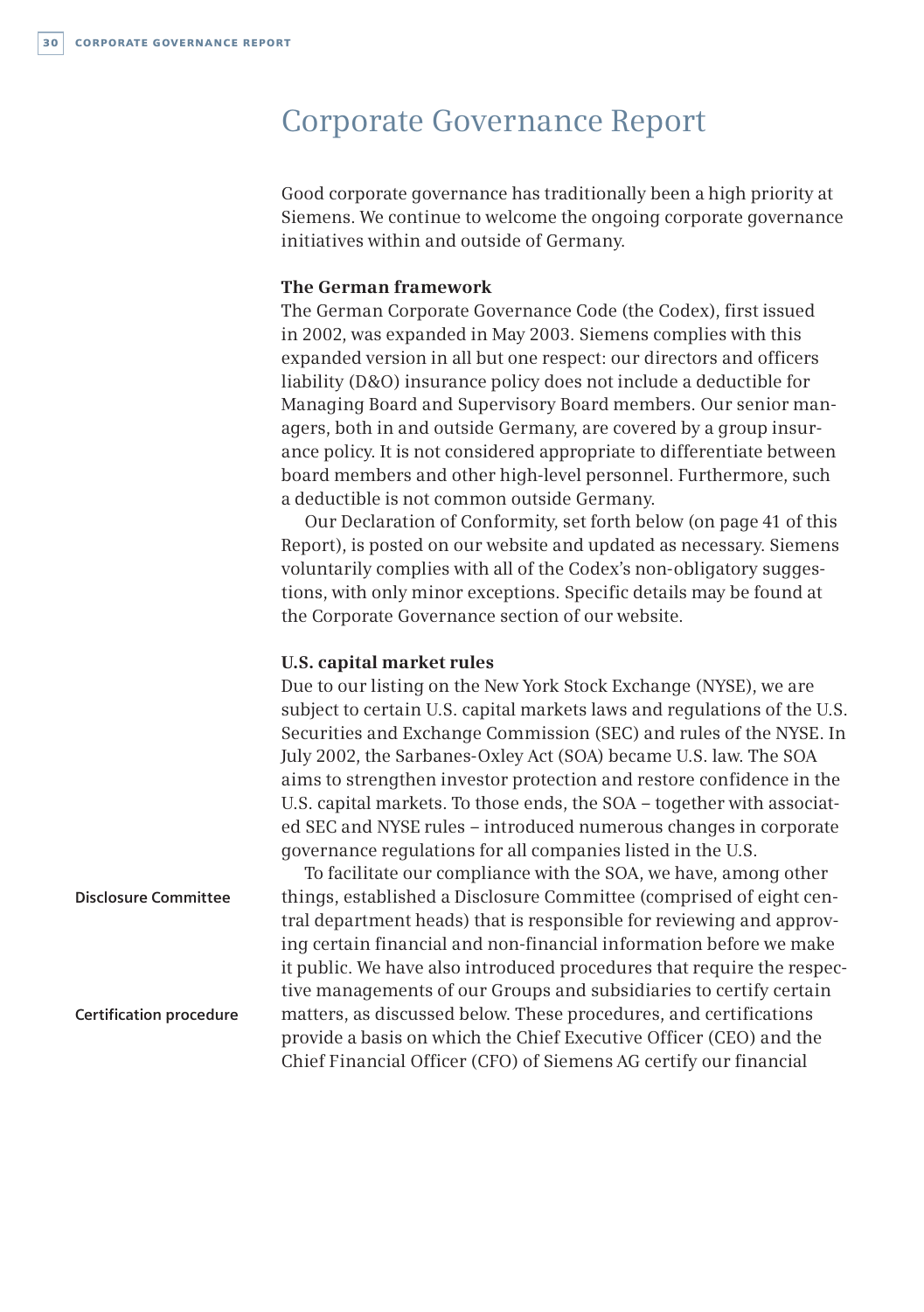# Corporate Governance Report

Good corporate governance has traditionally been a high priority at Siemens. We continue to welcome the ongoing corporate governance initiatives within and outside of Germany.

**The German framework**

The German Corporate Governance Code (the Codex), first issued in 2002, was expanded in May 2003. Siemens complies with this expanded version in all but one respect: our directors and officers liability (D&O) insurance policy does not include a deductible for Managing Board and Supervisory Board members. Our senior managers, both in and outside Germany, are covered by a group insurance policy. It is not considered appropriate to differentiate between board members and other high-level personnel. Furthermore, such a deductible is not common outside Germany.

Our Declaration of Conformity, set forth below (on page 41 of this Report), is posted on our website and updated as necessary. Siemens voluntarily complies with all of the Codex's non-obligatory suggestions, with only minor exceptions. Specific details may be found at the Corporate Governance section of our website.

**U.S. capital market rules**

Due to our listing on the New York Stock Exchange (NYSE), we are subject to certain U.S. capital markets laws and regulations of the U.S. Securities and Exchange Commission (SEC) and rules of the NYSE. In July 2002, the Sarbanes-Oxley Act (SOA) became U.S. law. The SOA aims to strengthen investor protection and restore confidence in the U.S. capital markets. To those ends, the SOA – together with associated SEC and NYSE rules – introduced numerous changes in corporate governance regulations for all companies listed in the U.S.

**Disclosure Committee**

To facilitate our compliance with the SOA, we have, among other things, established a Disclosure Committee (comprised of eight central department heads) that is responsible for reviewing and approving certain financial and non-financial information before we make it public. We have also introduced procedures that require the respective managements of our Groups and subsidiaries to certify certain matters, as discussed below. These procedures, and certifications provide a basis on which the Chief Executive Officer (CEO) and the Chief Financial Officer (CFO) of Siemens AG certify our financial

**Certification procedure**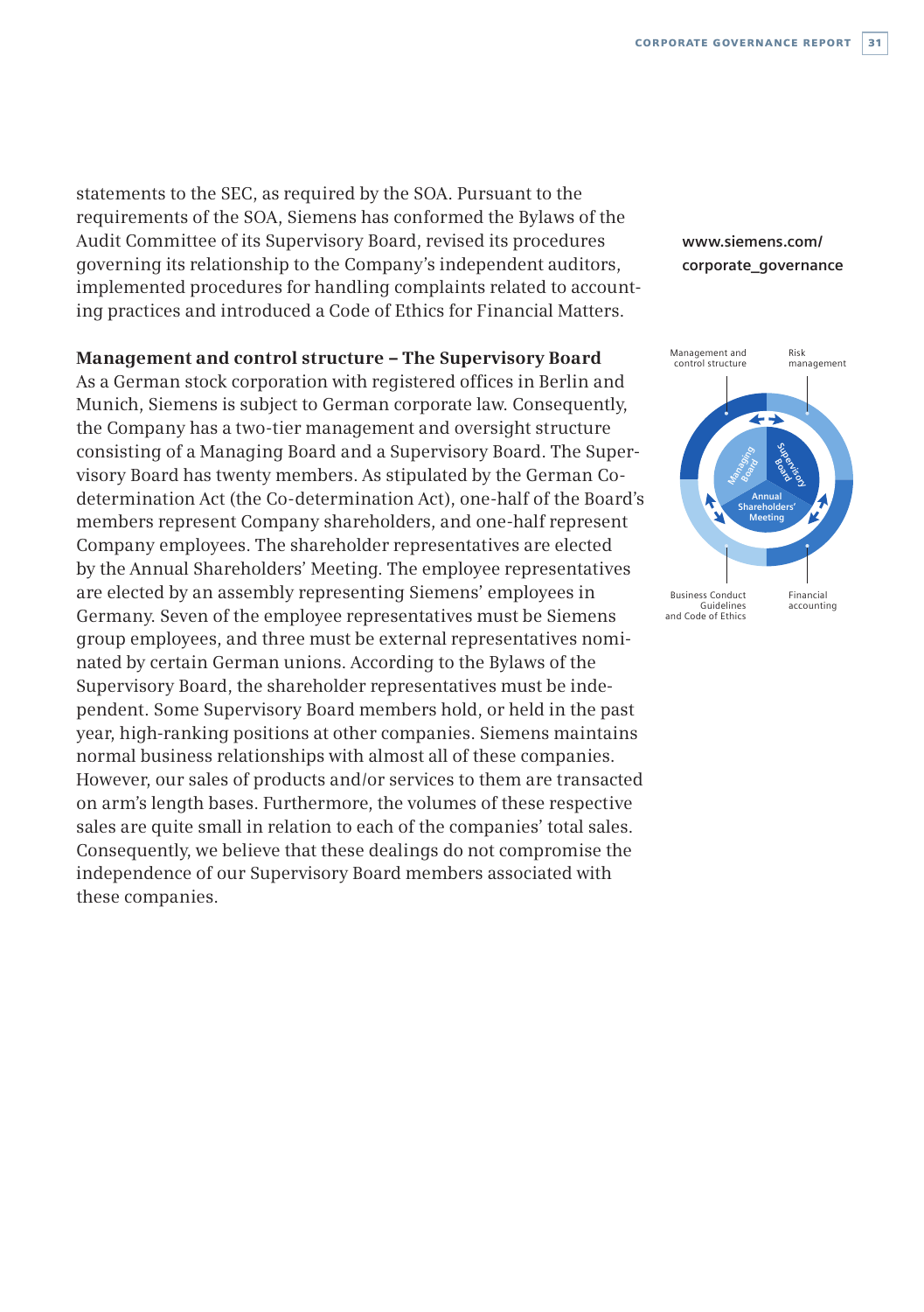statements to the SEC, as required by the SOA. Pursuant to the requirements of the SOA, Siemens has conformed the Bylaws of the Audit Committee of its Supervisory Board, revised its procedures governing its relationship to the Company's independent auditors, implemented procedures for handling complaints related to accounting practices and introduced a Code of Ethics for Financial Matters.

**www.siemens.com/corporate_governance**

**Management and control structure – The Supervisory Board**

As a German stock corporation with registered offices in Berlin and Munich, Siemens is subject to German corporate law. Consequently, the Company has a two-tier management and oversight structure consisting of a Managing Board and a Supervisory Board. The Supervisory Board has twenty members. As stipulated by the German Co-determination Act (the Co-determination Act), one-half of the Board's members represent Company shareholders, and one-half represent Company employees. The shareholder representatives are elected by the Annual Shareholders' Meeting. The employee representatives are elected by an assembly representing Siemens' employees in Germany. Seven of the employee representatives must be Siemens group employees, and three must be external representatives nominated by certain German unions. According to the Bylaws of the Supervisory Board, the shareholder representatives must be independent. Some Supervisory Board members hold, or held in the past year, high-ranking positions at other companies. Siemens maintains normal business relationships with almost all of these companies. However, our sales of products and/or services to them are transacted on arm's length bases. Furthermore, the volumes of these respective sales are quite small in relation to each of the companies' total sales. Consequently, we believe that these dealings do not compromise the independence of our Supervisory Board members associated with these companies.

Management and control structure
Risk management
Managing Board
Supervisory Board
Annual Shareholders' Meeting
Business Conduct Guidelines and Code of Ethics
Financial accounting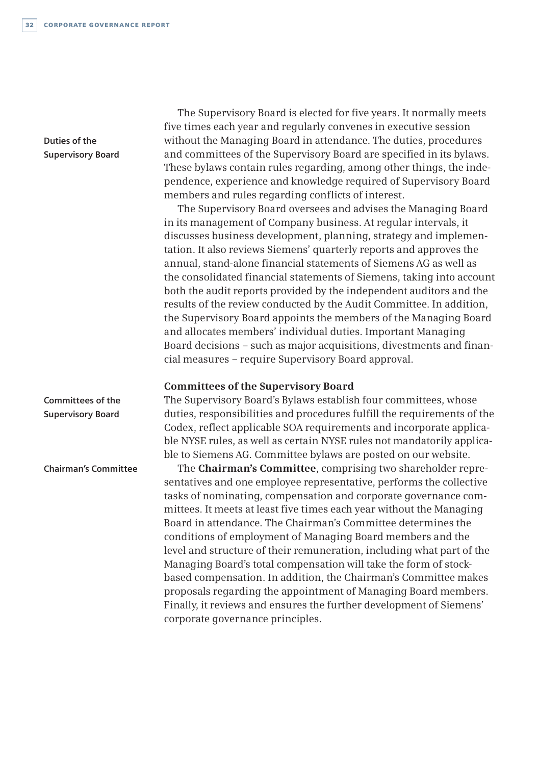**Duties of the Supervisory Board**

The Supervisory Board is elected for five years. It normally meets five times each year and regularly convenes in executive session without the Managing Board in attendance. The duties, procedures and committees of the Supervisory Board are specified in its bylaws. These bylaws contain rules regarding, among other things, the independence, experience and knowledge required of Supervisory Board members and rules regarding conflicts of interest.

The Supervisory Board oversees and advises the Managing Board in its management of Company business. At regular intervals, it discusses business development, planning, strategy and implementation. It also reviews Siemens' quarterly reports and approves the annual, stand-alone financial statements of Siemens AG as well as the consolidated financial statements of Siemens, taking into account both the audit reports provided by the independent auditors and the results of the review conducted by the Audit Committee. In addition, the Supervisory Board appoints the members of the Managing Board and allocates members' individual duties. Important Managing Board decisions – such as major acquisitions, divestments and financial measures – require Supervisory Board approval.

### Committees of the Supervisory Board

**Committees of the Supervisory Board**

The Supervisory Board's Bylaws establish four committees, whose duties, responsibilities and procedures fulfill the requirements of the Codex, reflect applicable SOA requirements and incorporate applicable NYSE rules, as well as certain NYSE rules not mandatorily applicable to Siemens AG. Committee bylaws are posted on our website.

**Chairman's Committee**

The **Chairman's Committee**, comprising two shareholder representatives and one employee representative, performs the collective tasks of nominating, compensation and corporate governance committees. It meets at least five times each year without the Managing Board in attendance. The Chairman's Committee determines the conditions of employment of Managing Board members and the level and structure of their remuneration, including what part of the Managing Board's total compensation will take the form of stock-based compensation. In addition, the Chairman's Committee makes proposals regarding the appointment of Managing Board members. Finally, it reviews and ensures the further development of Siemens' corporate governance principles.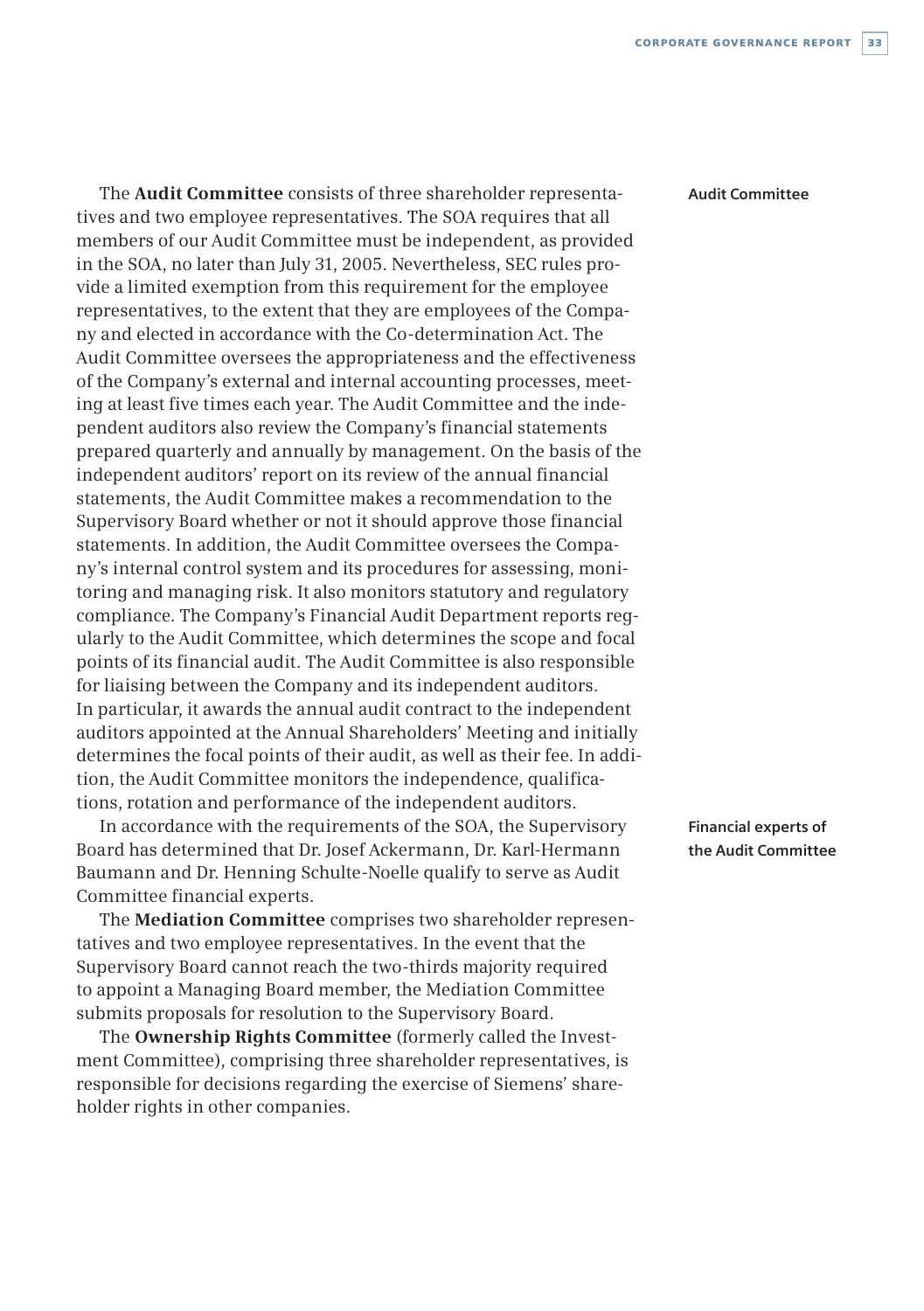**Audit Committee**

The **Audit Committee** consists of three shareholder representatives and two employee representatives. The SOA requires that all members of our Audit Committee must be independent, as provided in the SOA, no later than July 31, 2005. Nevertheless, SEC rules provide a limited exemption from this requirement for the employee representatives, to the extent that they are employees of the Company and elected in accordance with the Co-determination Act. The Audit Committee oversees the appropriateness and the effectiveness of the Company's external and internal accounting processes, meeting at least five times each year. The Audit Committee and the independent auditors also review the Company's financial statements prepared quarterly and annually by management. On the basis of the independent auditors' report on its review of the annual financial statements, the Audit Committee makes a recommendation to the Supervisory Board whether or not it should approve those financial statements. In addition, the Audit Committee oversees the Company's internal control system and its procedures for assessing, monitoring and managing risk. It also monitors statutory and regulatory compliance. The Company's Financial Audit Department reports regularly to the Audit Committee, which determines the scope and focal points of its financial audit. The Audit Committee is also responsible for liaising between the Company and its independent auditors. In particular, it awards the annual audit contract to the independent auditors appointed at the Annual Shareholders' Meeting and initially determines the focal points of their audit, as well as their fee. In addition, the Audit Committee monitors the independence, qualifications, rotation and performance of the independent auditors.

**Financial experts of the Audit Committee**

In accordance with the requirements of the SOA, the Supervisory Board has determined that Dr. Josef Ackermann, Dr. Karl-Hermann Baumann and Dr. Henning Schulte-Noelle qualify to serve as Audit Committee financial experts.

The **Mediation Committee** comprises two shareholder representatives and two employee representatives. In the event that the Supervisory Board cannot reach the two-thirds majority required to appoint a Managing Board member, the Mediation Committee submits proposals for resolution to the Supervisory Board.

The **Ownership Rights Committee** (formerly called the Investment Committee), comprising three shareholder representatives, is responsible for decisions regarding the exercise of Siemens' shareholder rights in other companies.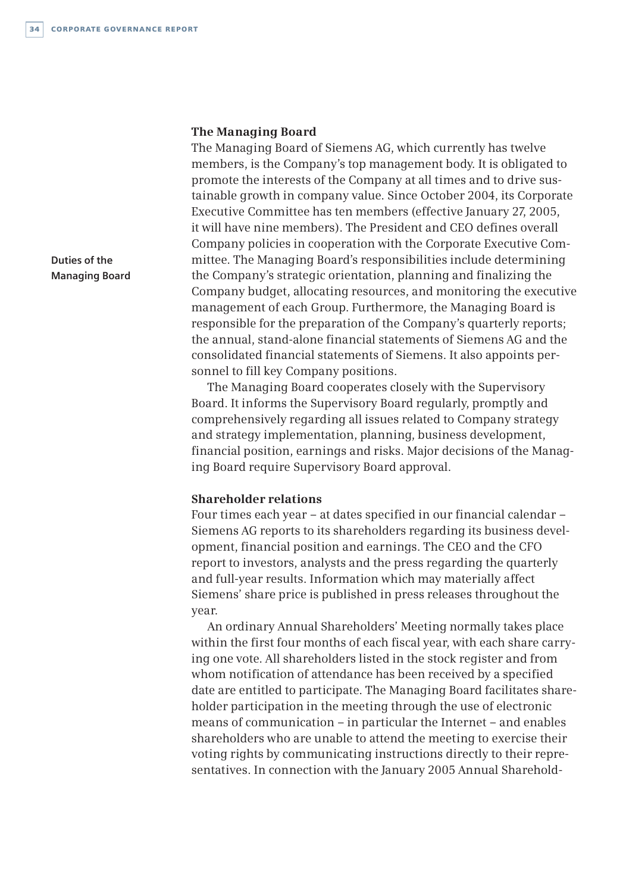### The Managing Board

The Managing Board of Siemens AG, which currently has twelve members, is the Company's top management body. It is obligated to promote the interests of the Company at all times and to drive sustainable growth in company value. Since October 2004, its Corporate Executive Committee has ten members (effective January 27, 2005, it will have nine members). The President and CEO defines overall Company policies in cooperation with the Corporate Executive Committee. The Managing Board's responsibilities include determining the Company's strategic orientation, planning and finalizing the Company budget, allocating resources, and monitoring the executive management of each Group. Furthermore, the Managing Board is responsible for the preparation of the Company's quarterly reports; the annual, stand-alone financial statements of Siemens AG and the consolidated financial statements of Siemens. It also appoints personnel to fill key Company positions.

**Duties of the Managing Board**

The Managing Board cooperates closely with the Supervisory Board. It informs the Supervisory Board regularly, promptly and comprehensively regarding all issues related to Company strategy and strategy implementation, planning, business development, financial position, earnings and risks. Major decisions of the Managing Board require Supervisory Board approval.

### Shareholder relations

Four times each year – at dates specified in our financial calendar – Siemens AG reports to its shareholders regarding its business development, financial position and earnings. The CEO and the CFO report to investors, analysts and the press regarding the quarterly and full-year results. Information which may materially affect Siemens' share price is published in press releases throughout the year.

An ordinary Annual Shareholders' Meeting normally takes place within the first four months of each fiscal year, with each share carrying one vote. All shareholders listed in the stock register and from whom notification of attendance has been received by a specified date are entitled to participate. The Managing Board facilitates shareholder participation in the meeting through the use of electronic means of communication – in particular the Internet – and enables shareholders who are unable to attend the meeting to exercise their voting rights by communicating instructions directly to their representatives. In connection with the January 2005 Annual Sharehold-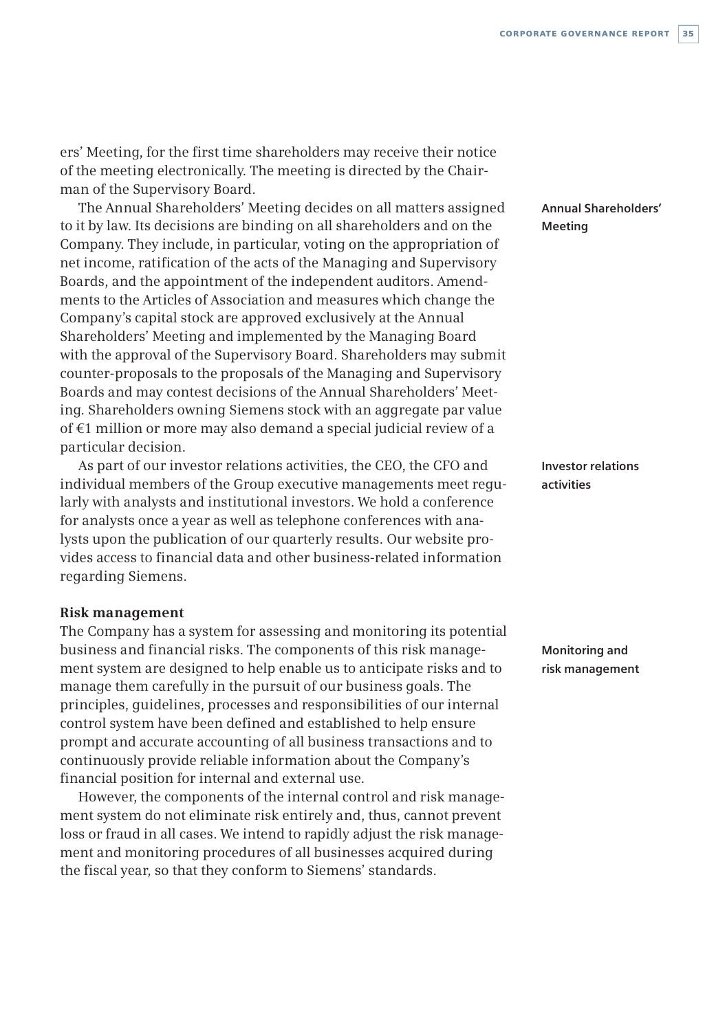ers' Meeting, for the first time shareholders may receive their notice of the meeting electronically. The meeting is directed by the Chairman of the Supervisory Board.

**Annual Shareholders' Meeting**

The Annual Shareholders' Meeting decides on all matters assigned to it by law. Its decisions are binding on all shareholders and on the Company. They include, in particular, voting on the appropriation of net income, ratification of the acts of the Managing and Supervisory Boards, and the appointment of the independent auditors. Amendments to the Articles of Association and measures which change the Company's capital stock are approved exclusively at the Annual Shareholders' Meeting and implemented by the Managing Board with the approval of the Supervisory Board. Shareholders may submit counter-proposals to the proposals of the Managing and Supervisory Boards and may contest decisions of the Annual Shareholders' Meeting. Shareholders owning Siemens stock with an aggregate par value of €1 million or more may also demand a special judicial review of a particular decision.

**Investor relations activities**

As part of our investor relations activities, the CEO, the CFO and individual members of the Group executive managements meet regularly with analysts and institutional investors. We hold a conference for analysts once a year as well as telephone conferences with analysts upon the publication of our quarterly results. Our website provides access to financial data and other business-related information regarding Siemens.

### Risk management

**Monitoring and risk management**

The Company has a system for assessing and monitoring its potential business and financial risks. The components of this risk management system are designed to help enable us to anticipate risks and to manage them carefully in the pursuit of our business goals. The principles, guidelines, processes and responsibilities of our internal control system have been defined and established to help ensure prompt and accurate accounting of all business transactions and to continuously provide reliable information about the Company's financial position for internal and external use.

However, the components of the internal control and risk management system do not eliminate risk entirely and, thus, cannot prevent loss or fraud in all cases. We intend to rapidly adjust the risk management and monitoring procedures of all businesses acquired during the fiscal year, so that they conform to Siemens' standards.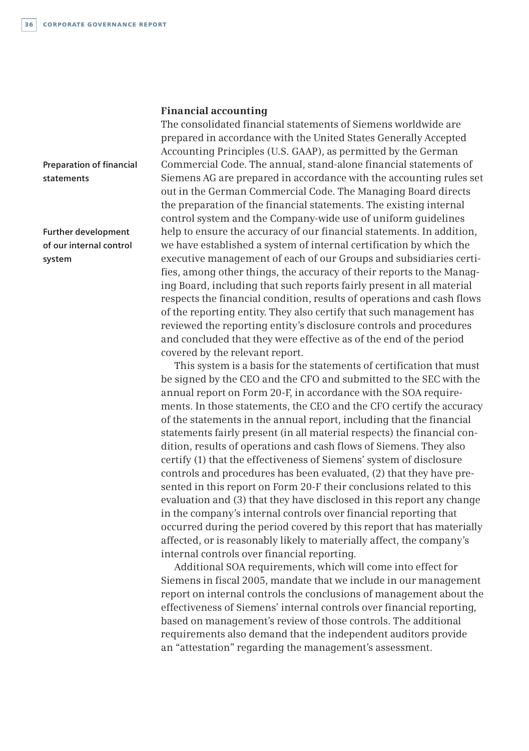## Financial accounting

**Preparation of financial statements**

The consolidated financial statements of Siemens worldwide are prepared in accordance with the United States Generally Accepted Accounting Principles (U.S. GAAP), as permitted by the German Commercial Code. The annual, stand-alone financial statements of Siemens AG are prepared in accordance with the accounting rules set out in the German Commercial Code. The Managing Board directs the preparation of the financial statements. The existing internal control system and the Company-wide use of uniform guidelines help to ensure the accuracy of our financial statements. In addition, we have established a system of internal certification by which the executive management of each of our Groups and subsidiaries certifies, among other things, the accuracy of their reports to the Managing Board, including that such reports fairly present in all material respects the financial condition, results of operations and cash flows of the reporting entity. They also certify that such management has reviewed the reporting entity's disclosure controls and procedures and concluded that they were effective as of the end of the period covered by the relevant report.

**Further development of our internal control system**

This system is a basis for the statements of certification that must be signed by the CEO and the CFO and submitted to the SEC with the annual report on Form 20-F, in accordance with the SOA requirements. In those statements, the CEO and the CFO certify the accuracy of the statements in the annual report, including that the financial statements fairly present (in all material respects) the financial condition, results of operations and cash flows of Siemens. They also certify (1) that the effectiveness of Siemens' system of disclosure controls and procedures has been evaluated, (2) that they have presented in this report on Form 20-F their conclusions related to this evaluation and (3) that they have disclosed in this report any change in the company's internal controls over financial reporting that occurred during the period covered by this report that has materially affected, or is reasonably likely to materially affect, the company's internal controls over financial reporting.

Additional SOA requirements, which will come into effect for Siemens in fiscal 2005, mandate that we include in our management report on internal controls the conclusions of management about the effectiveness of Siemens' internal controls over financial reporting, based on management's review of those controls. The additional requirements also demand that the independent auditors provide an "attestation" regarding the management's assessment.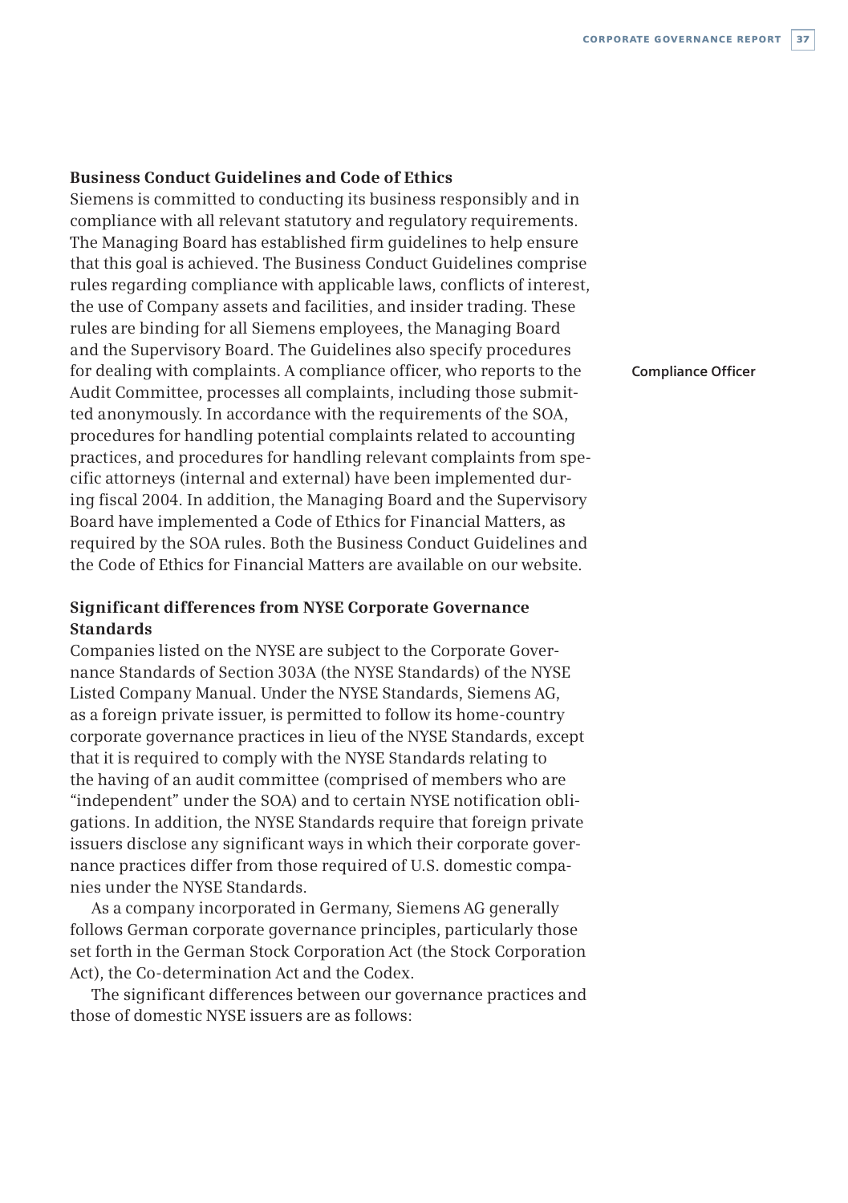### Business Conduct Guidelines and Code of Ethics

Siemens is committed to conducting its business responsibly and in compliance with all relevant statutory and regulatory requirements. The Managing Board has established firm guidelines to help ensure that this goal is achieved. The Business Conduct Guidelines comprise rules regarding compliance with applicable laws, conflicts of interest, the use of Company assets and facilities, and insider trading. These rules are binding for all Siemens employees, the Managing Board and the Supervisory Board. The Guidelines also specify procedures for dealing with complaints. A compliance officer, who reports to the Audit Committee, processes all complaints, including those submitted anonymously. In accordance with the requirements of the SOA, procedures for handling potential complaints related to accounting practices, and procedures for handling relevant complaints from specific attorneys (internal and external) have been implemented during fiscal 2004. In addition, the Managing Board and the Supervisory Board have implemented a Code of Ethics for Financial Matters, as required by the SOA rules. Both the Business Conduct Guidelines and the Code of Ethics for Financial Matters are available on our website.

**Compliance Officer**

### Significant differences from NYSE Corporate Governance Standards

Companies listed on the NYSE are subject to the Corporate Governance Standards of Section 303A (the NYSE Standards) of the NYSE Listed Company Manual. Under the NYSE Standards, Siemens AG, as a foreign private issuer, is permitted to follow its home-country corporate governance practices in lieu of the NYSE Standards, except that it is required to comply with the NYSE Standards relating to the having of an audit committee (comprised of members who are "independent" under the SOA) and to certain NYSE notification obligations. In addition, the NYSE Standards require that foreign private issuers disclose any significant ways in which their corporate governance practices differ from those required of U.S. domestic companies under the NYSE Standards.

As a company incorporated in Germany, Siemens AG generally follows German corporate governance principles, particularly those set forth in the German Stock Corporation Act (the Stock Corporation Act), the Co-determination Act and the Codex.

The significant differences between our governance practices and those of domestic NYSE issuers are as follows: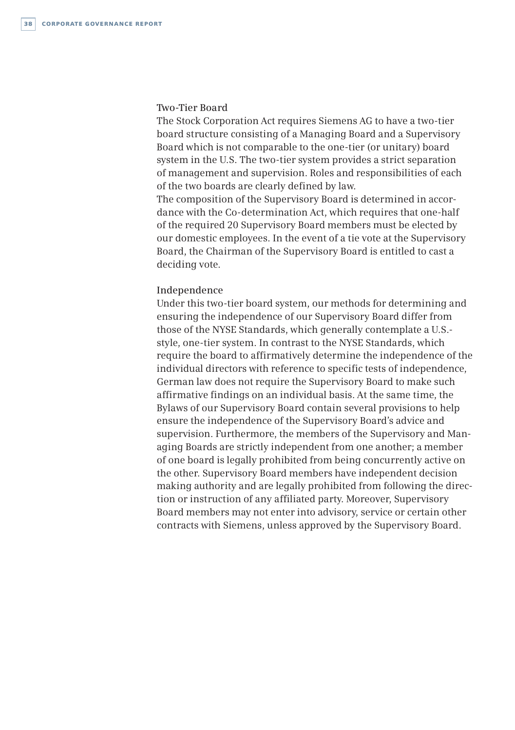### Two-Tier Board

The Stock Corporation Act requires Siemens AG to have a two-tier board structure consisting of a Managing Board and a Supervisory Board which is not comparable to the one-tier (or unitary) board system in the U.S. The two-tier system provides a strict separation of management and supervision. Roles and responsibilities of each of the two boards are clearly defined by law.

The composition of the Supervisory Board is determined in accordance with the Co-determination Act, which requires that one-half of the required 20 Supervisory Board members must be elected by our domestic employees. In the event of a tie vote at the Supervisory Board, the Chairman of the Supervisory Board is entitled to cast a deciding vote.

### Independence

Under this two-tier board system, our methods for determining and ensuring the independence of our Supervisory Board differ from those of the NYSE Standards, which generally contemplate a U.S.-style, one-tier system. In contrast to the NYSE Standards, which require the board to affirmatively determine the independence of the individual directors with reference to specific tests of independence, German law does not require the Supervisory Board to make such affirmative findings on an individual basis. At the same time, the Bylaws of our Supervisory Board contain several provisions to help ensure the independence of the Supervisory Board's advice and supervision. Furthermore, the members of the Supervisory and Managing Boards are strictly independent from one another; a member of one board is legally prohibited from being concurrently active on the other. Supervisory Board members have independent decision making authority and are legally prohibited from following the direction or instruction of any affiliated party. Moreover, Supervisory Board members may not enter into advisory, service or certain other contracts with Siemens, unless approved by the Supervisory Board.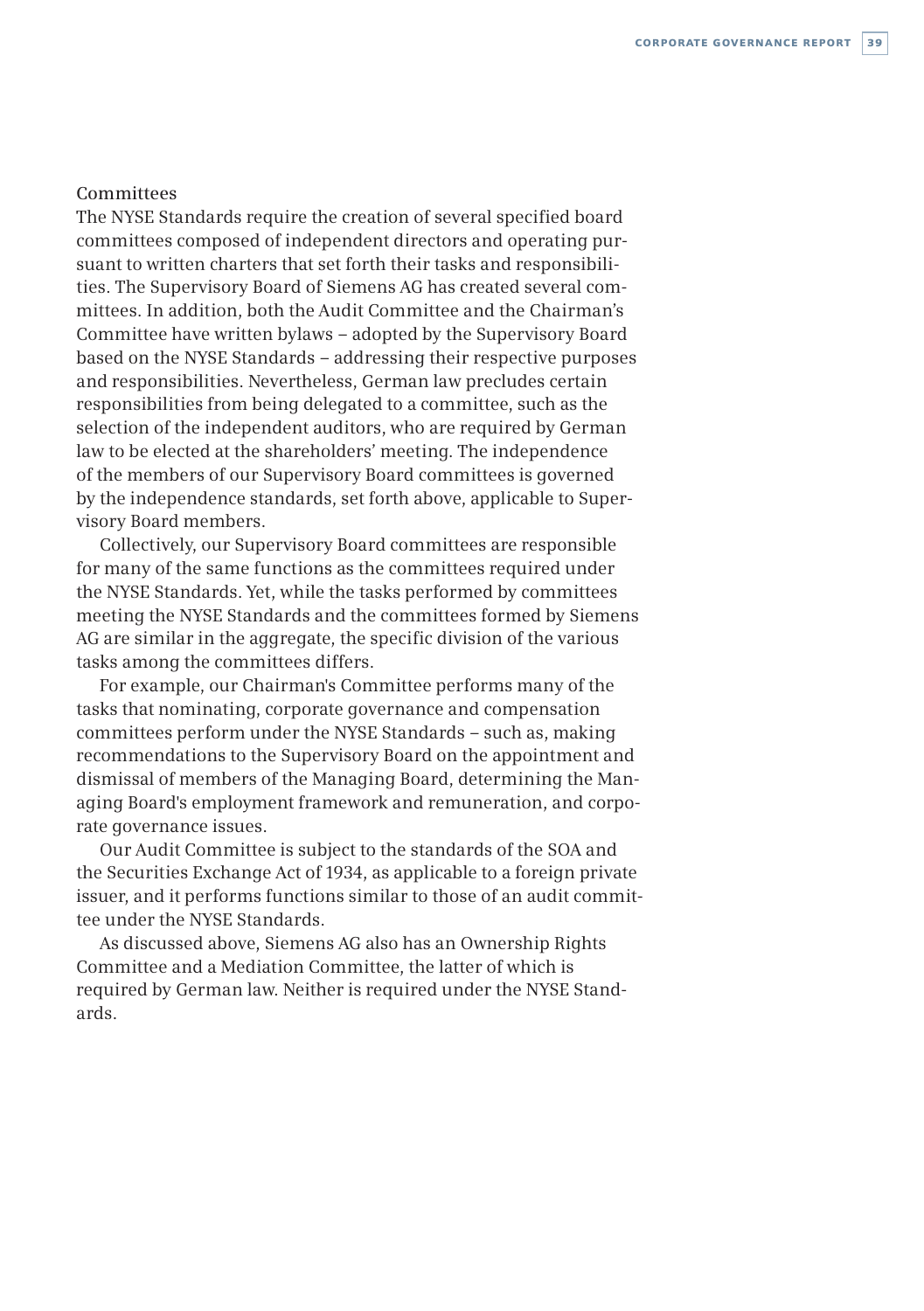### Committees

The NYSE Standards require the creation of several specified board committees composed of independent directors and operating pursuant to written charters that set forth their tasks and responsibilities. The Supervisory Board of Siemens AG has created several committees. In addition, both the Audit Committee and the Chairman's Committee have written bylaws – adopted by the Supervisory Board based on the NYSE Standards – addressing their respective purposes and responsibilities. Nevertheless, German law precludes certain responsibilities from being delegated to a committee, such as the selection of the independent auditors, who are required by German law to be elected at the shareholders' meeting. The independence of the members of our Supervisory Board committees is governed by the independence standards, set forth above, applicable to Supervisory Board members.

Collectively, our Supervisory Board committees are responsible for many of the same functions as the committees required under the NYSE Standards. Yet, while the tasks performed by committees meeting the NYSE Standards and the committees formed by Siemens AG are similar in the aggregate, the specific division of the various tasks among the committees differs.

For example, our Chairman's Committee performs many of the tasks that nominating, corporate governance and compensation committees perform under the NYSE Standards – such as, making recommendations to the Supervisory Board on the appointment and dismissal of members of the Managing Board, determining the Managing Board's employment framework and remuneration, and corporate governance issues.

Our Audit Committee is subject to the standards of the SOA and the Securities Exchange Act of 1934, as applicable to a foreign private issuer, and it performs functions similar to those of an audit committee under the NYSE Standards.

As discussed above, Siemens AG also has an Ownership Rights Committee and a Mediation Committee, the latter of which is required by German law. Neither is required under the NYSE Standards.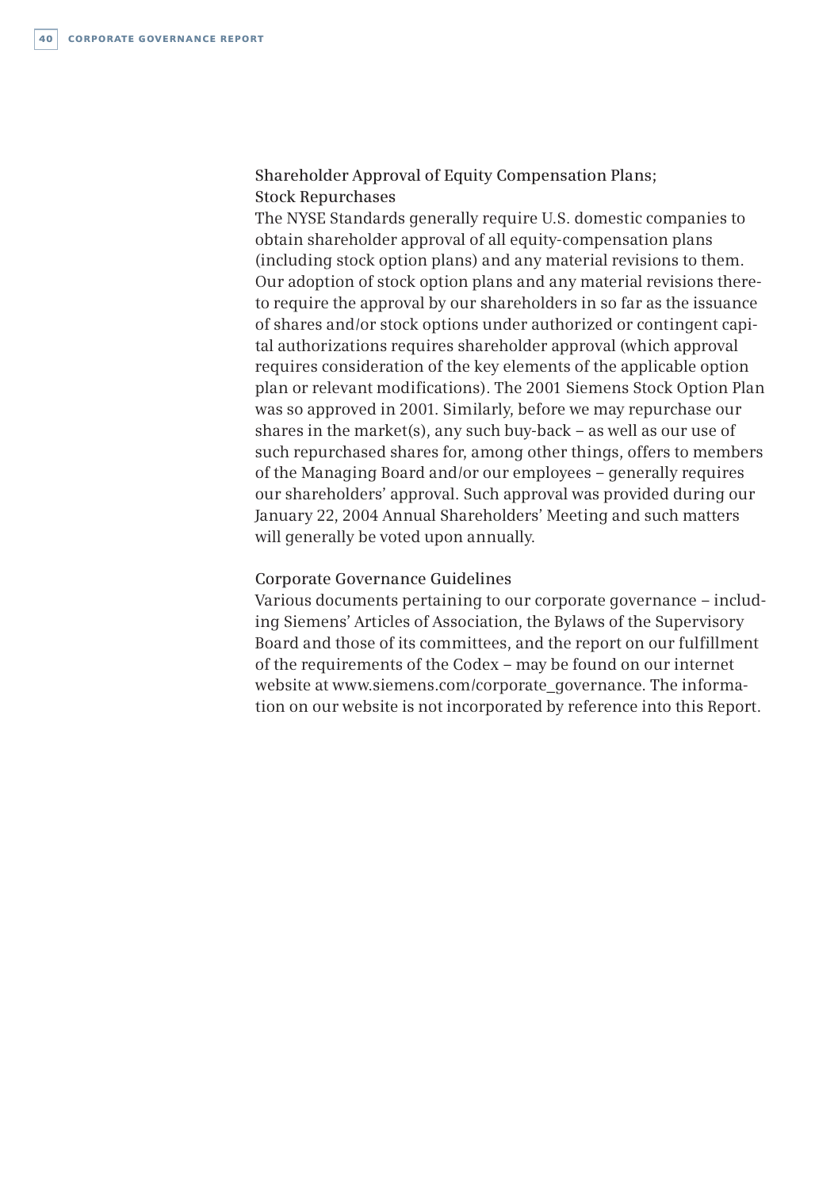### Shareholder Approval of Equity Compensation Plans; Stock Repurchases

The NYSE Standards generally require U.S. domestic companies to obtain shareholder approval of all equity-compensation plans (including stock option plans) and any material revisions to them. Our adoption of stock option plans and any material revisions thereto require the approval by our shareholders in so far as the issuance of shares and/or stock options under authorized or contingent capital authorizations requires shareholder approval (which approval requires consideration of the key elements of the applicable option plan or relevant modifications). The 2001 Siemens Stock Option Plan was so approved in 2001. Similarly, before we may repurchase our shares in the market(s), any such buy-back – as well as our use of such repurchased shares for, among other things, offers to members of the Managing Board and/or our employees – generally requires our shareholders' approval. Such approval was provided during our January 22, 2004 Annual Shareholders' Meeting and such matters will generally be voted upon annually.

### Corporate Governance Guidelines

Various documents pertaining to our corporate governance – including Siemens' Articles of Association, the Bylaws of the Supervisory Board and those of its committees, and the report on our fulfillment of the requirements of the Codex – may be found on our internet website at www.siemens.com/corporate_governance. The information on our website is not incorporated by reference into this Report.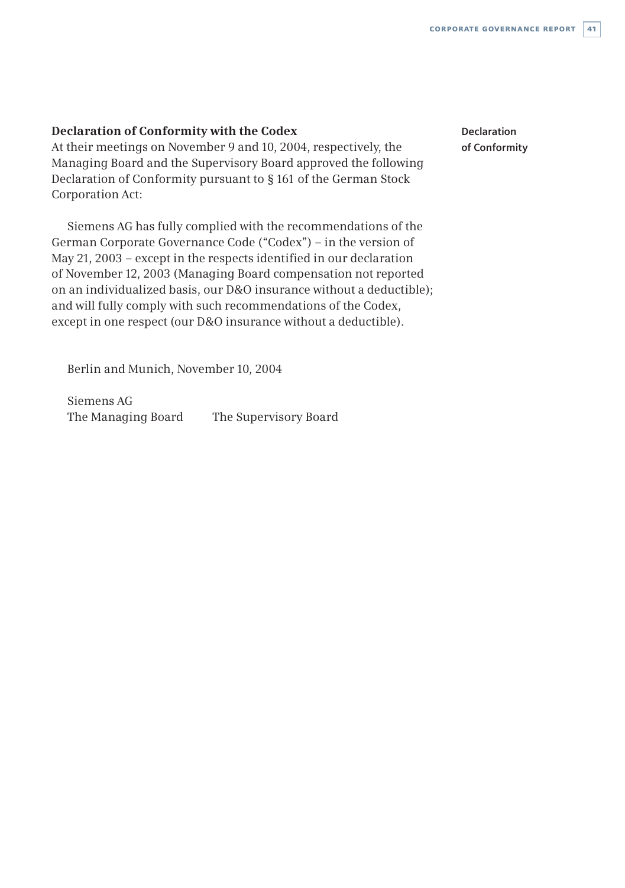### Declaration of Conformity with the Codex

**Declaration of Conformity**

At their meetings on November 9 and 10, 2004, respectively, the Managing Board and the Supervisory Board approved the following Declaration of Conformity pursuant to § 161 of the German Stock Corporation Act:

Siemens AG has fully complied with the recommendations of the German Corporate Governance Code ("Codex") – in the version of May 21, 2003 – except in the respects identified in our declaration of November 12, 2003 (Managing Board compensation not reported on an individualized basis, our D&O insurance without a deductible); and will fully comply with such recommendations of the Codex, except in one respect (our D&O insurance without a deductible).

Berlin and Munich, November 10, 2004

Siemens AG
The Managing Board The Supervisory Board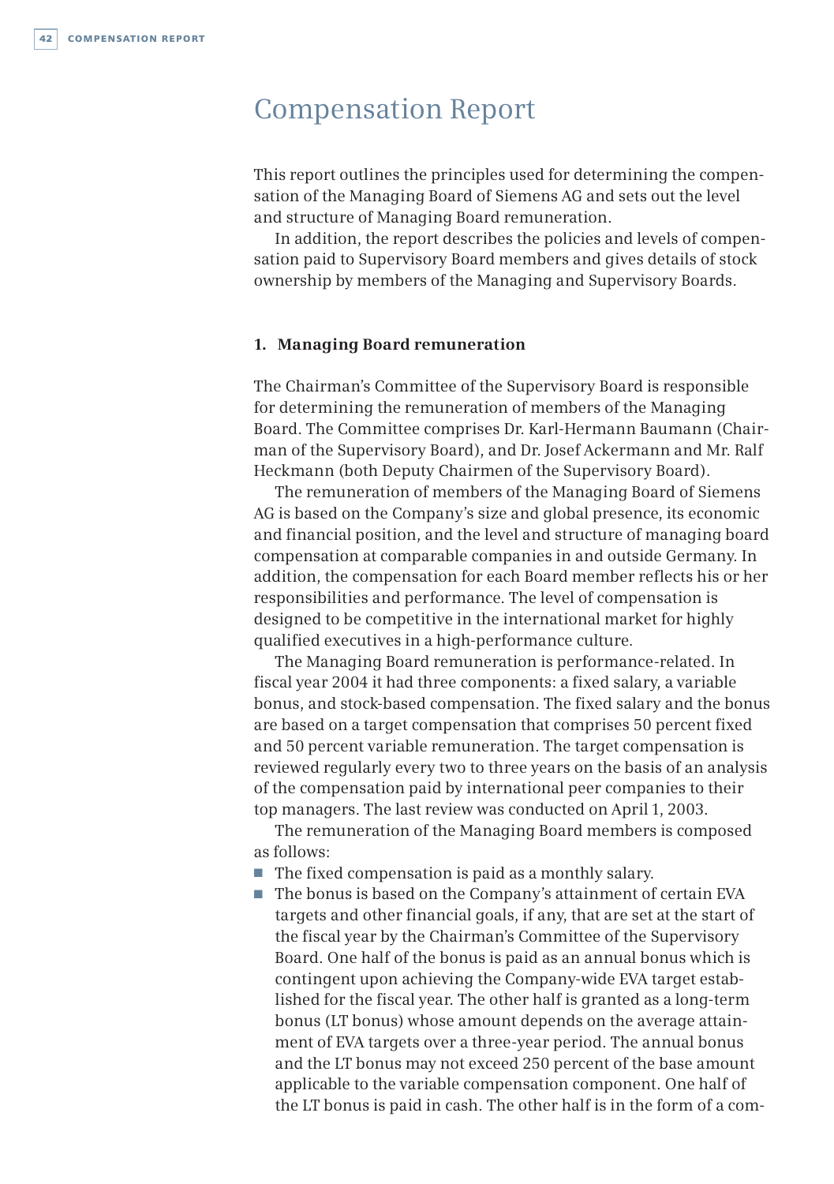# Compensation Report

This report outlines the principles used for determining the compensation of the Managing Board of Siemens AG and sets out the level and structure of Managing Board remuneration.

In addition, the report describes the policies and levels of compensation paid to Supervisory Board members and gives details of stock ownership by members of the Managing and Supervisory Boards.

## 1. Managing Board remuneration

The Chairman's Committee of the Supervisory Board is responsible for determining the remuneration of members of the Managing Board. The Committee comprises Dr. Karl-Hermann Baumann (Chairman of the Supervisory Board), and Dr. Josef Ackermann and Mr. Ralf Heckmann (both Deputy Chairmen of the Supervisory Board).

The remuneration of members of the Managing Board of Siemens AG is based on the Company's size and global presence, its economic and financial position, and the level and structure of managing board compensation at comparable companies in and outside Germany. In addition, the compensation for each Board member reflects his or her responsibilities and performance. The level of compensation is designed to be competitive in the international market for highly qualified executives in a high-performance culture.

The Managing Board remuneration is performance-related. In fiscal year 2004 it had three components: a fixed salary, a variable bonus, and stock-based compensation. The fixed salary and the bonus are based on a target compensation that comprises 50 percent fixed and 50 percent variable remuneration. The target compensation is reviewed regularly every two to three years on the basis of an analysis of the compensation paid by international peer companies to their top managers. The last review was conducted on April 1, 2003.

The remuneration of the Managing Board members is composed as follows:

- The fixed compensation is paid as a monthly salary.
- The bonus is based on the Company's attainment of certain EVA targets and other financial goals, if any, that are set at the start of the fiscal year by the Chairman's Committee of the Supervisory Board. One half of the bonus is paid as an annual bonus which is contingent upon achieving the Company-wide EVA target established for the fiscal year. The other half is granted as a long-term bonus (LT bonus) whose amount depends on the average attainment of EVA targets over a three-year period. The annual bonus and the LT bonus may not exceed 250 percent of the base amount applicable to the variable compensation component. One half of the LT bonus is paid in cash. The other half is in the form of a com-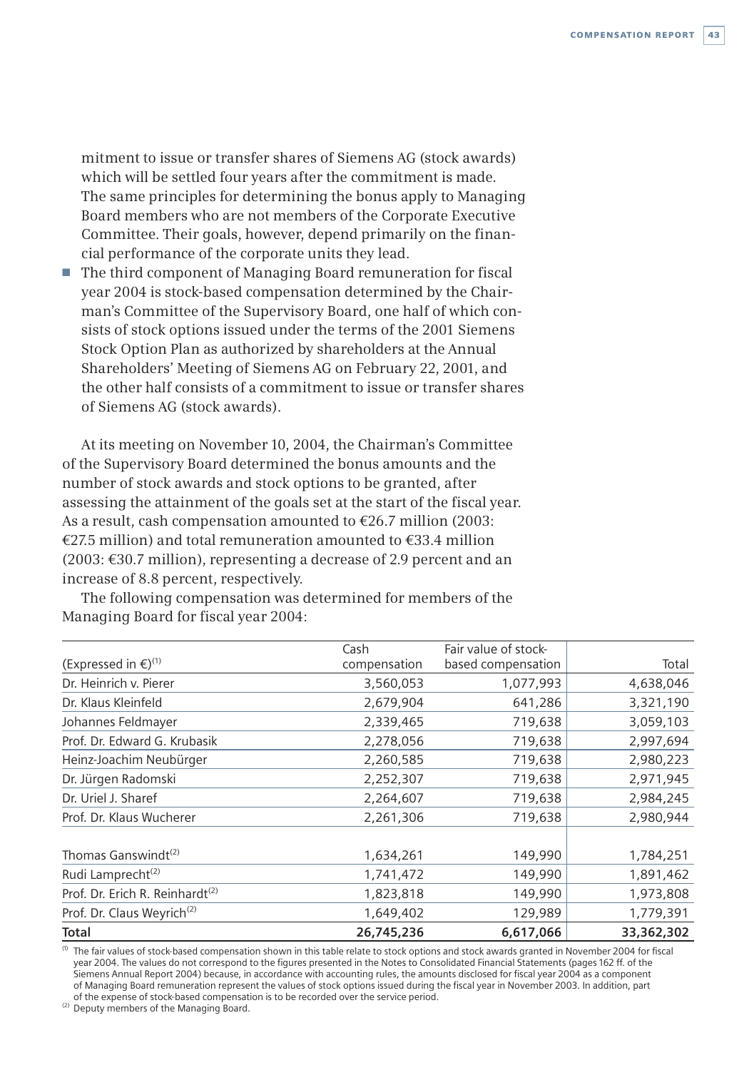mitment to issue or transfer shares of Siemens AG (stock awards) which will be settled four years after the commitment is made. The same principles for determining the bonus apply to Managing Board members who are not members of the Corporate Executive Committee. Their goals, however, depend primarily on the financial performance of the corporate units they lead.

- The third component of Managing Board remuneration for fiscal year 2004 is stock-based compensation determined by the Chairman's Committee of the Supervisory Board, one half of which consists of stock options issued under the terms of the 2001 Siemens Stock Option Plan as authorized by shareholders at the Annual Shareholders' Meeting of Siemens AG on February 22, 2001, and the other half consists of a commitment to issue or transfer shares of Siemens AG (stock awards).

At its meeting on November 10, 2004, the Chairman's Committee of the Supervisory Board determined the bonus amounts and the number of stock awards and stock options to be granted, after assessing the attainment of the goals set at the start of the fiscal year. As a result, cash compensation amounted to €26.7 million (2003: €27.5 million) and total remuneration amounted to €33.4 million (2003: €30.7 million), representing a decrease of 2.9 percent and an increase of 8.8 percent, respectively.

The following compensation was determined for members of the Managing Board for fiscal year 2004:

| (Expressed in €)[1] | Cash compensation | Fair value of stock-based compensation | Total |
|---|---|---|---|
| Dr. Heinrich v. Pierer | 3,560,053 | 1,077,993 | 4,638,046 |
| Dr. Klaus Kleinfeld | 2,679,904 | 641,286 | 3,321,190 |
| Johannes Feldmayer | 2,339,465 | 719,638 | 3,059,103 |
| Prof. Dr. Edward G. Krubasik | 2,278,056 | 719,638 | 2,997,694 |
| Heinz-Joachim Neubürger | 2,260,585 | 719,638 | 2,980,223 |
| Dr. Jürgen Radomski | 2,252,307 | 719,638 | 2,971,945 |
| Dr. Uriel J. Sharef | 2,264,607 | 719,638 | 2,984,245 |
| Prof. Dr. Klaus Wucherer | 2,261,306 | 719,638 | 2,980,944 |
| Thomas Ganswindt[2] | 1,634,261 | 149,990 | 1,784,251 |
| Rudi Lamprecht[2] | 1,741,472 | 149,990 | 1,891,462 |
| Prof. Dr. Erich R. Reinhardt[2] | 1,823,818 | 149,990 | 1,973,808 |
| Prof. Dr. Claus Weyrich[2] | 1,649,402 | 129,989 | 1,779,391 |
| **Total** | **26,745,236** | **6,617,066** | **33,362,302** |

[1] The fair values of stock-based compensation shown in this table relate to stock options and stock awards granted in November 2004 for fiscal year 2004. The values do not correspond to the figures presented in the Notes to Consolidated Financial Statements (pages 162 ff. of the Siemens Annual Report 2004) because, in accordance with accounting rules, the amounts disclosed for fiscal year 2004 as a component of Managing Board remuneration represent the values of stock options issued during the fiscal year in November 2003. In addition, part of the expense of stock-based compensation is to be recorded over the service period.

[2] Deputy members of the Managing Board.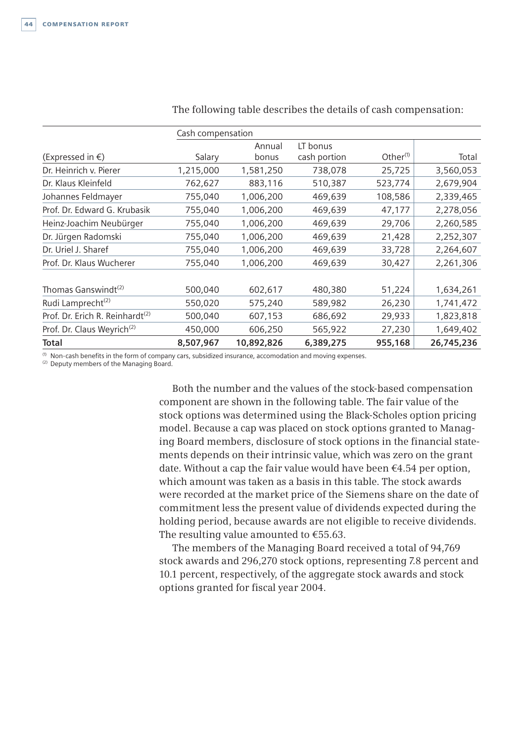The following table describes the details of cash compensation:

| | Cash compensation | | | | |
|---|---|---|---|---|---|
| (Expressed in €) | Salary | Annual bonus | LT bonus cash portion | Other[1] | Total |
| Dr. Heinrich v. Pierer | 1,215,000 | 1,581,250 | 738,078 | 25,725 | 3,560,053 |
| Dr. Klaus Kleinfeld | 762,627 | 883,116 | 510,387 | 523,774 | 2,679,904 |
| Johannes Feldmayer | 755,040 | 1,006,200 | 469,639 | 108,586 | 2,339,465 |
| Prof. Dr. Edward G. Krubasik | 755,040 | 1,006,200 | 469,639 | 47,177 | 2,278,056 |
| Heinz-Joachim Neubürger | 755,040 | 1,006,200 | 469,639 | 29,706 | 2,260,585 |
| Dr. Jürgen Radomski | 755,040 | 1,006,200 | 469,639 | 21,428 | 2,252,307 |
| Dr. Uriel J. Sharef | 755,040 | 1,006,200 | 469,639 | 33,728 | 2,264,607 |
| Prof. Dr. Klaus Wucherer | 755,040 | 1,006,200 | 469,639 | 30,427 | 2,261,306 |
| Thomas Ganswindt[2] | 500,040 | 602,617 | 480,380 | 51,224 | 1,634,261 |
| Rudi Lamprecht[2] | 550,020 | 575,240 | 589,982 | 26,230 | 1,741,472 |
| Prof. Dr. Erich R. Reinhardt[2] | 500,040 | 607,153 | 686,692 | 29,933 | 1,823,818 |
| Prof. Dr. Claus Weyrich[2] | 450,000 | 606,250 | 565,922 | 27,230 | 1,649,402 |
| **Total** | **8,507,967** | **10,892,826** | **6,389,275** | **955,168** | **26,745,236** |

[1] Non-cash benefits in the form of company cars, subsidized insurance, accomodation and moving expenses.
[2] Deputy members of the Managing Board.

Both the number and the values of the stock-based compensation component are shown in the following table. The fair value of the stock options was determined using the Black-Scholes option pricing model. Because a cap was placed on stock options granted to Managing Board members, disclosure of stock options in the financial statements depends on their intrinsic value, which was zero on the grant date. Without a cap the fair value would have been €4.54 per option, which amount was taken as a basis in this table. The stock awards were recorded at the market price of the Siemens share on the date of commitment less the present value of dividends expected during the holding period, because awards are not eligible to receive dividends. The resulting value amounted to €55.63.

The members of the Managing Board received a total of 94,769 stock awards and 296,270 stock options, representing 7.8 percent and 10.1 percent, respectively, of the aggregate stock awards and stock options granted for fiscal year 2004.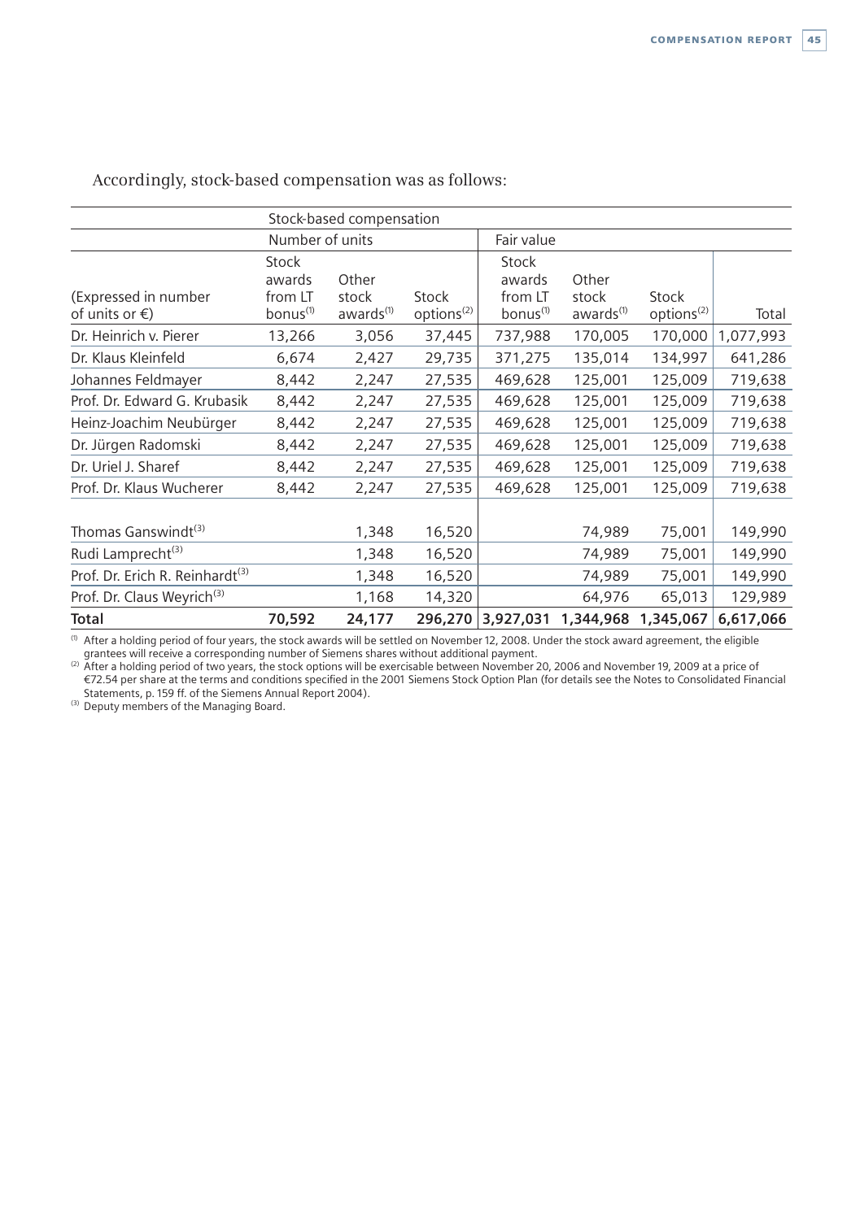Accordingly, stock-based compensation was as follows:

| | Stock-based compensation | | | | | | |
|---|---|---|---|---|---|---|---|
| | Number of units | | | Fair value | | | |
| (Expressed in number of units or €) | Stock awards from LT bonus[1] | Other stock awards[1] | Stock options[2] | Stock awards from LT bonus[1] | Other stock awards[1] | Stock options[2] | Total |
| Dr. Heinrich v. Pierer | 13,266 | 3,056 | 37,445 | 737,988 | 170,005 | 170,000 | 1,077,993 |
| Dr. Klaus Kleinfeld | 6,674 | 2,427 | 29,735 | 371,275 | 135,014 | 134,997 | 641,286 |
| Johannes Feldmayer | 8,442 | 2,247 | 27,535 | 469,628 | 125,001 | 125,009 | 719,638 |
| Prof. Dr. Edward G. Krubasik | 8,442 | 2,247 | 27,535 | 469,628 | 125,001 | 125,009 | 719,638 |
| Heinz-Joachim Neubürger | 8,442 | 2,247 | 27,535 | 469,628 | 125,001 | 125,009 | 719,638 |
| Dr. Jürgen Radomski | 8,442 | 2,247 | 27,535 | 469,628 | 125,001 | 125,009 | 719,638 |
| Dr. Uriel J. Sharef | 8,442 | 2,247 | 27,535 | 469,628 | 125,001 | 125,009 | 719,638 |
| Prof. Dr. Klaus Wucherer | 8,442 | 2,247 | 27,535 | 469,628 | 125,001 | 125,009 | 719,638 |
| Thomas Ganswindt[3] | | 1,348 | 16,520 | | 74,989 | 75,001 | 149,990 |
| Rudi Lamprecht[3] | | 1,348 | 16,520 | | 74,989 | 75,001 | 149,990 |
| Prof. Dr. Erich R. Reinhardt[3] | | 1,348 | 16,520 | | 74,989 | 75,001 | 149,990 |
| Prof. Dr. Claus Weyrich[3] | | 1,168 | 14,320 | | 64,976 | 65,013 | 129,989 |
| **Total** | **70,592** | **24,177** | **296,270** | **3,927,031** | **1,344,968** | **1,345,067** | **6,617,066** |

[1] After a holding period of four years, the stock awards will be settled on November 12, 2008. Under the stock award agreement, the eligible grantees will receive a corresponding number of Siemens shares without additional payment.

[2] After a holding period of two years, the stock options will be exercisable between November 20, 2006 and November 19, 2009 at a price of €72.54 per share at the terms and conditions specified in the 2001 Siemens Stock Option Plan (for details see the Notes to Consolidated Financial Statements, p. 159 ff. of the Siemens Annual Report 2004).

[3] Deputy members of the Managing Board.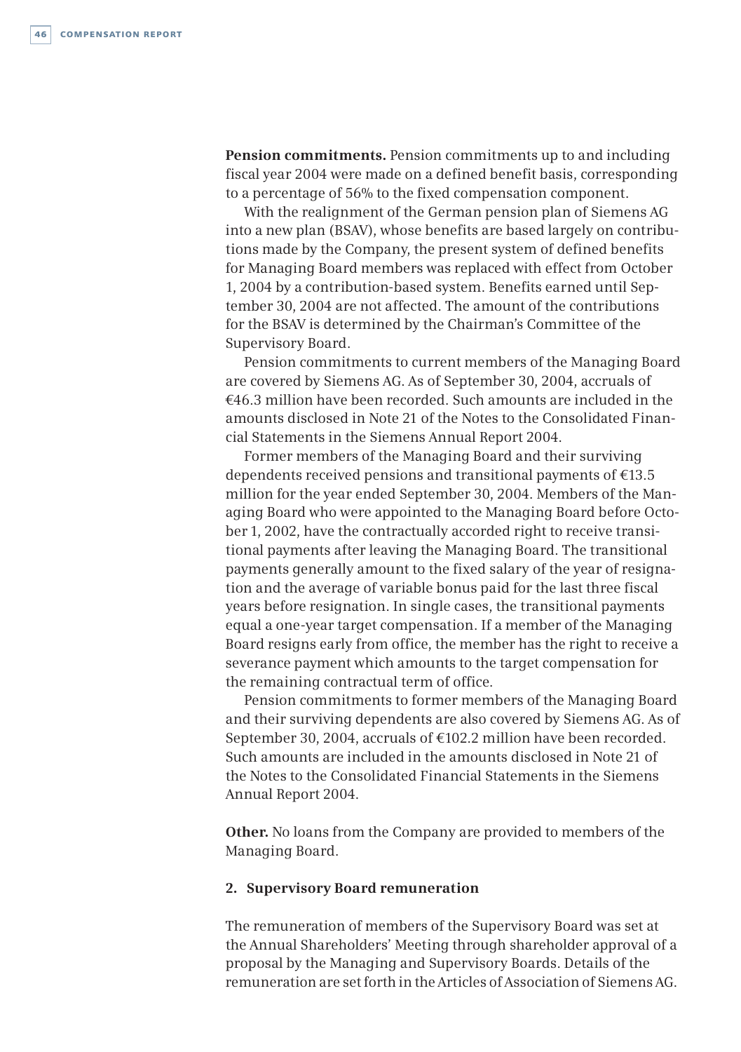**Pension commitments.** Pension commitments up to and including fiscal year 2004 were made on a defined benefit basis, corresponding to a percentage of 56% to the fixed compensation component.

With the realignment of the German pension plan of Siemens AG into a new plan (BSAV), whose benefits are based largely on contributions made by the Company, the present system of defined benefits for Managing Board members was replaced with effect from October 1, 2004 by a contribution-based system. Benefits earned until September 30, 2004 are not affected. The amount of the contributions for the BSAV is determined by the Chairman's Committee of the Supervisory Board.

Pension commitments to current members of the Managing Board are covered by Siemens AG. As of September 30, 2004, accruals of €46.3 million have been recorded. Such amounts are included in the amounts disclosed in Note 21 of the Notes to the Consolidated Financial Statements in the Siemens Annual Report 2004.

Former members of the Managing Board and their surviving dependents received pensions and transitional payments of €13.5 million for the year ended September 30, 2004. Members of the Managing Board who were appointed to the Managing Board before October 1, 2002, have the contractually accorded right to receive transitional payments after leaving the Managing Board. The transitional payments generally amount to the fixed salary of the year of resignation and the average of variable bonus paid for the last three fiscal years before resignation. In single cases, the transitional payments equal a one-year target compensation. If a member of the Managing Board resigns early from office, the member has the right to receive a severance payment which amounts to the target compensation for the remaining contractual term of office.

Pension commitments to former members of the Managing Board and their surviving dependents are also covered by Siemens AG. As of September 30, 2004, accruals of €102.2 million have been recorded. Such amounts are included in the amounts disclosed in Note 21 of the Notes to the Consolidated Financial Statements in the Siemens Annual Report 2004.

**Other.** No loans from the Company are provided to members of the Managing Board.

## 2. Supervisory Board remuneration

The remuneration of members of the Supervisory Board was set at the Annual Shareholders' Meeting through shareholder approval of a proposal by the Managing and Supervisory Boards. Details of the remuneration are set forth in the Articles of Association of Siemens AG.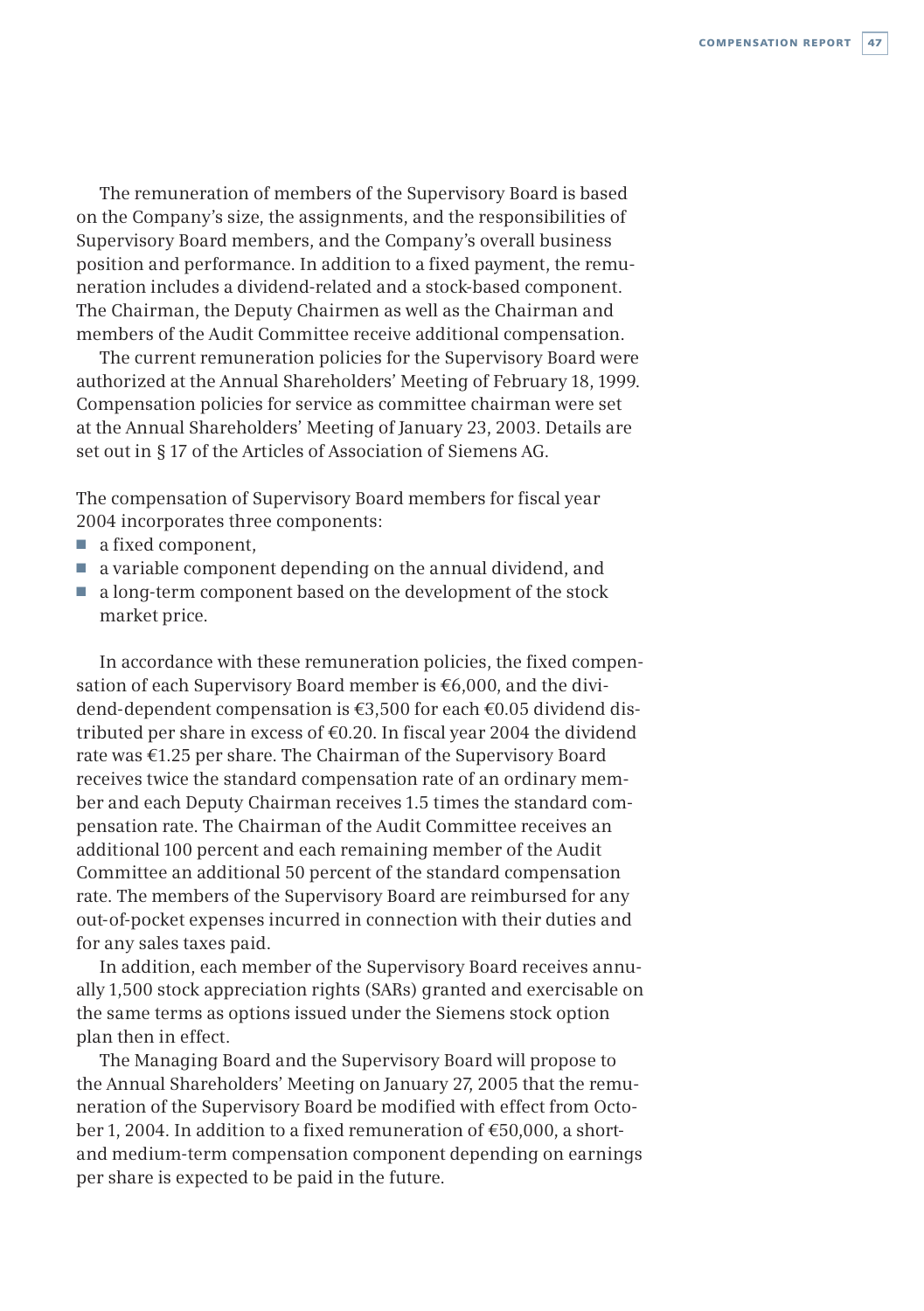The remuneration of members of the Supervisory Board is based on the Company's size, the assignments, and the responsibilities of Supervisory Board members, and the Company's overall business position and performance. In addition to a fixed payment, the remuneration includes a dividend-related and a stock-based component. The Chairman, the Deputy Chairmen as well as the Chairman and members of the Audit Committee receive additional compensation.

The current remuneration policies for the Supervisory Board were authorized at the Annual Shareholders' Meeting of February 18, 1999. Compensation policies for service as committee chairman were set at the Annual Shareholders' Meeting of January 23, 2003. Details are set out in § 17 of the Articles of Association of Siemens AG.

The compensation of Supervisory Board members for fiscal year 2004 incorporates three components:

- a fixed component,
- a variable component depending on the annual dividend, and
- a long-term component based on the development of the stock market price.

In accordance with these remuneration policies, the fixed compensation of each Supervisory Board member is €6,000, and the dividend-dependent compensation is €3,500 for each €0.05 dividend distributed per share in excess of €0.20. In fiscal year 2004 the dividend rate was €1.25 per share. The Chairman of the Supervisory Board receives twice the standard compensation rate of an ordinary member and each Deputy Chairman receives 1.5 times the standard compensation rate. The Chairman of the Audit Committee receives an additional 100 percent and each remaining member of the Audit Committee an additional 50 percent of the standard compensation rate. The members of the Supervisory Board are reimbursed for any out-of-pocket expenses incurred in connection with their duties and for any sales taxes paid.

In addition, each member of the Supervisory Board receives annually 1,500 stock appreciation rights (SARs) granted and exercisable on the same terms as options issued under the Siemens stock option plan then in effect.

The Managing Board and the Supervisory Board will propose to the Annual Shareholders' Meeting on January 27, 2005 that the remuneration of the Supervisory Board be modified with effect from October 1, 2004. In addition to a fixed remuneration of €50,000, a short- and medium-term compensation component depending on earnings per share is expected to be paid in the future.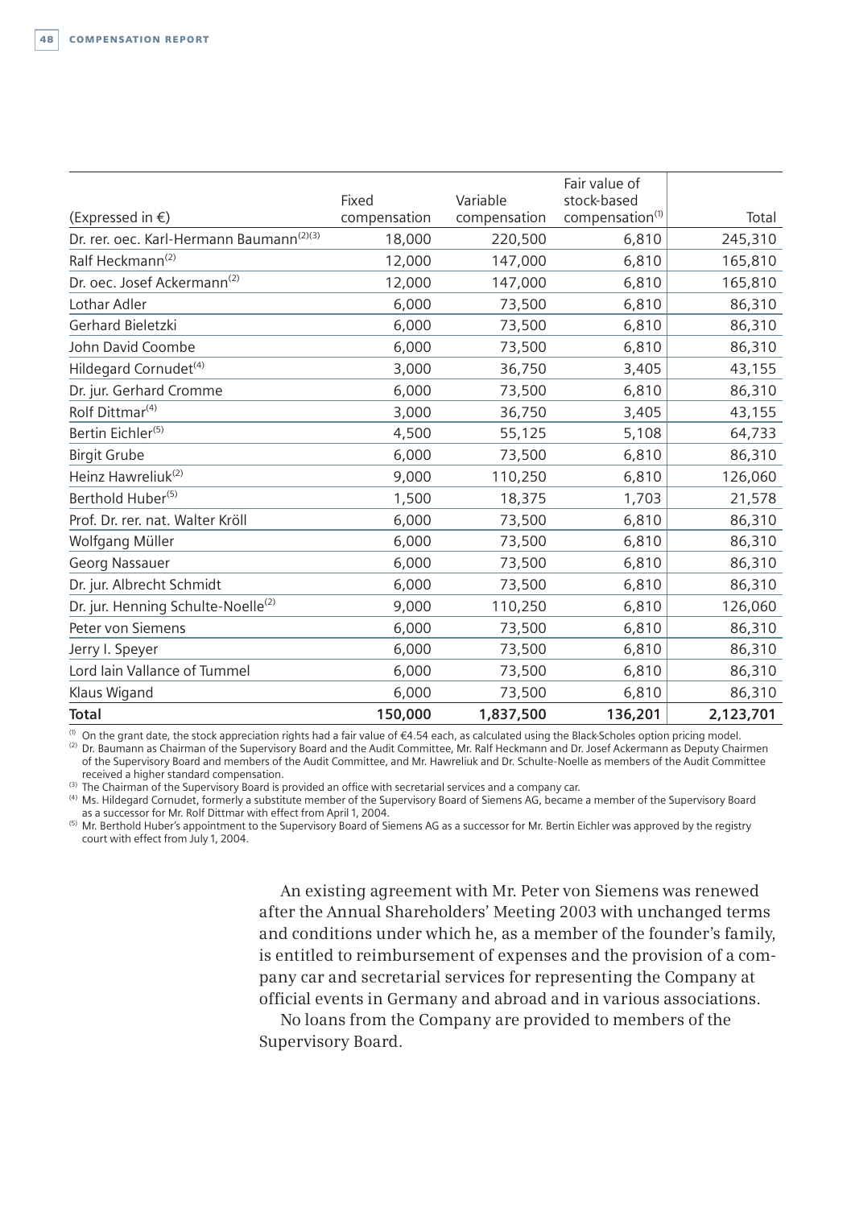| (Expressed in €) | Fixed compensation | Variable compensation | Fair value of stock-based compensation[1] | Total |
|---|---|---|---|---|
| Dr. rer. oec. Karl-Hermann Baumann[2][3] | 18,000 | 220,500 | 6,810 | 245,310 |
| Ralf Heckmann[2] | 12,000 | 147,000 | 6,810 | 165,810 |
| Dr. oec. Josef Ackermann[2] | 12,000 | 147,000 | 6,810 | 165,810 |
| Lothar Adler | 6,000 | 73,500 | 6,810 | 86,310 |
| Gerhard Bieletzki | 6,000 | 73,500 | 6,810 | 86,310 |
| John David Coombe | 6,000 | 73,500 | 6,810 | 86,310 |
| Hildegard Cornudet[4] | 3,000 | 36,750 | 3,405 | 43,155 |
| Dr. jur. Gerhard Cromme | 6,000 | 73,500 | 6,810 | 86,310 |
| Rolf Dittmar[4] | 3,000 | 36,750 | 3,405 | 43,155 |
| Bertin Eichler[5] | 4,500 | 55,125 | 5,108 | 64,733 |
| Birgit Grube | 6,000 | 73,500 | 6,810 | 86,310 |
| Heinz Hawreliuk[2] | 9,000 | 110,250 | 6,810 | 126,060 |
| Berthold Huber[5] | 1,500 | 18,375 | 1,703 | 21,578 |
| Prof. Dr. rer. nat. Walter Kröll | 6,000 | 73,500 | 6,810 | 86,310 |
| Wolfgang Müller | 6,000 | 73,500 | 6,810 | 86,310 |
| Georg Nassauer | 6,000 | 73,500 | 6,810 | 86,310 |
| Dr. jur. Albrecht Schmidt | 6,000 | 73,500 | 6,810 | 86,310 |
| Dr. jur. Henning Schulte-Noelle[2] | 9,000 | 110,250 | 6,810 | 126,060 |
| Peter von Siemens | 6,000 | 73,500 | 6,810 | 86,310 |
| Jerry I. Speyer | 6,000 | 73,500 | 6,810 | 86,310 |
| Lord Iain Vallance of Tummel | 6,000 | 73,500 | 6,810 | 86,310 |
| Klaus Wigand | 6,000 | 73,500 | 6,810 | 86,310 |
| **Total** | **150,000** | **1,837,500** | **136,201** | **2,123,701** |

[1] On the grant date, the stock appreciation rights had a fair value of €4.54 each, as calculated using the Black-Scholes option pricing model.
[2] Dr. Baumann as Chairman of the Supervisory Board and the Audit Committee, Mr. Ralf Heckmann and Dr. Josef Ackermann as Deputy Chairmen of the Supervisory Board and members of the Audit Committee, and Mr. Hawreliuk and Dr. Schulte-Noelle as members of the Audit Committee received a higher standard compensation.
[3] The Chairman of the Supervisory Board is provided an office with secretarial services and a company car.
[4] Ms. Hildegard Cornudet, formerly a substitute member of the Supervisory Board of Siemens AG, became a member of the Supervisory Board as a successor for Mr. Rolf Dittmar with effect from April 1, 2004.
[5] Mr. Berthold Huber's appointment to the Supervisory Board of Siemens AG as a successor for Mr. Bertin Eichler was approved by the registry court with effect from July 1, 2004.

An existing agreement with Mr. Peter von Siemens was renewed after the Annual Shareholders' Meeting 2003 with unchanged terms and conditions under which he, as a member of the founder's family, is entitled to reimbursement of expenses and the provision of a company car and secretarial services for representing the Company at official events in Germany and abroad and in various associations.

No loans from the Company are provided to members of the Supervisory Board.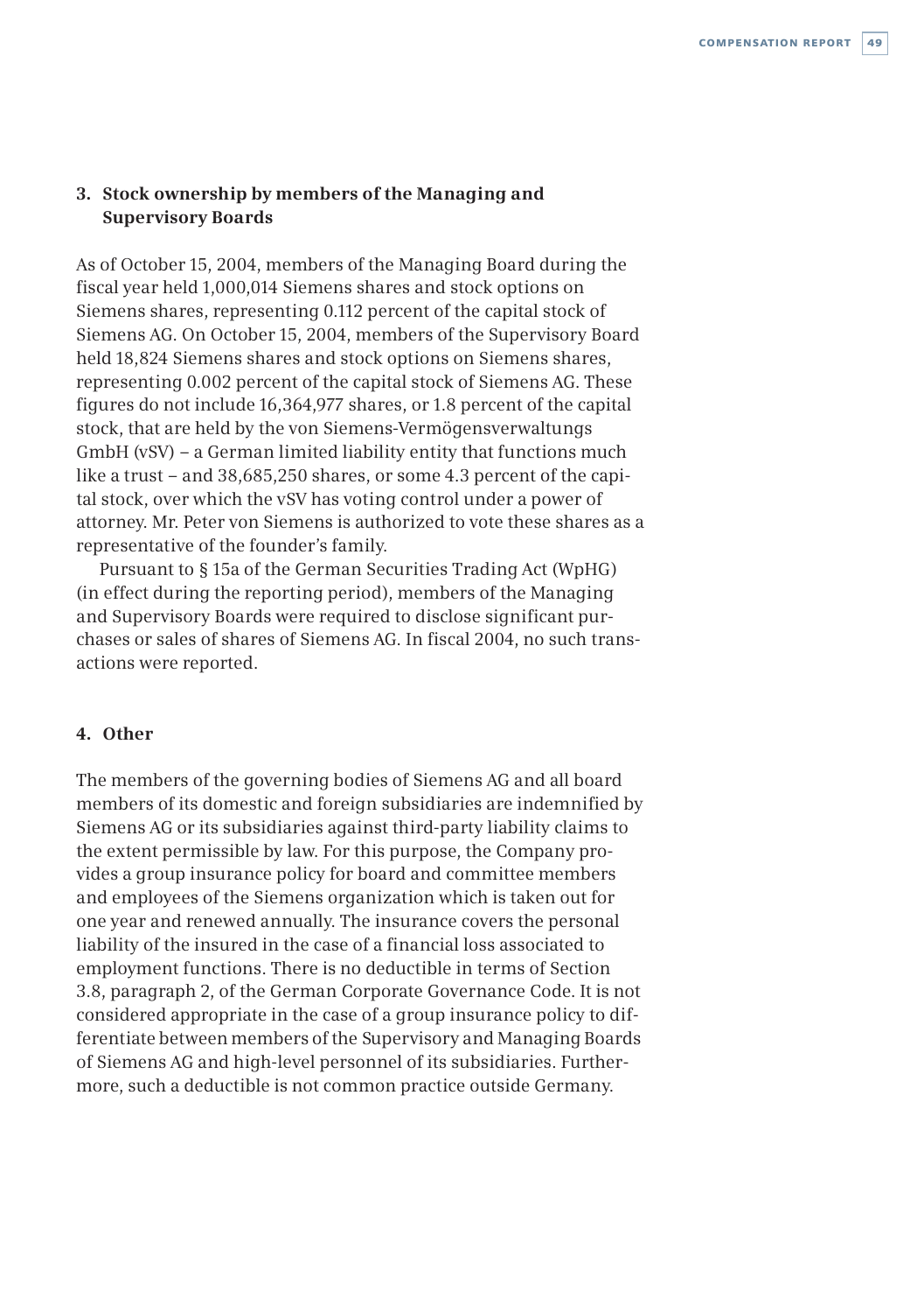## 3. Stock ownership by members of the Managing and Supervisory Boards

As of October 15, 2004, members of the Managing Board during the fiscal year held 1,000,014 Siemens shares and stock options on Siemens shares, representing 0.112 percent of the capital stock of Siemens AG. On October 15, 2004, members of the Supervisory Board held 18,824 Siemens shares and stock options on Siemens shares, representing 0.002 percent of the capital stock of Siemens AG. These figures do not include 16,364,977 shares, or 1.8 percent of the capital stock, that are held by the von Siemens-Vermögensverwaltungs GmbH (vSV) – a German limited liability entity that functions much like a trust – and 38,685,250 shares, or some 4.3 percent of the capital stock, over which the vSV has voting control under a power of attorney. Mr. Peter von Siemens is authorized to vote these shares as a representative of the founder's family.

Pursuant to § 15a of the German Securities Trading Act (WpHG) (in effect during the reporting period), members of the Managing and Supervisory Boards were required to disclose significant purchases or sales of shares of Siemens AG. In fiscal 2004, no such transactions were reported.

## 4. Other

The members of the governing bodies of Siemens AG and all board members of its domestic and foreign subsidiaries are indemnified by Siemens AG or its subsidiaries against third-party liability claims to the extent permissible by law. For this purpose, the Company provides a group insurance policy for board and committee members and employees of the Siemens organization which is taken out for one year and renewed annually. The insurance covers the personal liability of the insured in the case of a financial loss associated to employment functions. There is no deductible in terms of Section 3.8, paragraph 2, of the German Corporate Governance Code. It is not considered appropriate in the case of a group insurance policy to differentiate between members of the Supervisory and Managing Boards of Siemens AG and high-level personnel of its subsidiaries. Furthermore, such a deductible is not common practice outside Germany.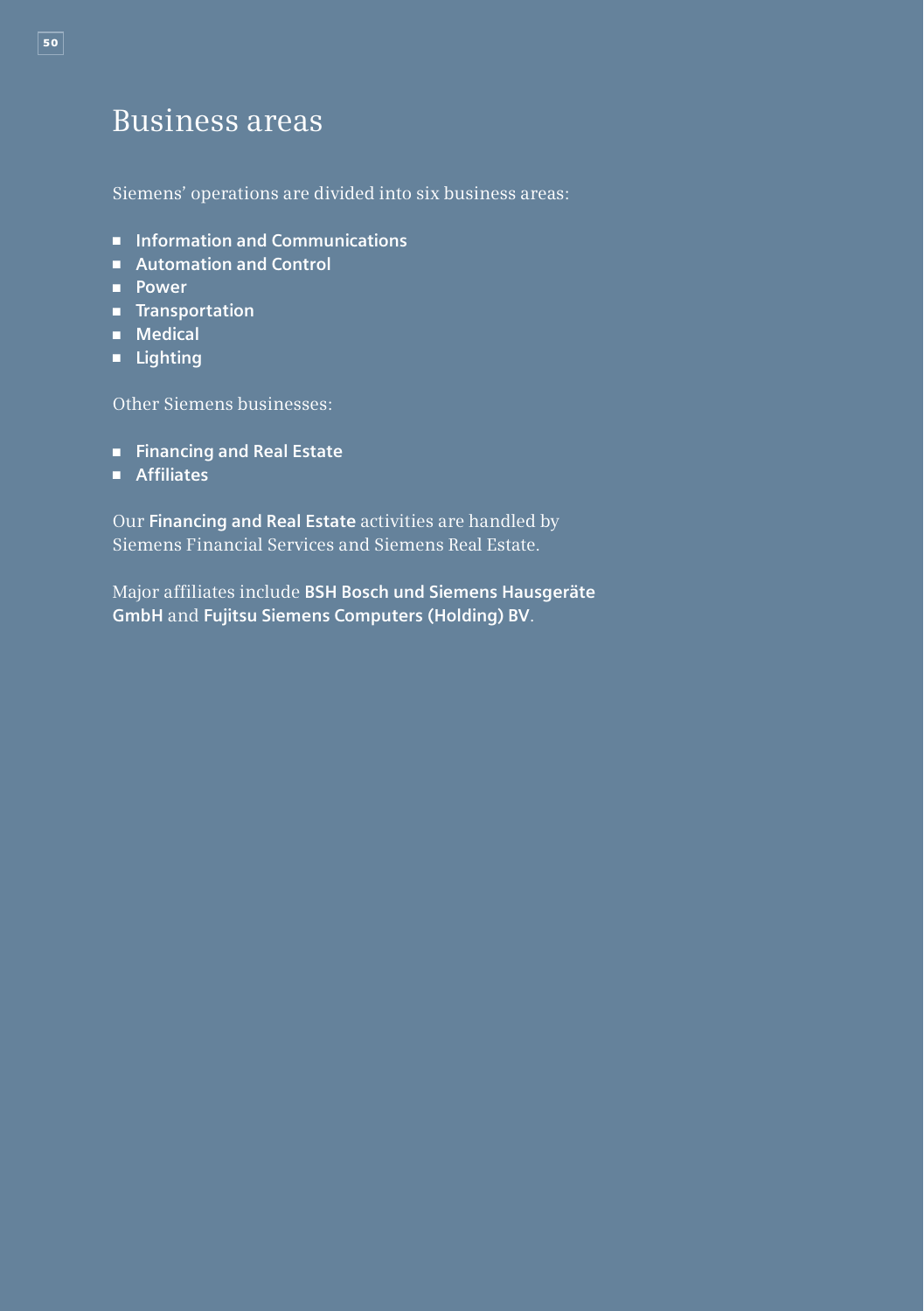# Business areas

Siemens' operations are divided into six business areas:

- **Information and Communications**
- **Automation and Control**
- **Power**
- **Transportation**
- **Medical**
- **Lighting**

Other Siemens businesses:

- **Financing and Real Estate**
- **Affiliates**

Our **Financing and Real Estate** activities are handled by Siemens Financial Services and Siemens Real Estate.

Major affiliates include **BSH Bosch und Siemens Hausgeräte GmbH** and **Fujitsu Siemens Computers (Holding) BV**.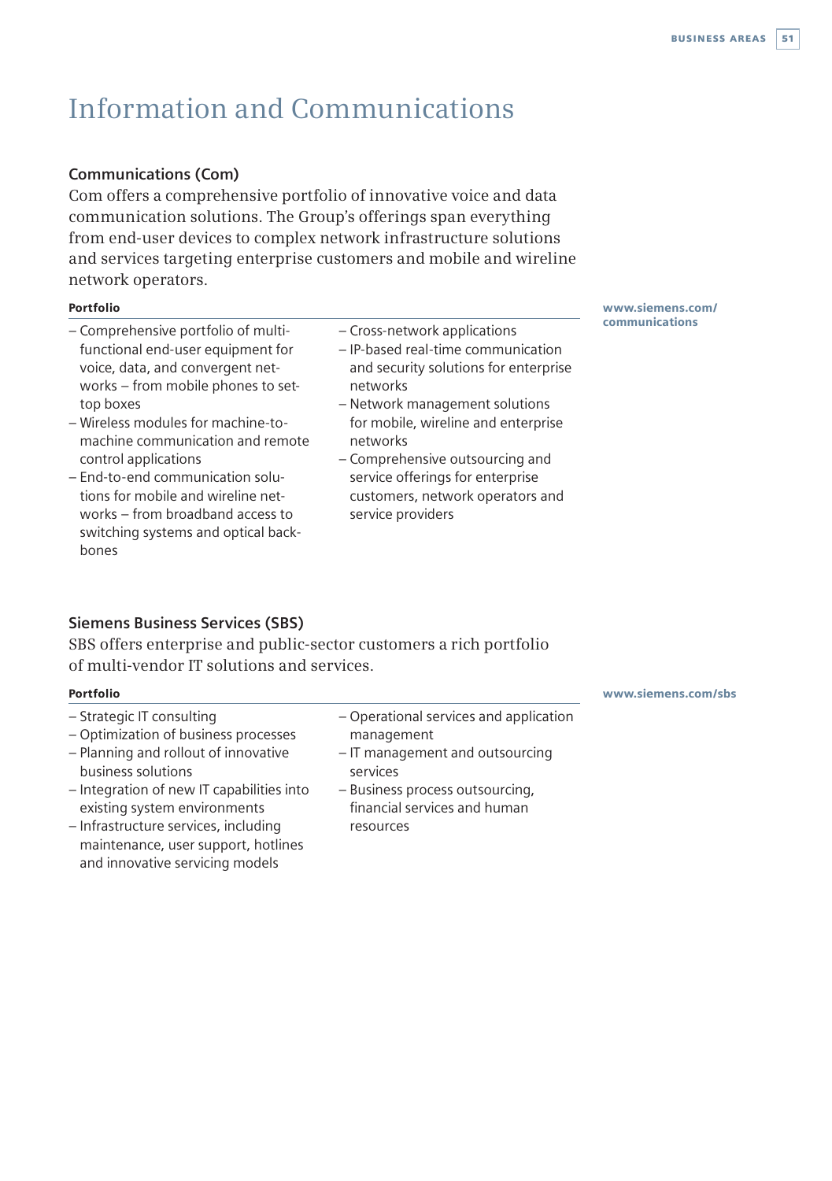# Information and Communications

## Communications (Com)

Com offers a comprehensive portfolio of innovative voice and data communication solutions. The Group's offerings span everything from end-user devices to complex network infrastructure solutions and services targeting enterprise customers and mobile and wireline network operators.

**Portfolio**

www.siemens.com/communications

- Comprehensive portfolio of multi-functional end-user equipment for voice, data, and convergent networks – from mobile phones to set-top boxes
- Wireless modules for machine-to-machine communication and remote control applications
- End-to-end communication solutions for mobile and wireline networks – from broadband access to switching systems and optical backbones
- Cross-network applications
- IP-based real-time communication and security solutions for enterprise networks
- Network management solutions for mobile, wireline and enterprise networks
- Comprehensive outsourcing and service offerings for enterprise customers, network operators and service providers

## Siemens Business Services (SBS)

SBS offers enterprise and public-sector customers a rich portfolio of multi-vendor IT solutions and services.

**Portfolio**

www.siemens.com/sbs

- Strategic IT consulting
- Optimization of business processes
- Planning and rollout of innovative business solutions
- Integration of new IT capabilities into existing system environments
- Infrastructure services, including maintenance, user support, hotlines and innovative servicing models
- Operational services and application management
- IT management and outsourcing services
- Business process outsourcing, financial services and human resources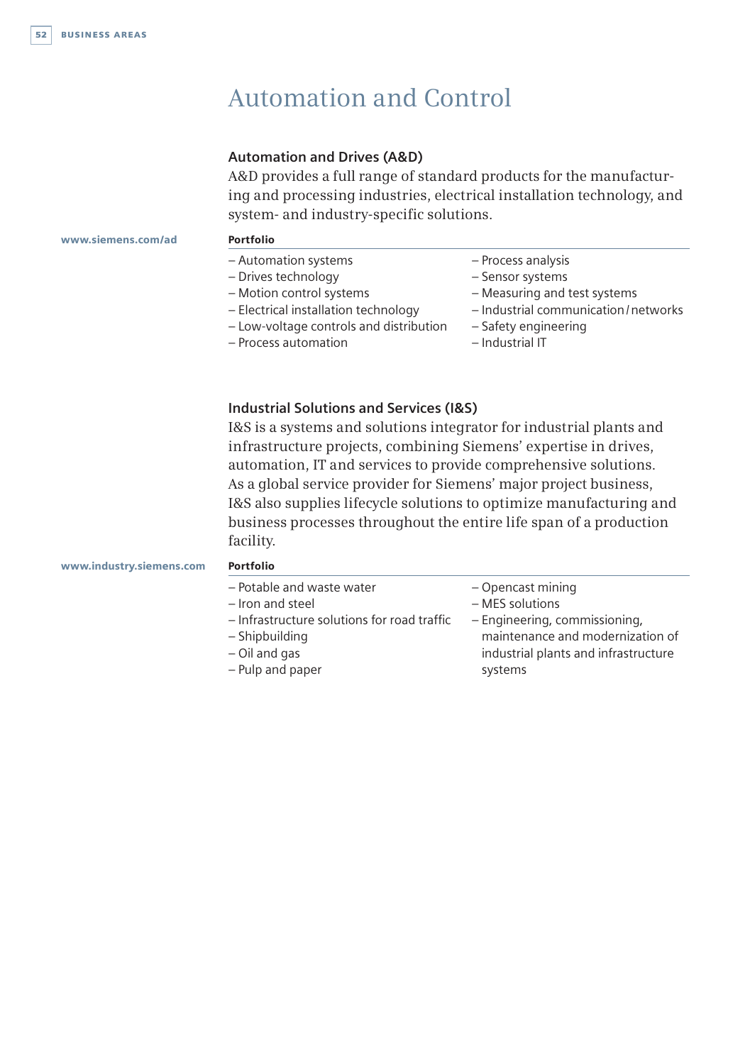# Automation and Control

## Automation and Drives (A&D)

A&D provides a full range of standard products for the manufacturing and processing industries, electrical installation technology, and system- and industry-specific solutions.

www.siemens.com/ad

**Portfolio**

- Automation systems
- Drives technology
- Motion control systems
- Electrical installation technology
- Low-voltage controls and distribution
- Process automation
- Process analysis
- Sensor systems
- Measuring and test systems
- Industrial communication / networks
- Safety engineering
- Industrial IT

## Industrial Solutions and Services (I&S)

I&S is a systems and solutions integrator for industrial plants and infrastructure projects, combining Siemens' expertise in drives, automation, IT and services to provide comprehensive solutions. As a global service provider for Siemens' major project business, I&S also supplies lifecycle solutions to optimize manufacturing and business processes throughout the entire life span of a production facility.

www.industry.siemens.com

**Portfolio**

- Potable and waste water
- Iron and steel
- Infrastructure solutions for road traffic
- Shipbuilding
- Oil and gas
- Pulp and paper
- Opencast mining
- MES solutions
- Engineering, commissioning, maintenance and modernization of industrial plants and infrastructure systems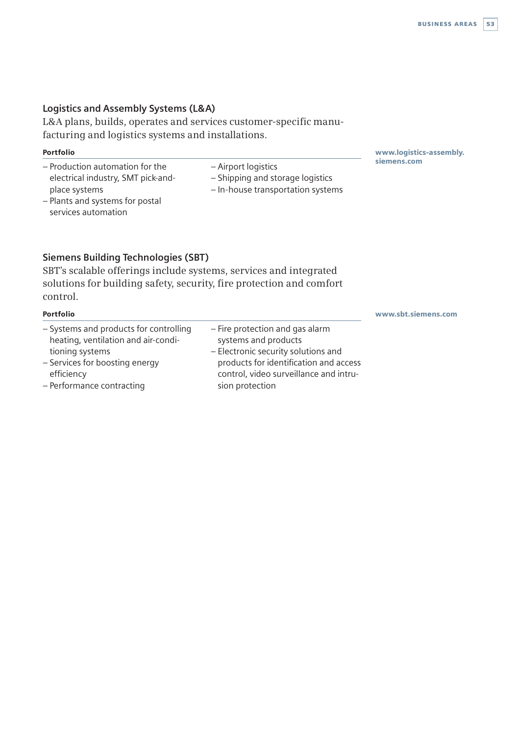## Logistics and Assembly Systems (L&A)

L&A plans, builds, operates and services customer-specific manufacturing and logistics systems and installations.

**Portfolio**

**www.logistics-assembly.siemens.com**

- Production automation for the electrical industry, SMT pick-and-place systems
- Plants and systems for postal services automation
- Airport logistics
- Shipping and storage logistics
- In-house transportation systems

## Siemens Building Technologies (SBT)

SBT's scalable offerings include systems, services and integrated solutions for building safety, security, fire protection and comfort control.

**Portfolio**

**www.sbt.siemens.com**

- Systems and products for controlling heating, ventilation and air-conditioning systems
- Services for boosting energy efficiency
- Performance contracting
- Fire protection and gas alarm systems and products
- Electronic security solutions and products for identification and access control, video surveillance and intrusion protection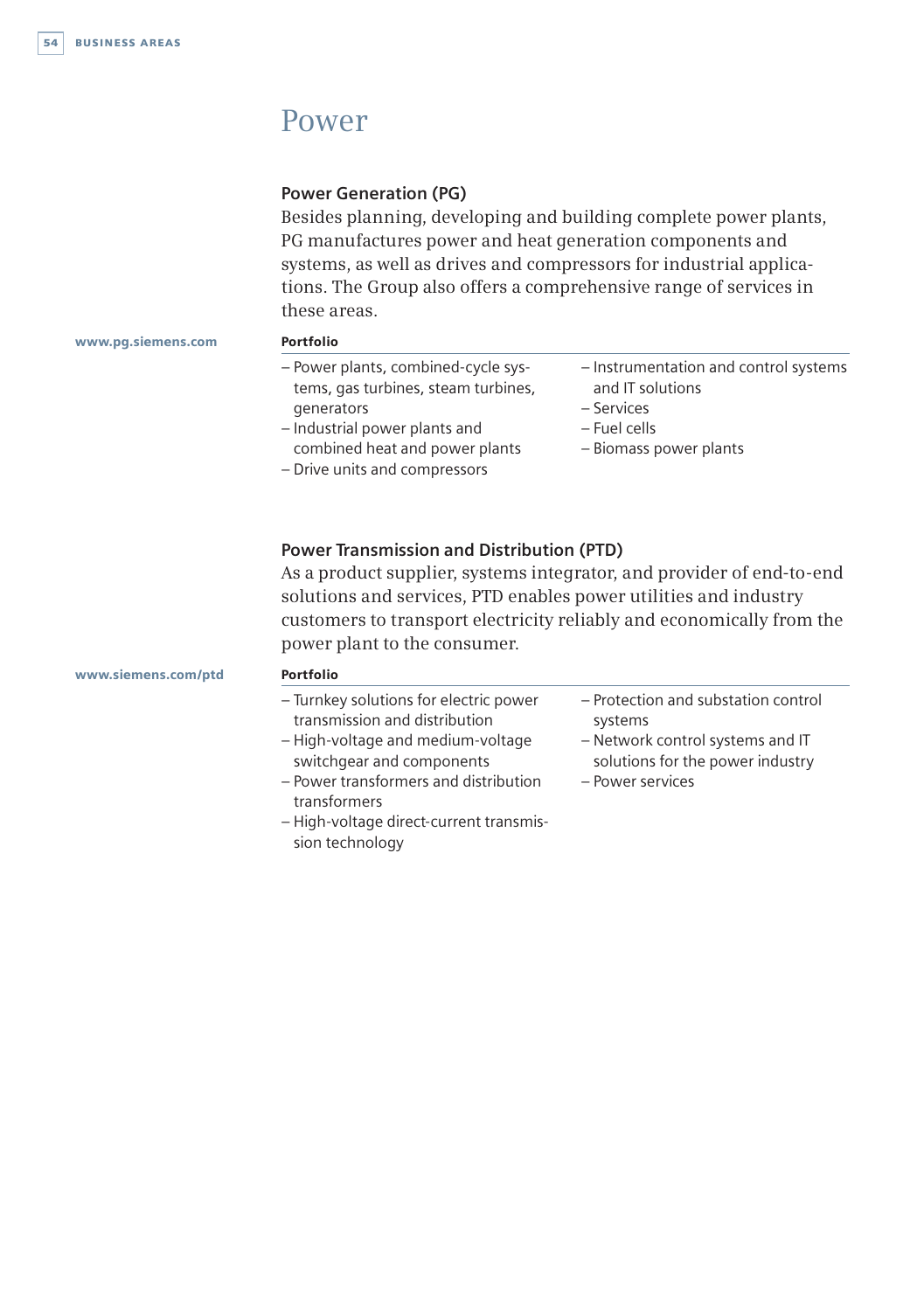# Power

## Power Generation (PG)

Besides planning, developing and building complete power plants, PG manufactures power and heat generation components and systems, as well as drives and compressors for industrial applications. The Group also offers a comprehensive range of services in these areas.

www.pg.siemens.com

**Portfolio**

- Power plants, combined-cycle systems, gas turbines, steam turbines, generators
- Industrial power plants and combined heat and power plants
- Drive units and compressors
- Instrumentation and control systems and IT solutions
- Services
- Fuel cells
- Biomass power plants

## Power Transmission and Distribution (PTD)

As a product supplier, systems integrator, and provider of end-to-end solutions and services, PTD enables power utilities and industry customers to transport electricity reliably and economically from the power plant to the consumer.

www.siemens.com/ptd

**Portfolio**

- Turnkey solutions for electric power transmission and distribution
- High-voltage and medium-voltage switchgear and components
- Power transformers and distribution transformers
- High-voltage direct-current transmission technology
- Protection and substation control systems
- Network control systems and IT solutions for the power industry
- Power services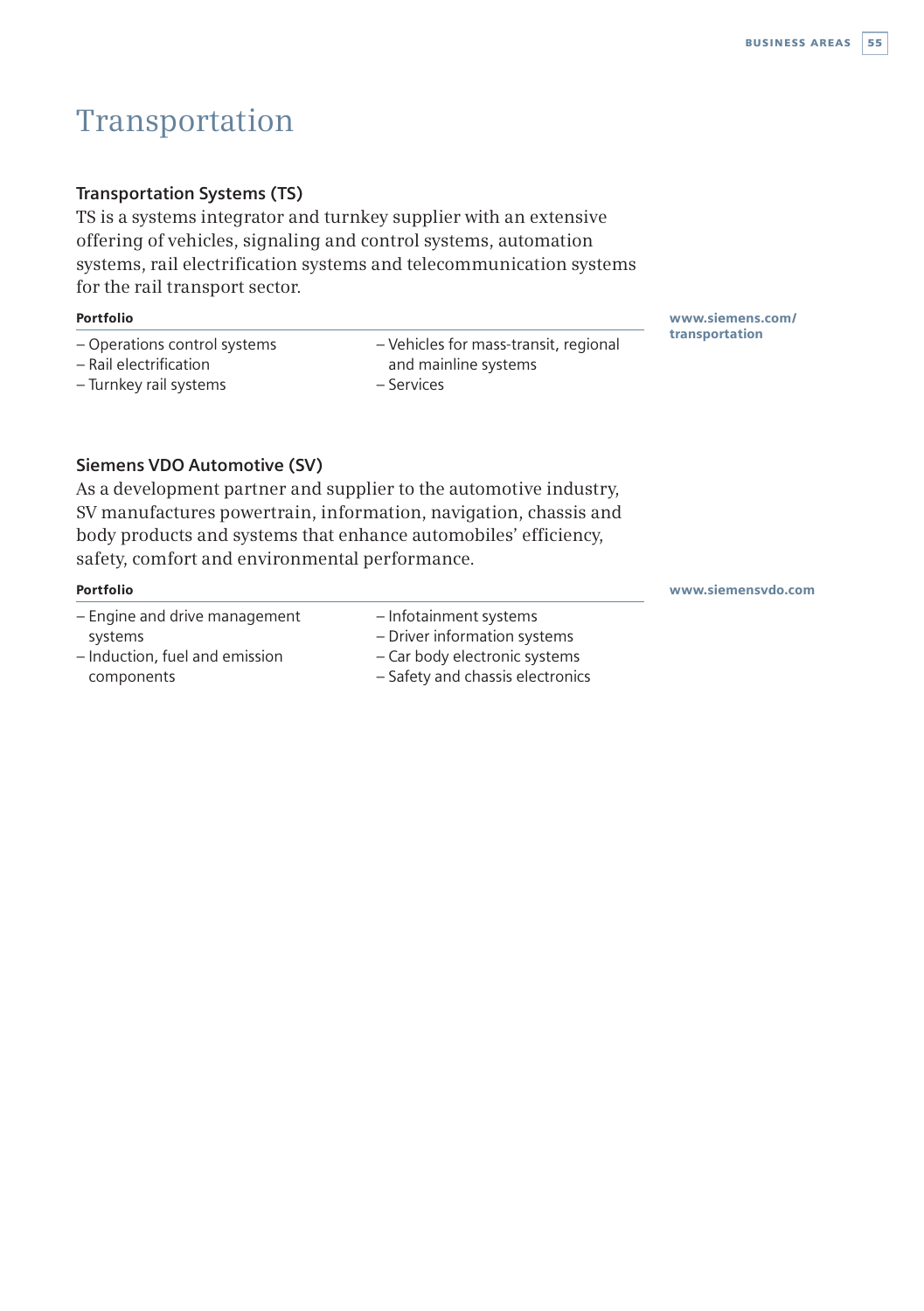# Transportation

### Transportation Systems (TS)

TS is a systems integrator and turnkey supplier with an extensive offering of vehicles, signaling and control systems, automation systems, rail electrification systems and telecommunication systems for the rail transport sector.

**Portfolio**

- Operations control systems
- Rail electrification
- Turnkey rail systems
- Vehicles for mass-transit, regional and mainline systems
- Services

**www.siemens.com/transportation**

### Siemens VDO Automotive (SV)

As a development partner and supplier to the automotive industry, SV manufactures powertrain, information, navigation, chassis and body products and systems that enhance automobiles' efficiency, safety, comfort and environmental performance.

**Portfolio**

- Engine and drive management systems
- Induction, fuel and emission components
- Infotainment systems
- Driver information systems
- Car body electronic systems
- Safety and chassis electronics

**www.siemensvdo.com**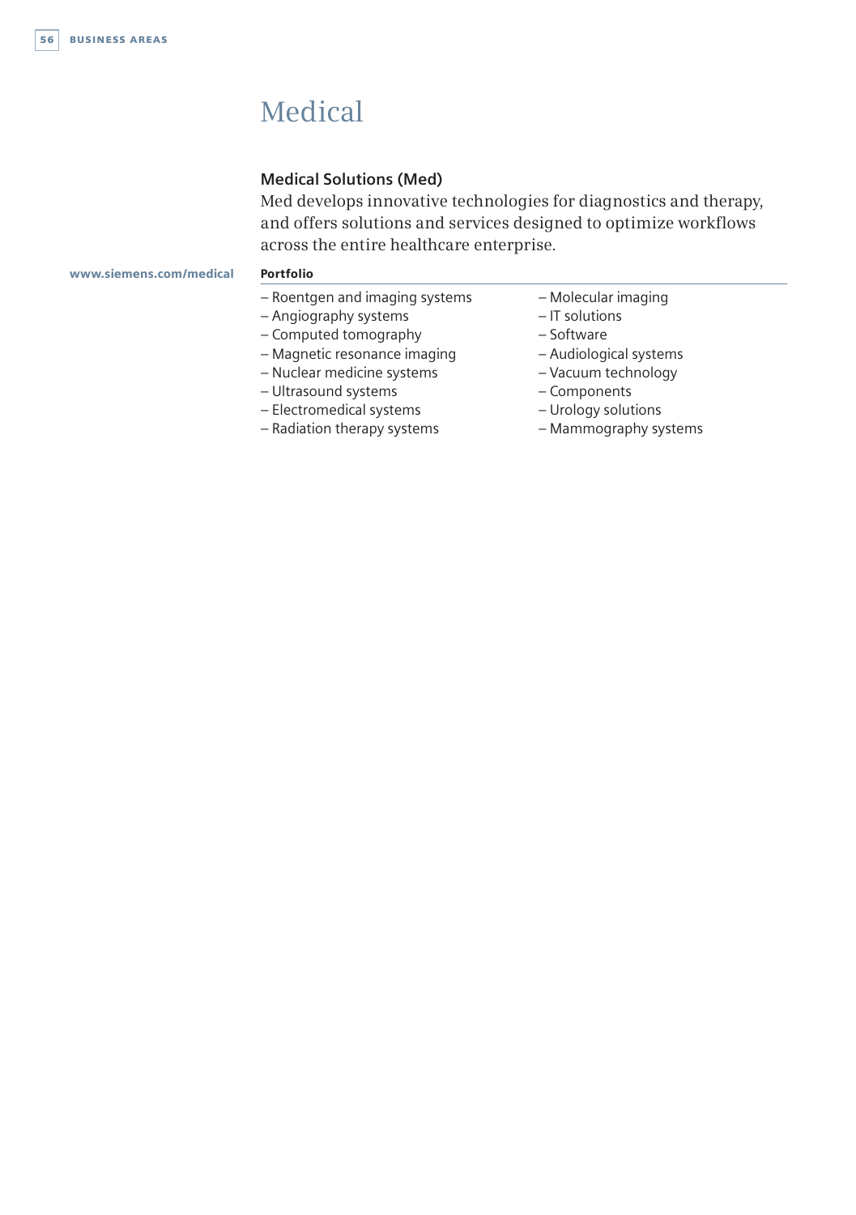# Medical

## Medical Solutions (Med)

Med develops innovative technologies for diagnostics and therapy, and offers solutions and services designed to optimize workflows across the entire healthcare enterprise.

www.siemens.com/medical

**Portfolio**

- Roentgen and imaging systems
- Angiography systems
- Computed tomography
- Magnetic resonance imaging
- Nuclear medicine systems
- Ultrasound systems
- Electromedical systems
- Radiation therapy systems
- Molecular imaging
- IT solutions
- Software
- Audiological systems
- Vacuum technology
- Components
- Urology solutions
- Mammography systems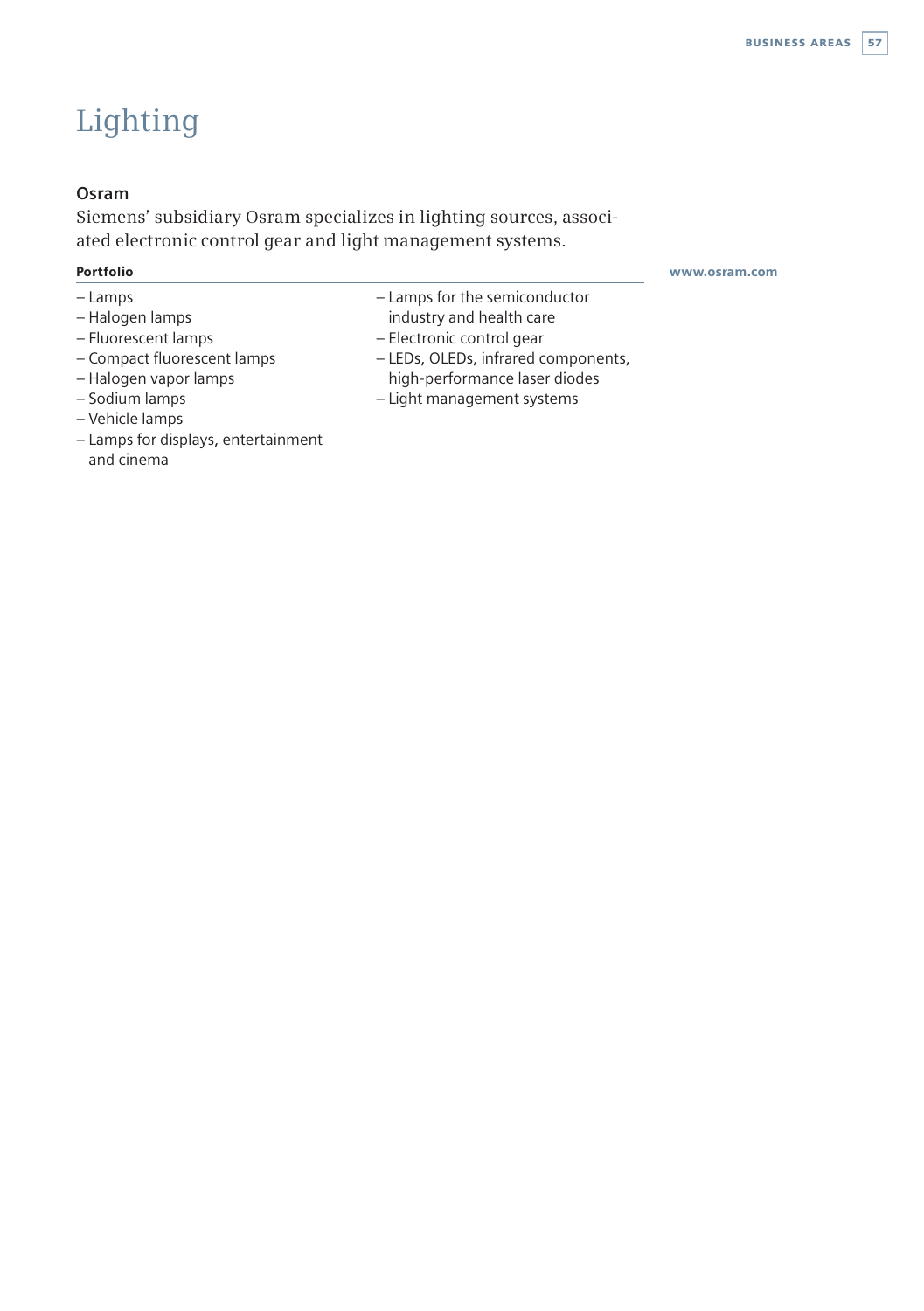# Lighting

## Osram

Siemens' subsidiary Osram specializes in lighting sources, associated electronic control gear and light management systems.

**Portfolio**

www.osram.com

- Lamps
- Halogen lamps
- Fluorescent lamps
- Compact fluorescent lamps
- Halogen vapor lamps
- Sodium lamps
- Vehicle lamps
- Lamps for displays, entertainment and cinema
- Lamps for the semiconductor industry and health care
- Electronic control gear
- LEDs, OLEDs, infrared components, high-performance laser diodes
- Light management systems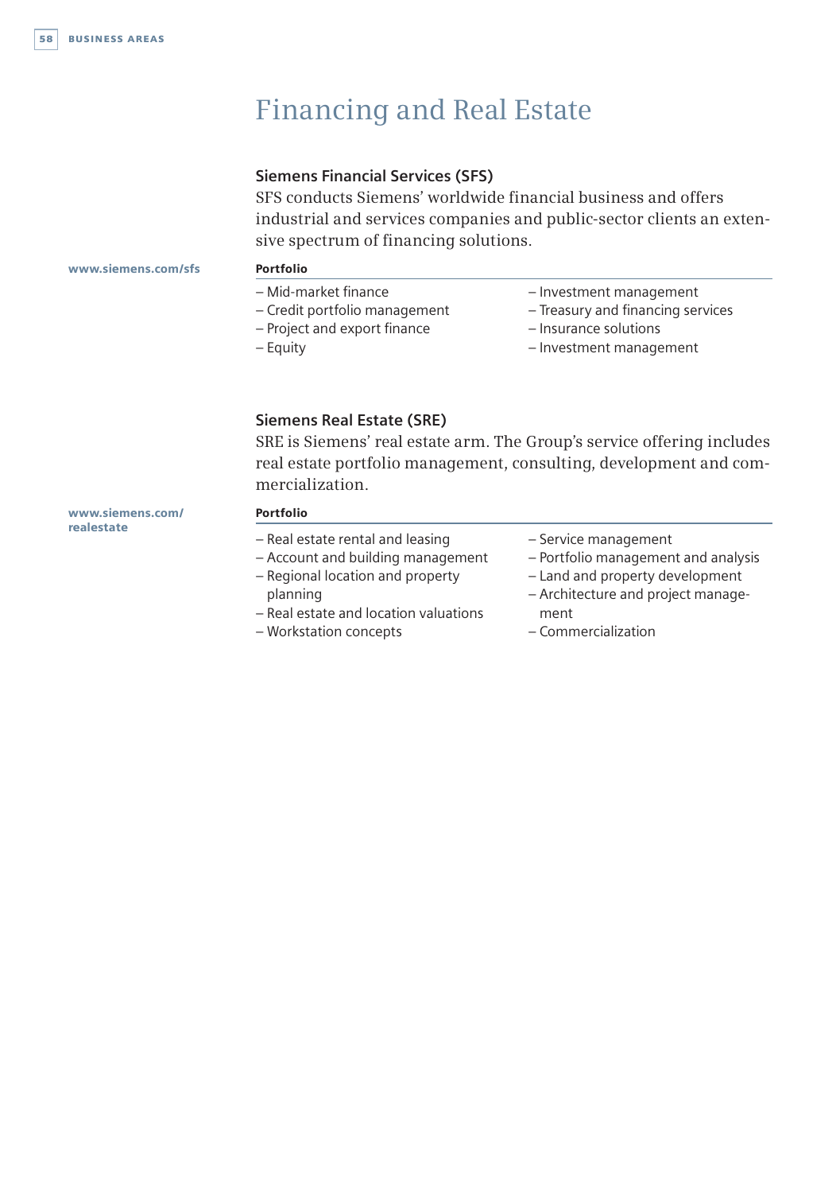# Financing and Real Estate

## Siemens Financial Services (SFS)

SFS conducts Siemens' worldwide financial business and offers industrial and services companies and public-sector clients an extensive spectrum of financing solutions.

www.siemens.com/sfs

**Portfolio**

- Mid-market finance
- Credit portfolio management
- Project and export finance
- Equity
- Investment management
- Treasury and financing services
- Insurance solutions
- Investment management

## Siemens Real Estate (SRE)

SRE is Siemens' real estate arm. The Group's service offering includes real estate portfolio management, consulting, development and commercialization.

www.siemens.com/realestate

**Portfolio**

- Real estate rental and leasing
- Account and building management
- Regional location and property planning
- Real estate and location valuations
- Workstation concepts
- Service management
- Portfolio management and analysis
- Land and property development
- Architecture and project management
- Commercialization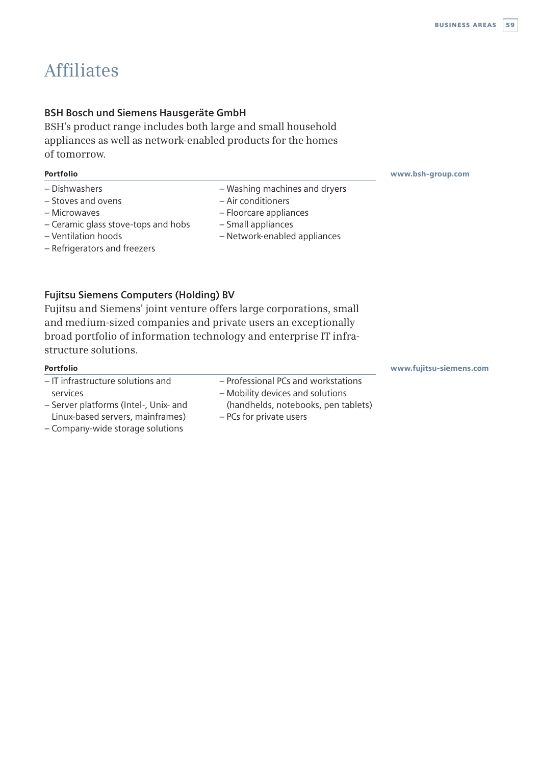# Affiliates

### BSH Bosch und Siemens Hausgeräte GmbH

BSH's product range includes both large and small household appliances as well as network-enabled products for the homes of tomorrow.

**Portfolio**

www.bsh-group.com

- Dishwashers
- Stoves and ovens
- Microwaves
- Ceramic glass stove-tops and hobs
- Ventilation hoods
- Refrigerators and freezers
- Washing machines and dryers
- Air conditioners
- Floorcare appliances
- Small appliances
- Network-enabled appliances

### Fujitsu Siemens Computers (Holding) BV

Fujitsu and Siemens' joint venture offers large corporations, small and medium-sized companies and private users an exceptionally broad portfolio of information technology and enterprise IT infrastructure solutions.

**Portfolio**

www.fujitsu-siemens.com

- IT infrastructure solutions and services
- Server platforms (Intel-, Unix- and Linux-based servers, mainframes)
- Company-wide storage solutions
- Professional PCs and workstations
- Mobility devices and solutions (handhelds, notebooks, pen tablets)
- PCs for private users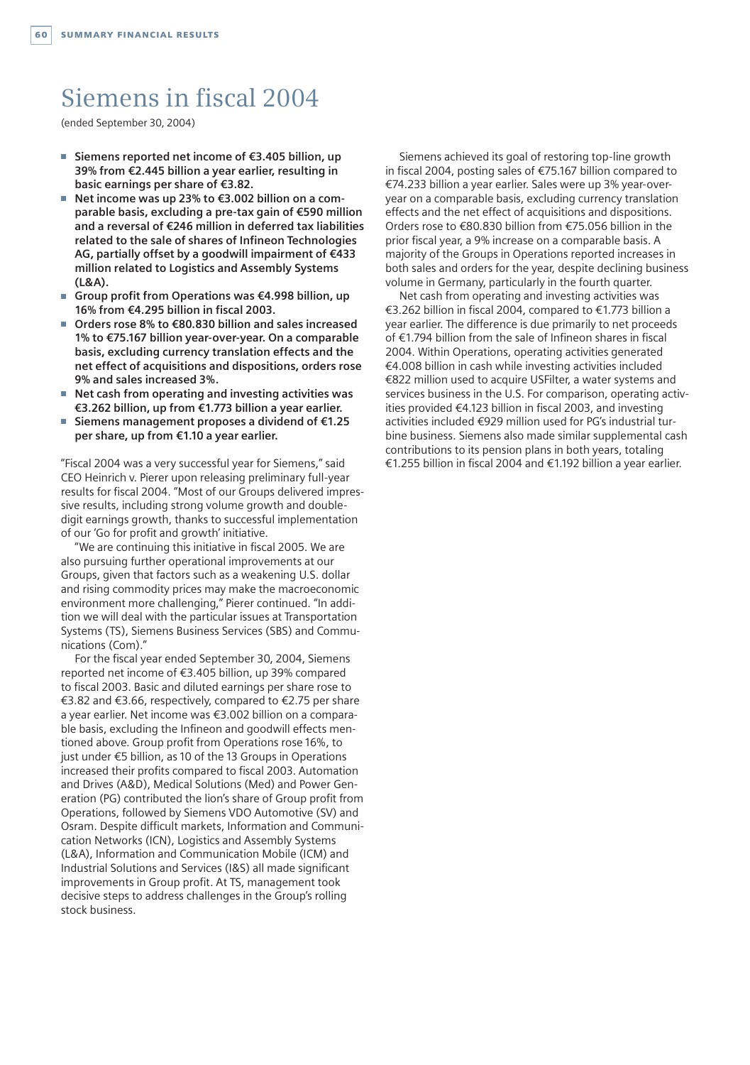# Siemens in fiscal 2004

(ended September 30, 2004)

- **Siemens reported net income of €3.405 billion, up 39% from €2.445 billion a year earlier, resulting in basic earnings per share of €3.82.**
- **Net income was up 23% to €3.002 billion on a comparable basis, excluding a pre-tax gain of €590 million and a reversal of €246 million in deferred tax liabilities related to the sale of shares of Infineon Technologies AG, partially offset by a goodwill impairment of €433 million related to Logistics and Assembly Systems (L&A).**
- **Group profit from Operations was €4.998 billion, up 16% from €4.295 billion in fiscal 2003.**
- **Orders rose 8% to €80.830 billion and sales increased 1% to €75.167 billion year-over-year. On a comparable basis, excluding currency translation effects and the net effect of acquisitions and dispositions, orders rose 9% and sales increased 3%.**
- **Net cash from operating and investing activities was €3.262 billion, up from €1.773 billion a year earlier.**
- **Siemens management proposes a dividend of €1.25 per share, up from €1.10 a year earlier.**

"Fiscal 2004 was a very successful year for Siemens," said CEO Heinrich v. Pierer upon releasing preliminary full-year results for fiscal 2004. "Most of our Groups delivered impressive results, including strong volume growth and double-digit earnings growth, thanks to successful implementation of our 'Go for profit and growth' initiative.

"We are continuing this initiative in fiscal 2005. We are also pursuing further operational improvements at our Groups, given that factors such as a weakening U.S. dollar and rising commodity prices may make the macroeconomic environment more challenging," Pierer continued. "In addition we will deal with the particular issues at Transportation Systems (TS), Siemens Business Services (SBS) and Communications (Com)."

For the fiscal year ended September 30, 2004, Siemens reported net income of €3.405 billion, up 39% compared to fiscal 2003. Basic and diluted earnings per share rose to €3.82 and €3.66, respectively, compared to €2.75 per share a year earlier. Net income was €3.002 billion on a comparable basis, excluding the Infineon and goodwill effects mentioned above. Group profit from Operations rose 16%, to just under €5 billion, as 10 of the 13 Groups in Operations increased their profits compared to fiscal 2003. Automation and Drives (A&D), Medical Solutions (Med) and Power Generation (PG) contributed the lion's share of Group profit from Operations, followed by Siemens VDO Automotive (SV) and Osram. Despite difficult markets, Information and Communication Networks (ICN), Logistics and Assembly Systems (L&A), Information and Communication Mobile (ICM) and Industrial Solutions and Services (I&S) all made significant improvements in Group profit. At TS, management took decisive steps to address challenges in the Group's rolling stock business.

Siemens achieved its goal of restoring top-line growth in fiscal 2004, posting sales of €75.167 billion compared to €74.233 billion a year earlier. Sales were up 3% year-over-year on a comparable basis, excluding currency translation effects and the net effect of acquisitions and dispositions. Orders rose to €80.830 billion from €75.056 billion in the prior fiscal year, a 9% increase on a comparable basis. A majority of the Groups in Operations reported increases in both sales and orders for the year, despite declining business volume in Germany, particularly in the fourth quarter.

Net cash from operating and investing activities was €3.262 billion in fiscal 2004, compared to €1.773 billion a year earlier. The difference is due primarily to net proceeds of €1.794 billion from the sale of Infineon shares in fiscal 2004. Within Operations, operating activities generated €4.008 billion in cash while investing activities included €822 million used to acquire USFilter, a water systems and services business in the U.S. For comparison, operating activities provided €4.123 billion in fiscal 2003, and investing activities included €929 million used for PG's industrial turbine business. Siemens also made similar supplemental cash contributions to its pension plans in both years, totaling €1.255 billion in fiscal 2004 and €1.192 billion a year earlier.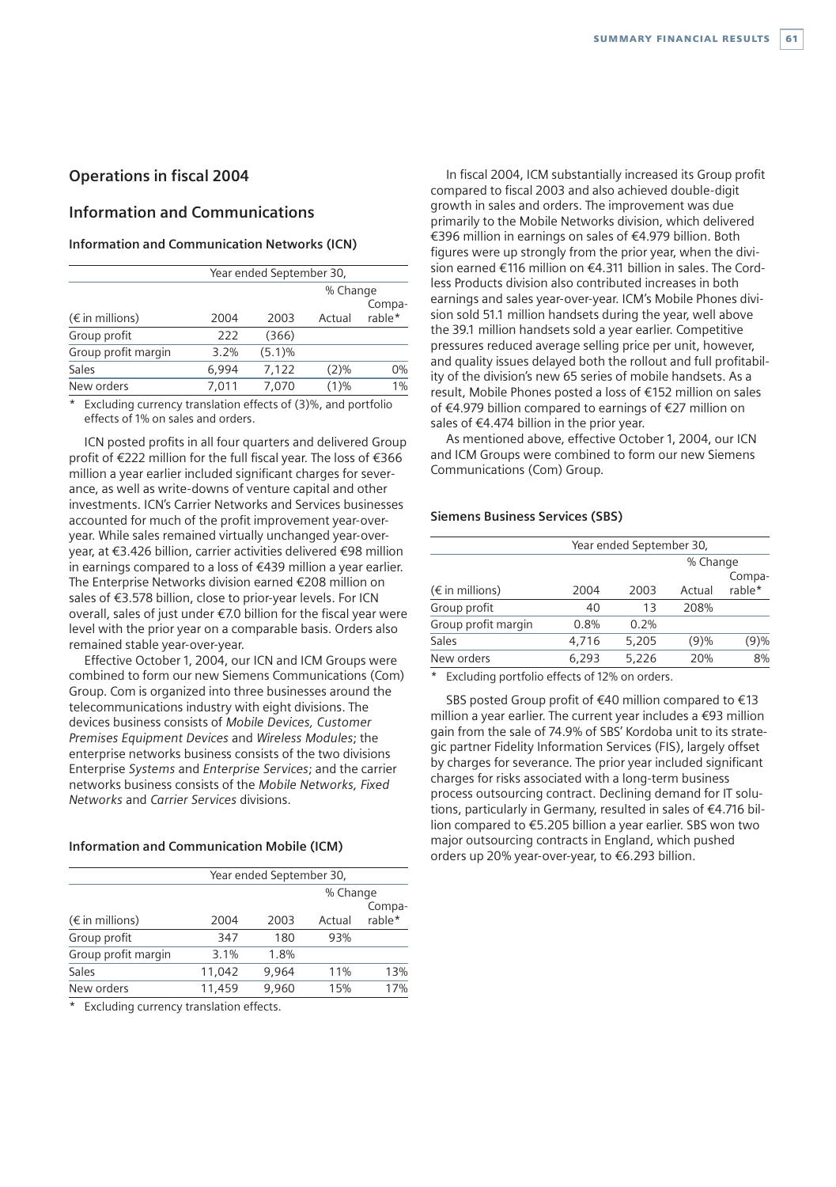## Operations in fiscal 2004

## Information and Communications

### Information and Communication Networks (ICN)

| | Year ended September 30, | | | |
|---|---|---|---|---|
| | | | % Change | |
| (€ in millions) | 2004 | 2003 | Actual | Comparable* |
| Group profit | 222 | (366) | | |
| Group profit margin | 3.2% | (5.1)% | | |
| Sales | 6,994 | 7,122 | (2)% | 0% |
| New orders | 7,011 | 7,070 | (1)% | 1% |

\* Excluding currency translation effects of (3)%, and portfolio effects of 1% on sales and orders.

ICN posted profits in all four quarters and delivered Group profit of €222 million for the full fiscal year. The loss of €366 million a year earlier included significant charges for severance, as well as write-downs of venture capital and other investments. ICN's Carrier Networks and Services businesses accounted for much of the profit improvement year-over-year. While sales remained virtually unchanged year-over-year, at €3.426 billion, carrier activities delivered €98 million in earnings compared to a loss of €439 million a year earlier. The Enterprise Networks division earned €208 million on sales of €3.578 billion, close to prior-year levels. For ICN overall, sales of just under €7.0 billion for the fiscal year were level with the prior year on a comparable basis. Orders also remained stable year-over-year.

Effective October 1, 2004, our ICN and ICM Groups were combined to form our new Siemens Communications (Com) Group. Com is organized into three businesses around the telecommunications industry with eight divisions. The devices business consists of *Mobile Devices, Customer Premises Equipment Devices* and *Wireless Modules*; the enterprise networks business consists of the two divisions Enterprise *Systems* and *Enterprise Services*; and the carrier networks business consists of the *Mobile Networks, Fixed Networks* and *Carrier Services* divisions.

### Information and Communication Mobile (ICM)

| | Year ended September 30, | | | |
|---|---|---|---|---|
| | | | % Change | |
| (€ in millions) | 2004 | 2003 | Actual | Comparable* |
| Group profit | 347 | 180 | 93% | |
| Group profit margin | 3.1% | 1.8% | | |
| Sales | 11,042 | 9,964 | 11% | 13% |
| New orders | 11,459 | 9,960 | 15% | 17% |

\* Excluding currency translation effects.

In fiscal 2004, ICM substantially increased its Group profit compared to fiscal 2003 and also achieved double-digit growth in sales and orders. The improvement was due primarily to the Mobile Networks division, which delivered €396 million in earnings on sales of €4.979 billion. Both figures were up strongly from the prior year, when the division earned €116 million on €4.311 billion in sales. The Cordless Products division also contributed increases in both earnings and sales year-over-year. ICM's Mobile Phones division sold 51.1 million handsets during the year, well above the 39.1 million handsets sold a year earlier. Competitive pressures reduced average selling price per unit, however, and quality issues delayed both the rollout and full profitability of the division's new 65 series of mobile handsets. As a result, Mobile Phones posted a loss of €152 million on sales of €4.979 billion compared to earnings of €27 million on sales of €4.474 billion in the prior year.

As mentioned above, effective October 1, 2004, our ICN and ICM Groups were combined to form our new Siemens Communications (Com) Group.

### Siemens Business Services (SBS)

| | Year ended September 30, | | | |
|---|---|---|---|---|
| | | | % Change | |
| (€ in millions) | 2004 | 2003 | Actual | Comparable* |
| Group profit | 40 | 13 | 208% | |
| Group profit margin | 0.8% | 0.2% | | |
| Sales | 4,716 | 5,205 | (9)% | (9)% |
| New orders | 6,293 | 5,226 | 20% | 8% |

\* Excluding portfolio effects of 12% on orders.

SBS posted Group profit of €40 million compared to €13 million a year earlier. The current year includes a €93 million gain from the sale of 74.9% of SBS' Kordoba unit to its strategic partner Fidelity Information Services (FIS), largely offset by charges for severance. The prior year included significant charges for risks associated with a long-term business process outsourcing contract. Declining demand for IT solutions, particularly in Germany, resulted in sales of €4.716 billion compared to €5.205 billion a year earlier. SBS won two major outsourcing contracts in England, which pushed orders up 20% year-over-year, to €6.293 billion.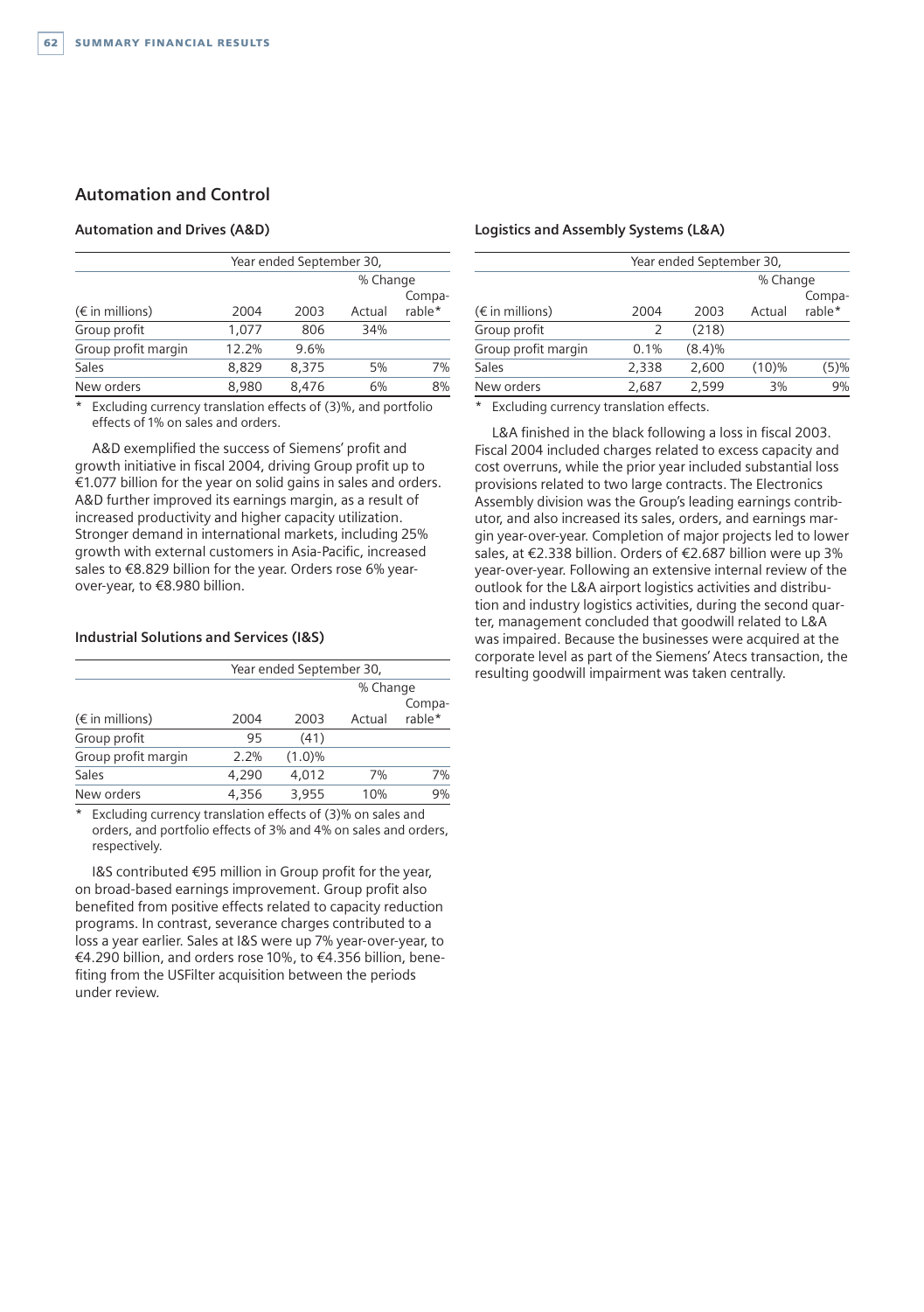## Automation and Control

### Automation and Drives (A&D)

| | Year ended September 30, | | | |
|---|---|---|---|---|
| | | | % Change | |
| (€ in millions) | 2004 | 2003 | Actual | Comparable* |
| Group profit | 1,077 | 806 | 34% | |
| Group profit margin | 12.2% | 9.6% | | |
| Sales | 8,829 | 8,375 | 5% | 7% |
| New orders | 8,980 | 8,476 | 6% | 8% |

\* Excluding currency translation effects of (3)%, and portfolio effects of 1% on sales and orders.

A&D exemplified the success of Siemens' profit and growth initiative in fiscal 2004, driving Group profit up to €1.077 billion for the year on solid gains in sales and orders. A&D further improved its earnings margin, as a result of increased productivity and higher capacity utilization. Stronger demand in international markets, including 25% growth with external customers in Asia-Pacific, increased sales to €8.829 billion for the year. Orders rose 6% year-over-year, to €8.980 billion.

### Industrial Solutions and Services (I&S)

| | Year ended September 30, | | | |
|---|---|---|---|---|
| | | | % Change | |
| (€ in millions) | 2004 | 2003 | Actual | Comparable* |
| Group profit | 95 | (41) | | |
| Group profit margin | 2.2% | (1.0)% | | |
| Sales | 4,290 | 4,012 | 7% | 7% |
| New orders | 4,356 | 3,955 | 10% | 9% |

\* Excluding currency translation effects of (3)% on sales and orders, and portfolio effects of 3% and 4% on sales and orders, respectively.

I&S contributed €95 million in Group profit for the year, on broad-based earnings improvement. Group profit also benefited from positive effects related to capacity reduction programs. In contrast, severance charges contributed to a loss a year earlier. Sales at I&S were up 7% year-over-year, to €4.290 billion, and orders rose 10%, to €4.356 billion, benefiting from the USFilter acquisition between the periods under review.

### Logistics and Assembly Systems (L&A)

| | Year ended September 30, | | | |
|---|---|---|---|---|
| | | | % Change | |
| (€ in millions) | 2004 | 2003 | Actual | Comparable* |
| Group profit | 2 | (218) | | |
| Group profit margin | 0.1% | (8.4)% | | |
| Sales | 2,338 | 2,600 | (10)% | (5)% |
| New orders | 2,687 | 2,599 | 3% | 9% |

\* Excluding currency translation effects.

L&A finished in the black following a loss in fiscal 2003. Fiscal 2004 included charges related to excess capacity and cost overruns, while the prior year included substantial loss provisions related to two large contracts. The Electronics Assembly division was the Group's leading earnings contributor, and also increased its sales, orders, and earnings margin year-over-year. Completion of major projects led to lower sales, at €2.338 billion. Orders of €2.687 billion were up 3% year-over-year. Following an extensive internal review of the outlook for the L&A airport logistics activities and distribution and industry logistics activities, during the second quarter, management concluded that goodwill related to L&A was impaired. Because the businesses were acquired at the corporate level as part of the Siemens' Atecs transaction, the resulting goodwill impairment was taken centrally.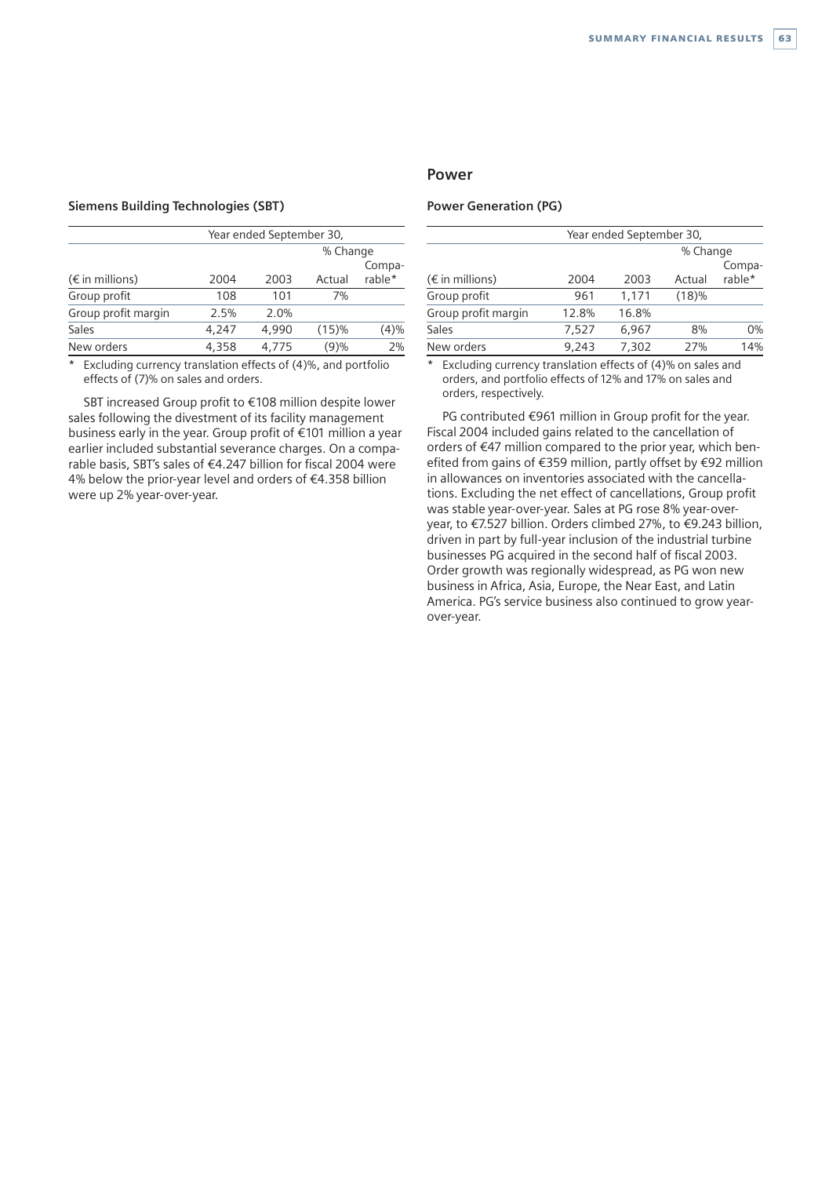### Siemens Building Technologies (SBT)

| (€ in millions) | Year ended September 30, | | | |
|---|---|---|---|---|
| | | | % Change | |
| | 2004 | 2003 | Actual | Compa-rable* |
| Group profit | 108 | 101 | 7% | |
| Group profit margin | 2.5% | 2.0% | | |
| Sales | 4,247 | 4,990 | (15)% | (4)% |
| New orders | 4,358 | 4,775 | (9)% | 2% |

\* Excluding currency translation effects of (4)%, and portfolio effects of (7)% on sales and orders.

SBT increased Group profit to €108 million despite lower sales following the divestment of its facility management business early in the year. Group profit of €101 million a year earlier included substantial severance charges. On a comparable basis, SBT's sales of €4.247 billion for fiscal 2004 were 4% below the prior-year level and orders of €4.358 billion were up 2% year-over-year.

## Power

### Power Generation (PG)

| (€ in millions) | Year ended September 30, | | | |
|---|---|---|---|---|
| | | | % Change | |
| | 2004 | 2003 | Actual | Compa-rable* |
| Group profit | 961 | 1,171 | (18)% | |
| Group profit margin | 12.8% | 16.8% | | |
| Sales | 7,527 | 6,967 | 8% | 0% |
| New orders | 9,243 | 7,302 | 27% | 14% |

\* Excluding currency translation effects of (4)% on sales and orders, and portfolio effects of 12% and 17% on sales and orders, respectively.

PG contributed €961 million in Group profit for the year. Fiscal 2004 included gains related to the cancellation of orders of €47 million compared to the prior year, which benefited from gains of €359 million, partly offset by €92 million in allowances on inventories associated with the cancellations. Excluding the net effect of cancellations, Group profit was stable year-over-year. Sales at PG rose 8% year-over-year, to €7.527 billion. Orders climbed 27%, to €9.243 billion, driven in part by full-year inclusion of the industrial turbine businesses PG acquired in the second half of fiscal 2003. Order growth was regionally widespread, as PG won new business in Africa, Asia, Europe, the Near East, and Latin America. PG's service business also continued to grow year-over-year.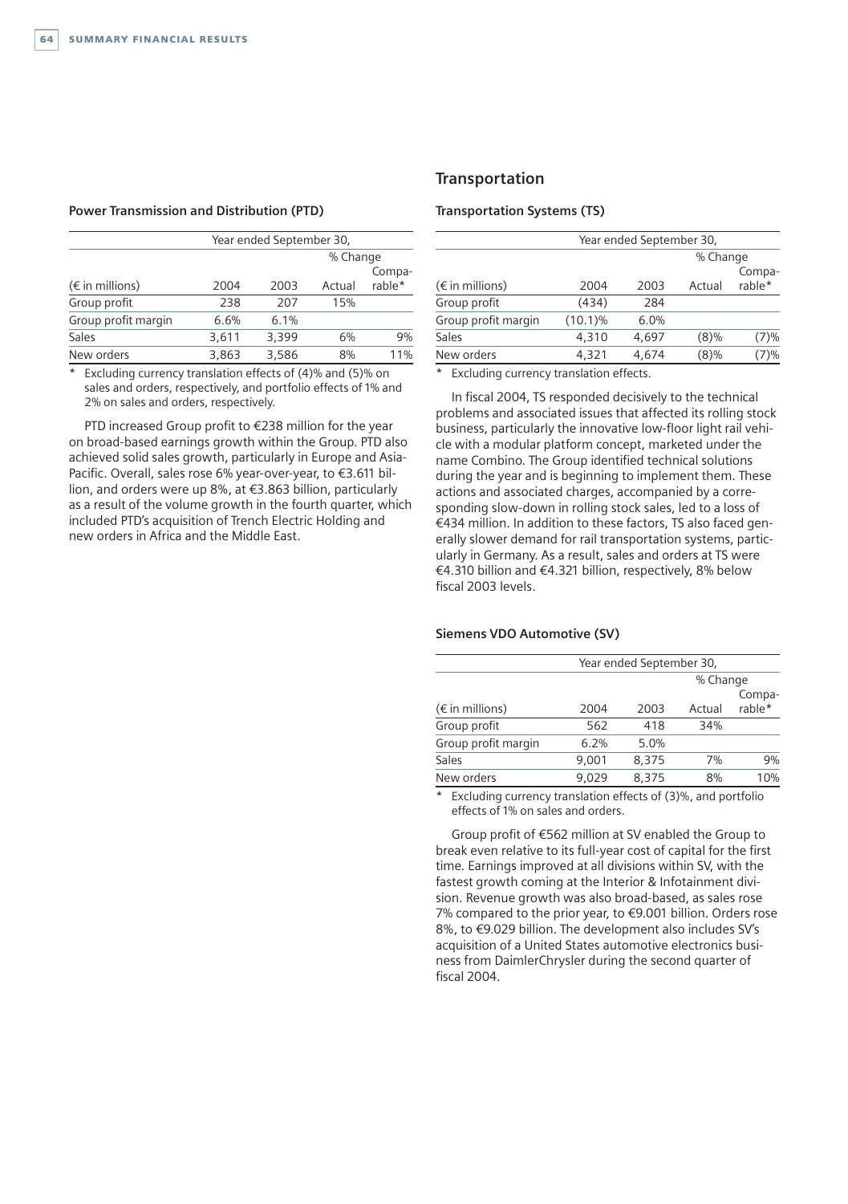### Power Transmission and Distribution (PTD)

| | Year ended September 30, | | | |
|---|---|---|---|---|
| | | | % Change | |
| (€ in millions) | 2004 | 2003 | Actual | Compa-rable* |
| Group profit | 238 | 207 | 15% | |
| Group profit margin | 6.6% | 6.1% | | |
| Sales | 3,611 | 3,399 | 6% | 9% |
| New orders | 3,863 | 3,586 | 8% | 11% |

\* Excluding currency translation effects of (4)% and (5)% on sales and orders, respectively, and portfolio effects of 1% and 2% on sales and orders, respectively.

PTD increased Group profit to €238 million for the year on broad-based earnings growth within the Group. PTD also achieved solid sales growth, particularly in Europe and Asia-Pacific. Overall, sales rose 6% year-over-year, to €3.611 billion, and orders were up 8%, at €3.863 billion, particularly as a result of the volume growth in the fourth quarter, which included PTD's acquisition of Trench Electric Holding and new orders in Africa and the Middle East.

## Transportation

### Transportation Systems (TS)

| | Year ended September 30, | | | |
|---|---|---|---|---|
| | | | % Change | |
| (€ in millions) | 2004 | 2003 | Actual | Compa-rable* |
| Group profit | (434) | 284 | | |
| Group profit margin | (10.1)% | 6.0% | | |
| Sales | 4,310 | 4,697 | (8)% | (7)% |
| New orders | 4,321 | 4,674 | (8)% | (7)% |

\* Excluding currency translation effects.

In fiscal 2004, TS responded decisively to the technical problems and associated issues that affected its rolling stock business, particularly the innovative low-floor light rail vehicle with a modular platform concept, marketed under the name Combino. The Group identified technical solutions during the year and is beginning to implement them. These actions and associated charges, accompanied by a corresponding slow-down in rolling stock sales, led to a loss of €434 million. In addition to these factors, TS also faced generally slower demand for rail transportation systems, particularly in Germany. As a result, sales and orders at TS were €4.310 billion and €4.321 billion, respectively, 8% below fiscal 2003 levels.

### Siemens VDO Automotive (SV)

| | Year ended September 30, | | | |
|---|---|---|---|---|
| | | | % Change | |
| (€ in millions) | 2004 | 2003 | Actual | Compa-rable* |
| Group profit | 562 | 418 | 34% | |
| Group profit margin | 6.2% | 5.0% | | |
| Sales | 9,001 | 8,375 | 7% | 9% |
| New orders | 9,029 | 8,375 | 8% | 10% |

\* Excluding currency translation effects of (3)%, and portfolio effects of 1% on sales and orders.

Group profit of €562 million at SV enabled the Group to break even relative to its full-year cost of capital for the first time. Earnings improved at all divisions within SV, with the fastest growth coming at the Interior & Infotainment division. Revenue growth was also broad-based, as sales rose 7% compared to the prior year, to €9.001 billion. Orders rose 8%, to €9.029 billion. The development also includes SV's acquisition of a United States automotive electronics business from DaimlerChrysler during the second quarter of fiscal 2004.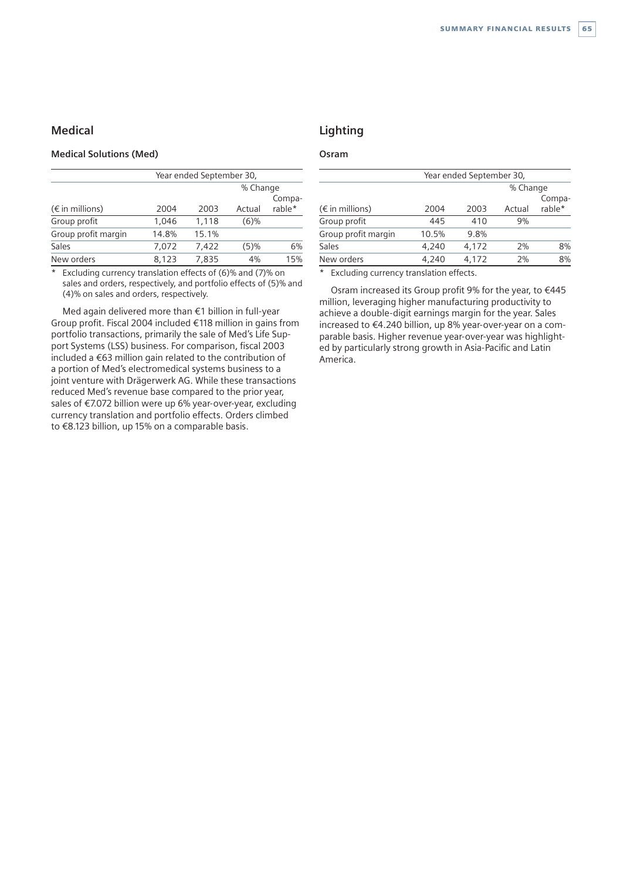## Medical

### Medical Solutions (Med)

| (€ in millions) | Year ended September 30, | | % Change | |
|---|---|---|---|---|
| | 2004 | 2003 | Actual | Comparable* |
| Group profit | 1,046 | 1,118 | (6)% | |
| Group profit margin | 14.8% | 15.1% | | |
| Sales | 7,072 | 7,422 | (5)% | 6% |
| New orders | 8,123 | 7,835 | 4% | 15% |

\* Excluding currency translation effects of (6)% and (7)% on sales and orders, respectively, and portfolio effects of (5)% and (4)% on sales and orders, respectively.

Med again delivered more than €1 billion in full-year Group profit. Fiscal 2004 included €118 million in gains from portfolio transactions, primarily the sale of Med's Life Support Systems (LSS) business. For comparison, fiscal 2003 included a €63 million gain related to the contribution of a portion of Med's electromedical systems business to a joint venture with Drägerwerk AG. While these transactions reduced Med's revenue base compared to the prior year, sales of €7.072 billion were up 6% year-over-year, excluding currency translation and portfolio effects. Orders climbed to €8.123 billion, up 15% on a comparable basis.

## Lighting

### Osram

| (€ in millions) | Year ended September 30, | | % Change | |
|---|---|---|---|---|
| | 2004 | 2003 | Actual | Comparable* |
| Group profit | 445 | 410 | 9% | |
| Group profit margin | 10.5% | 9.8% | | |
| Sales | 4,240 | 4,172 | 2% | 8% |
| New orders | 4,240 | 4,172 | 2% | 8% |

\* Excluding currency translation effects.

Osram increased its Group profit 9% for the year, to €445 million, leveraging higher manufacturing productivity to achieve a double-digit earnings margin for the year. Sales increased to €4.240 billion, up 8% year-over-year on a comparable basis. Higher revenue year-over-year was highlighted by particularly strong growth in Asia-Pacific and Latin America.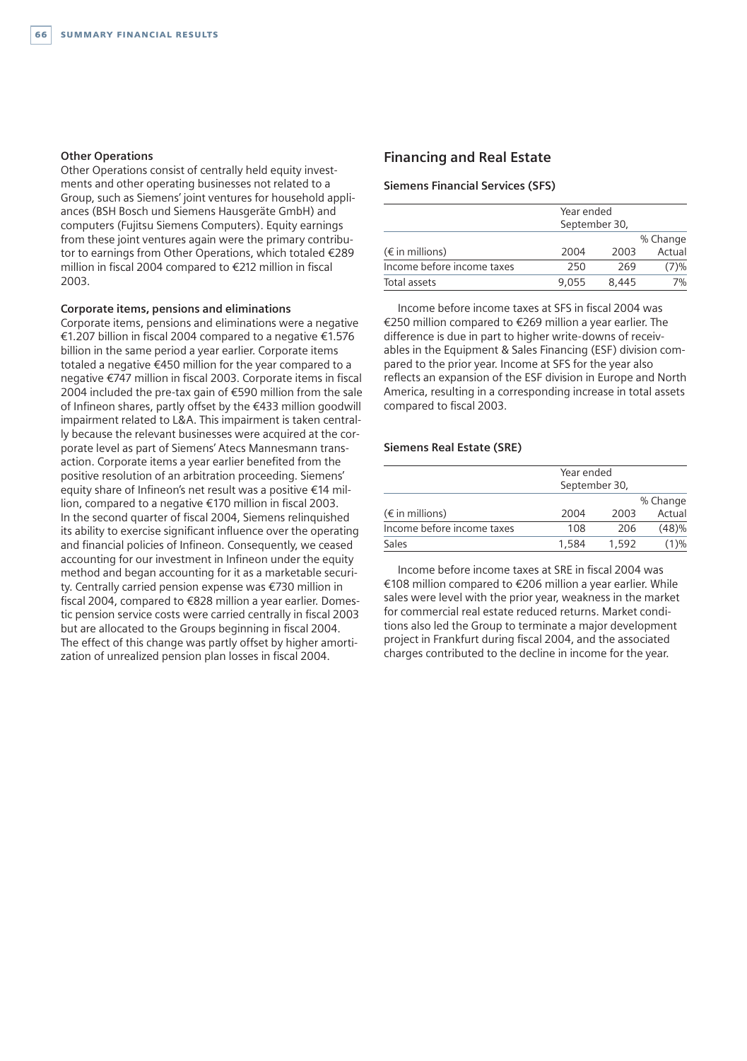### Other Operations

Other Operations consist of centrally held equity investments and other operating businesses not related to a Group, such as Siemens' joint ventures for household appliances (BSH Bosch und Siemens Hausgeräte GmbH) and computers (Fujitsu Siemens Computers). Equity earnings from these joint ventures again were the primary contributor to earnings from Other Operations, which totaled €289 million in fiscal 2004 compared to €212 million in fiscal 2003.

### Corporate items, pensions and eliminations

Corporate items, pensions and eliminations were a negative €1.207 billion in fiscal 2004 compared to a negative €1.576 billion in the same period a year earlier. Corporate items totaled a negative €450 million for the year compared to a negative €747 million in fiscal 2003. Corporate items in fiscal 2004 included the pre-tax gain of €590 million from the sale of Infineon shares, partly offset by the €433 million goodwill impairment related to L&A. This impairment is taken centrally because the relevant businesses were acquired at the corporate level as part of Siemens' Atecs Mannesmann transaction. Corporate items a year earlier benefited from the positive resolution of an arbitration proceeding. Siemens' equity share of Infineon's net result was a positive €14 million, compared to a negative €170 million in fiscal 2003. In the second quarter of fiscal 2004, Siemens relinquished its ability to exercise significant influence over the operating and financial policies of Infineon. Consequently, we ceased accounting for our investment in Infineon under the equity method and began accounting for it as a marketable security. Centrally carried pension expense was €730 million in fiscal 2004, compared to €828 million a year earlier. Domestic pension service costs were carried centrally in fiscal 2003 but are allocated to the Groups beginning in fiscal 2004. The effect of this change was partly offset by higher amortization of unrealized pension plan losses in fiscal 2004.

## Financing and Real Estate

### Siemens Financial Services (SFS)

| | Year ended September 30, | | |
|---|---|---|---|
| (€ in millions) | 2004 | 2003 | % Change Actual |
| Income before income taxes | 250 | 269 | (7)% |
| Total assets | 9,055 | 8,445 | 7% |

Income before income taxes at SFS in fiscal 2004 was €250 million compared to €269 million a year earlier. The difference is due in part to higher write-downs of receivables in the Equipment & Sales Financing (ESF) division compared to the prior year. Income at SFS for the year also reflects an expansion of the ESF division in Europe and North America, resulting in a corresponding increase in total assets compared to fiscal 2003.

### Siemens Real Estate (SRE)

| | Year ended September 30, | | |
|---|---|---|---|
| (€ in millions) | 2004 | 2003 | % Change Actual |
| Income before income taxes | 108 | 206 | (48)% |
| Sales | 1,584 | 1,592 | (1)% |

Income before income taxes at SRE in fiscal 2004 was €108 million compared to €206 million a year earlier. While sales were level with the prior year, weakness in the market for commercial real estate reduced returns. Market conditions also led the Group to terminate a major development project in Frankfurt during fiscal 2004, and the associated charges contributed to the decline in income for the year.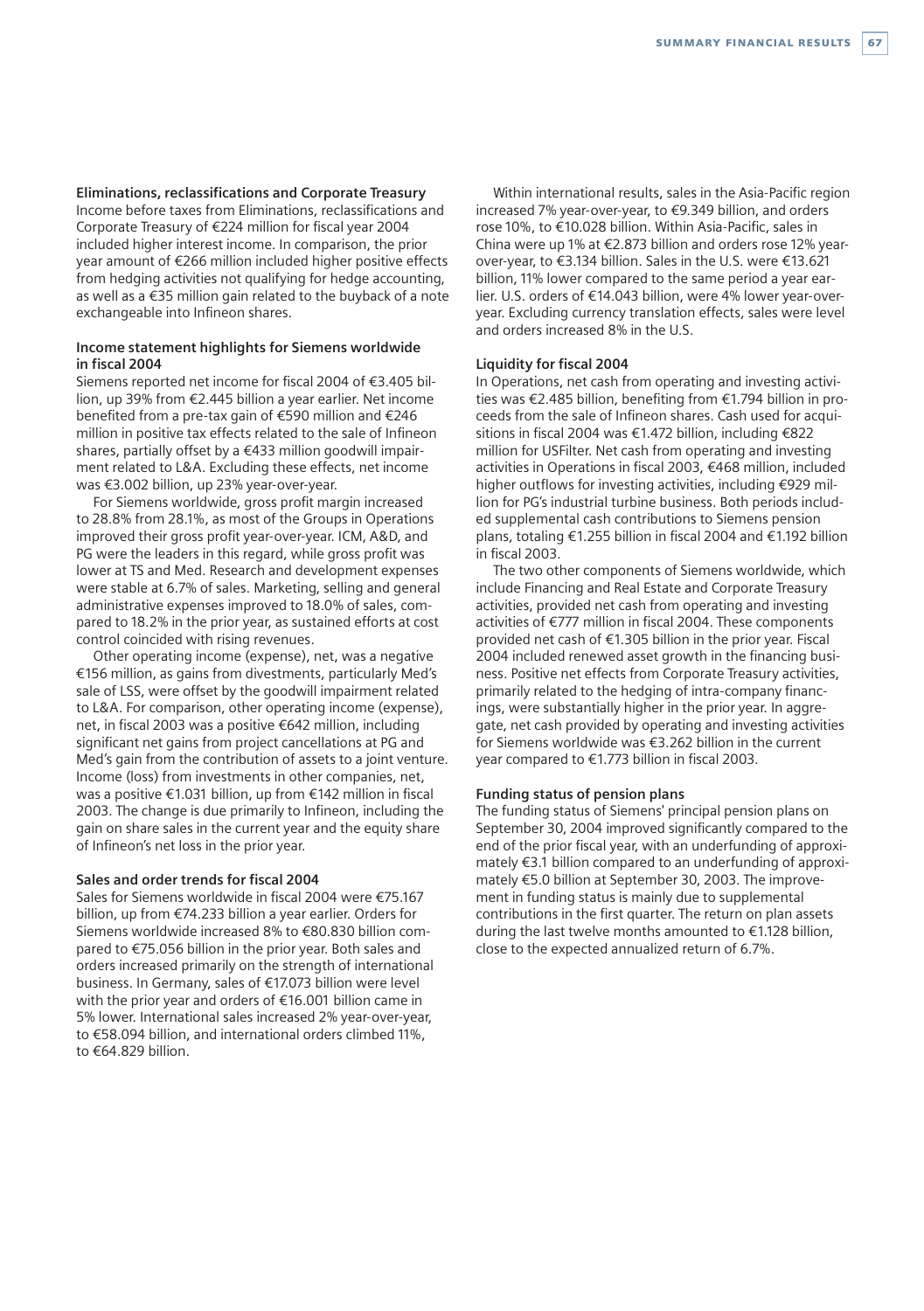### Eliminations, reclassifications and Corporate Treasury

Income before taxes from Eliminations, reclassifications and Corporate Treasury of €224 million for fiscal year 2004 included higher interest income. In comparison, the prior year amount of €266 million included higher positive effects from hedging activities not qualifying for hedge accounting, as well as a €35 million gain related to the buyback of a note exchangeable into Infineon shares.

### Income statement highlights for Siemens worldwide in fiscal 2004

Siemens reported net income for fiscal 2004 of €3.405 billion, up 39% from €2.445 billion a year earlier. Net income benefited from a pre-tax gain of €590 million and €246 million in positive tax effects related to the sale of Infineon shares, partially offset by a €433 million goodwill impairment related to L&A. Excluding these effects, net income was €3.002 billion, up 23% year-over-year.

For Siemens worldwide, gross profit margin increased to 28.8% from 28.1%, as most of the Groups in Operations improved their gross profit year-over-year. ICM, A&D, and PG were the leaders in this regard, while gross profit was lower at TS and Med. Research and development expenses were stable at 6.7% of sales. Marketing, selling and general administrative expenses improved to 18.0% of sales, compared to 18.2% in the prior year, as sustained efforts at cost control coincided with rising revenues.

Other operating income (expense), net, was a negative €156 million, as gains from divestments, particularly Med's sale of LSS, were offset by the goodwill impairment related to L&A. For comparison, other operating income (expense), net, in fiscal 2003 was a positive €642 million, including significant net gains from project cancellations at PG and Med's gain from the contribution of assets to a joint venture. Income (loss) from investments in other companies, net, was a positive €1.031 billion, up from €142 million in fiscal 2003. The change is due primarily to Infineon, including the gain on share sales in the current year and the equity share of Infineon's net loss in the prior year.

### Sales and order trends for fiscal 2004

Sales for Siemens worldwide in fiscal 2004 were €75.167 billion, up from €74.233 billion a year earlier. Orders for Siemens worldwide increased 8% to €80.830 billion compared to €75.056 billion in the prior year. Both sales and orders increased primarily on the strength of international business. In Germany, sales of €17.073 billion were level with the prior year and orders of €16.001 billion came in 5% lower. International sales increased 2% year-over-year, to €58.094 billion, and international orders climbed 11%, to €64.829 billion.

Within international results, sales in the Asia-Pacific region increased 7% year-over-year, to €9.349 billion, and orders rose 10%, to €10.028 billion. Within Asia-Pacific, sales in China were up 1% at €2.873 billion and orders rose 12% year-over-year, to €3.134 billion. Sales in the U.S. were €13.621 billion, 11% lower compared to the same period a year earlier. U.S. orders of €14.043 billion, were 4% lower year-over-year. Excluding currency translation effects, sales were level and orders increased 8% in the U.S.

### Liquidity for fiscal 2004

In Operations, net cash from operating and investing activities was €2.485 billion, benefiting from €1.794 billion in proceeds from the sale of Infineon shares. Cash used for acquisitions in fiscal 2004 was €1.472 billion, including €822 million for USFilter. Net cash from operating and investing activities in Operations in fiscal 2003, €468 million, included higher outflows for investing activities, including €929 million for PG's industrial turbine business. Both periods included supplemental cash contributions to Siemens pension plans, totaling €1.255 billion in fiscal 2004 and €1.192 billion in fiscal 2003.

The two other components of Siemens worldwide, which include Financing and Real Estate and Corporate Treasury activities, provided net cash from operating and investing activities of €777 million in fiscal 2004. These components provided net cash of €1.305 billion in the prior year. Fiscal 2004 included renewed asset growth in the financing business. Positive net effects from Corporate Treasury activities, primarily related to the hedging of intra-company financings, were substantially higher in the prior year. In aggregate, net cash provided by operating and investing activities for Siemens worldwide was €3.262 billion in the current year compared to €1.773 billion in fiscal 2003.

### Funding status of pension plans

The funding status of Siemens' principal pension plans on September 30, 2004 improved significantly compared to the end of the prior fiscal year, with an underfunding of approximately €3.1 billion compared to an underfunding of approximately €5.0 billion at September 30, 2003. The improvement in funding status is mainly due to supplemental contributions in the first quarter. The return on plan assets during the last twelve months amounted to €1.128 billion, close to the expected annualized return of 6.7%.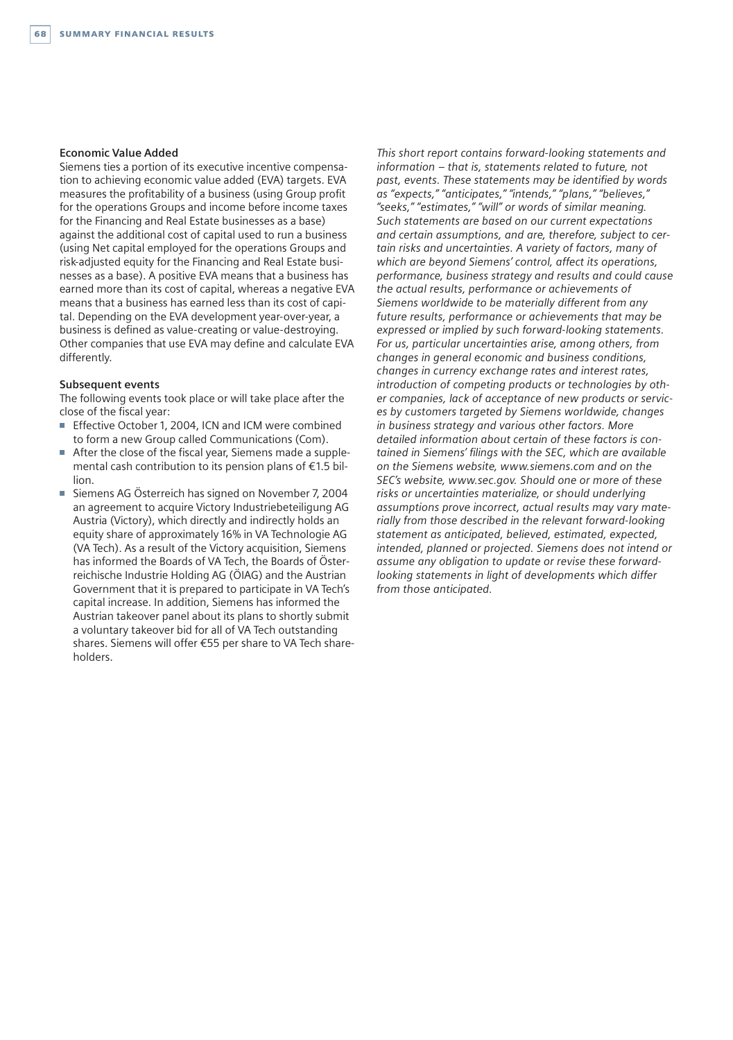### Economic Value Added

Siemens ties a portion of its executive incentive compensation to achieving economic value added (EVA) targets. EVA measures the profitability of a business (using Group profit for the operations Groups and income before income taxes for the Financing and Real Estate businesses as a base) against the additional cost of capital used to run a business (using Net capital employed for the operations Groups and risk-adjusted equity for the Financing and Real Estate businesses as a base). A positive EVA means that a business has earned more than its cost of capital, whereas a negative EVA means that a business has earned less than its cost of capital. Depending on the EVA development year-over-year, a business is defined as value-creating or value-destroying. Other companies that use EVA may define and calculate EVA differently.

### Subsequent events

The following events took place or will take place after the close of the fiscal year:

- Effective October 1, 2004, ICN and ICM were combined to form a new Group called Communications (Com).
- After the close of the fiscal year, Siemens made a supplemental cash contribution to its pension plans of €1.5 billion.
- Siemens AG Österreich has signed on November 7, 2004 an agreement to acquire Victory Industriebeteiligung AG Austria (Victory), which directly and indirectly holds an equity share of approximately 16% in VA Technologie AG (VA Tech). As a result of the Victory acquisition, Siemens has informed the Boards of VA Tech, the Boards of Österreichische Industrie Holding AG (ÖIAG) and the Austrian Government that it is prepared to participate in VA Tech's capital increase. In addition, Siemens has informed the Austrian takeover panel about its plans to shortly submit a voluntary takeover bid for all of VA Tech outstanding shares. Siemens will offer €55 per share to VA Tech shareholders.

*This short report contains forward-looking statements and information – that is, statements related to future, not past, events. These statements may be identified by words as "expects," "anticipates," "intends," "plans," "believes," "seeks," "estimates," "will" or words of similar meaning. Such statements are based on our current expectations and certain assumptions, and are, therefore, subject to certain risks and uncertainties. A variety of factors, many of which are beyond Siemens' control, affect its operations, performance, business strategy and results and could cause the actual results, performance or achievements of Siemens worldwide to be materially different from any future results, performance or achievements that may be expressed or implied by such forward-looking statements. For us, particular uncertainties arise, among others, from changes in general economic and business conditions, changes in currency exchange rates and interest rates, introduction of competing products or technologies by other companies, lack of acceptance of new products or services by customers targeted by Siemens worldwide, changes in business strategy and various other factors. More detailed information about certain of these factors is contained in Siemens' filings with the SEC, which are available on the Siemens website, www.siemens.com and on the SEC's website, www.sec.gov. Should one or more of these risks or uncertainties materialize, or should underlying assumptions prove incorrect, actual results may vary materially from those described in the relevant forward-looking statement as anticipated, believed, estimated, expected, intended, planned or projected. Siemens does not intend or assume any obligation to update or revise these forward-looking statements in light of developments which differ from those anticipated.*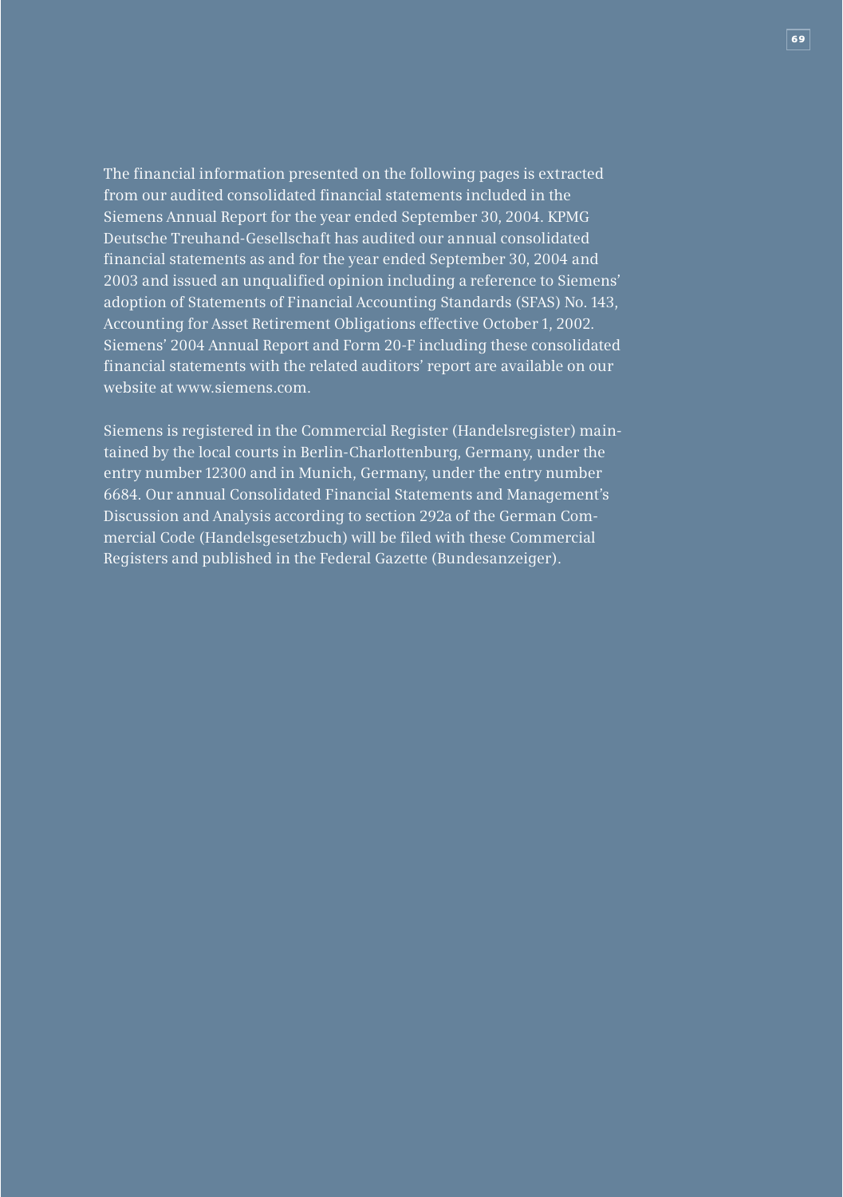The financial information presented on the following pages is extracted from our audited consolidated financial statements included in the Siemens Annual Report for the year ended September 30, 2004. KPMG Deutsche Treuhand-Gesellschaft has audited our annual consolidated financial statements as and for the year ended September 30, 2004 and 2003 and issued an unqualified opinion including a reference to Siemens' adoption of Statements of Financial Accounting Standards (SFAS) No. 143, Accounting for Asset Retirement Obligations effective October 1, 2002. Siemens' 2004 Annual Report and Form 20-F including these consolidated financial statements with the related auditors' report are available on our website at www.siemens.com.

Siemens is registered in the Commercial Register (Handelsregister) maintained by the local courts in Berlin-Charlottenburg, Germany, under the entry number 12300 and in Munich, Germany, under the entry number 6684. Our annual Consolidated Financial Statements and Management's Discussion and Analysis according to section 292a of the German Commercial Code (Handelsgesetzbuch) will be filed with these Commercial Registers and published in the Federal Gazette (Bundesanzeiger).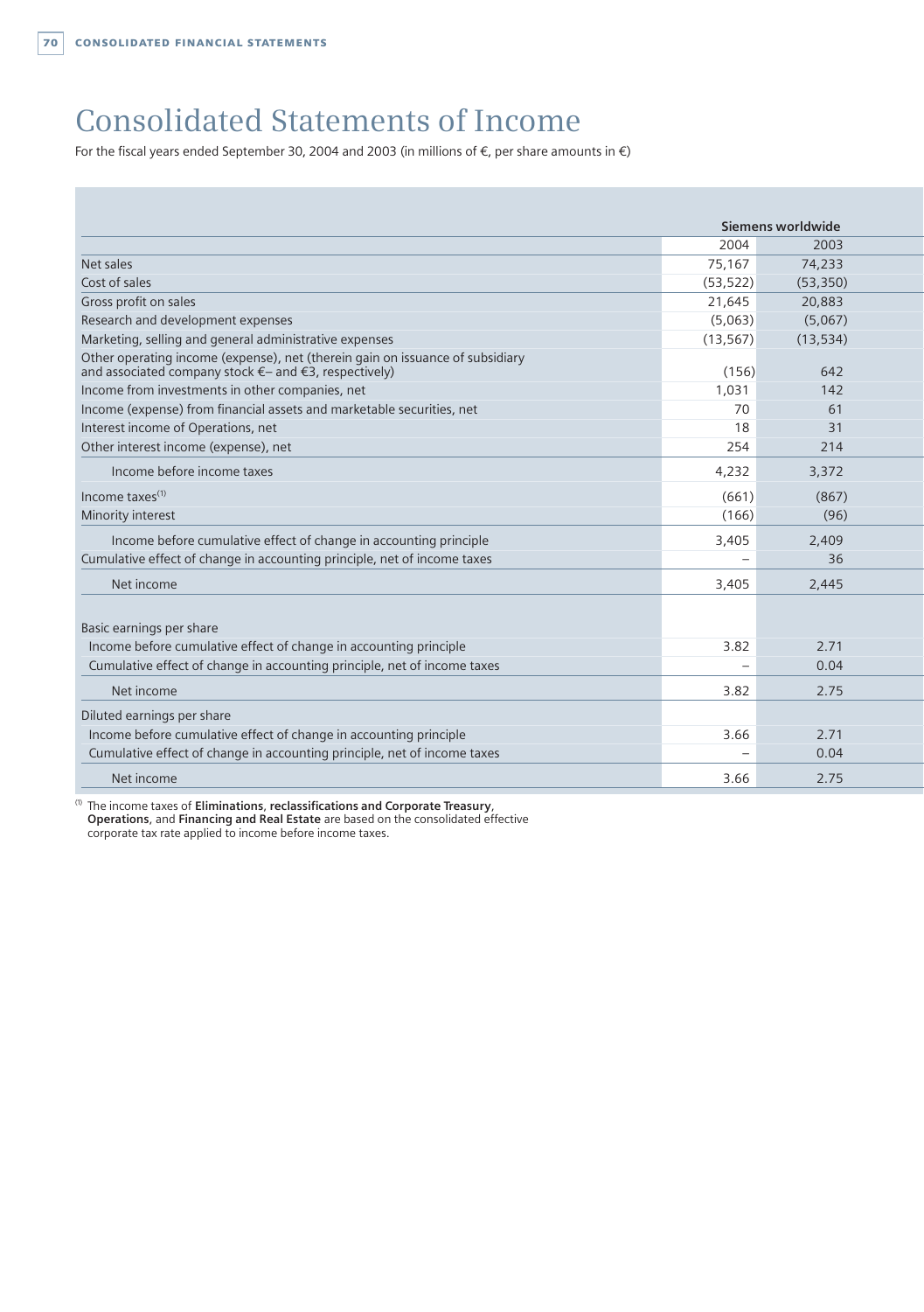# Consolidated Statements of Income

For the fiscal years ended September 30, 2004 and 2003 (in millions of €, per share amounts in €)

| | Siemens worldwide | |
|---|---|---|
| | 2004 | 2003 |
| Net sales | 75,167 | 74,233 |
| Cost of sales | (53,522) | (53,350) |
| Gross profit on sales | 21,645 | 20,883 |
| Research and development expenses | (5,063) | (5,067) |
| Marketing, selling and general administrative expenses | (13,567) | (13,534) |
| Other operating income (expense), net (therein gain on issuance of subsidiary and associated company stock €– and €3, respectively) | (156) | 642 |
| Income from investments in other companies, net | 1,031 | 142 |
| Income (expense) from financial assets and marketable securities, net | 70 | 61 |
| Interest income of Operations, net | 18 | 31 |
| Other interest income (expense), net | 254 | 214 |
| Income before income taxes | 4,232 | 3,372 |
| Income taxes[1] | (661) | (867) |
| Minority interest | (166) | (96) |
| Income before cumulative effect of change in accounting principle | 3,405 | 2,409 |
| Cumulative effect of change in accounting principle, net of income taxes | – | 36 |
| Net income | 3,405 | 2,445 |
| | | |
| Basic earnings per share | | |
| Income before cumulative effect of change in accounting principle | 3.82 | 2.71 |
| Cumulative effect of change in accounting principle, net of income taxes | – | 0.04 |
| Net income | 3.82 | 2.75 |
| Diluted earnings per share | | |
| Income before cumulative effect of change in accounting principle | 3.66 | 2.71 |
| Cumulative effect of change in accounting principle, net of income taxes | – | 0.04 |
| Net income | 3.66 | 2.75 |

[1] The income taxes of **Eliminations**, **reclassifications and Corporate Treasury**, **Operations**, and **Financing and Real Estate** are based on the consolidated effective corporate tax rate applied to income before income taxes.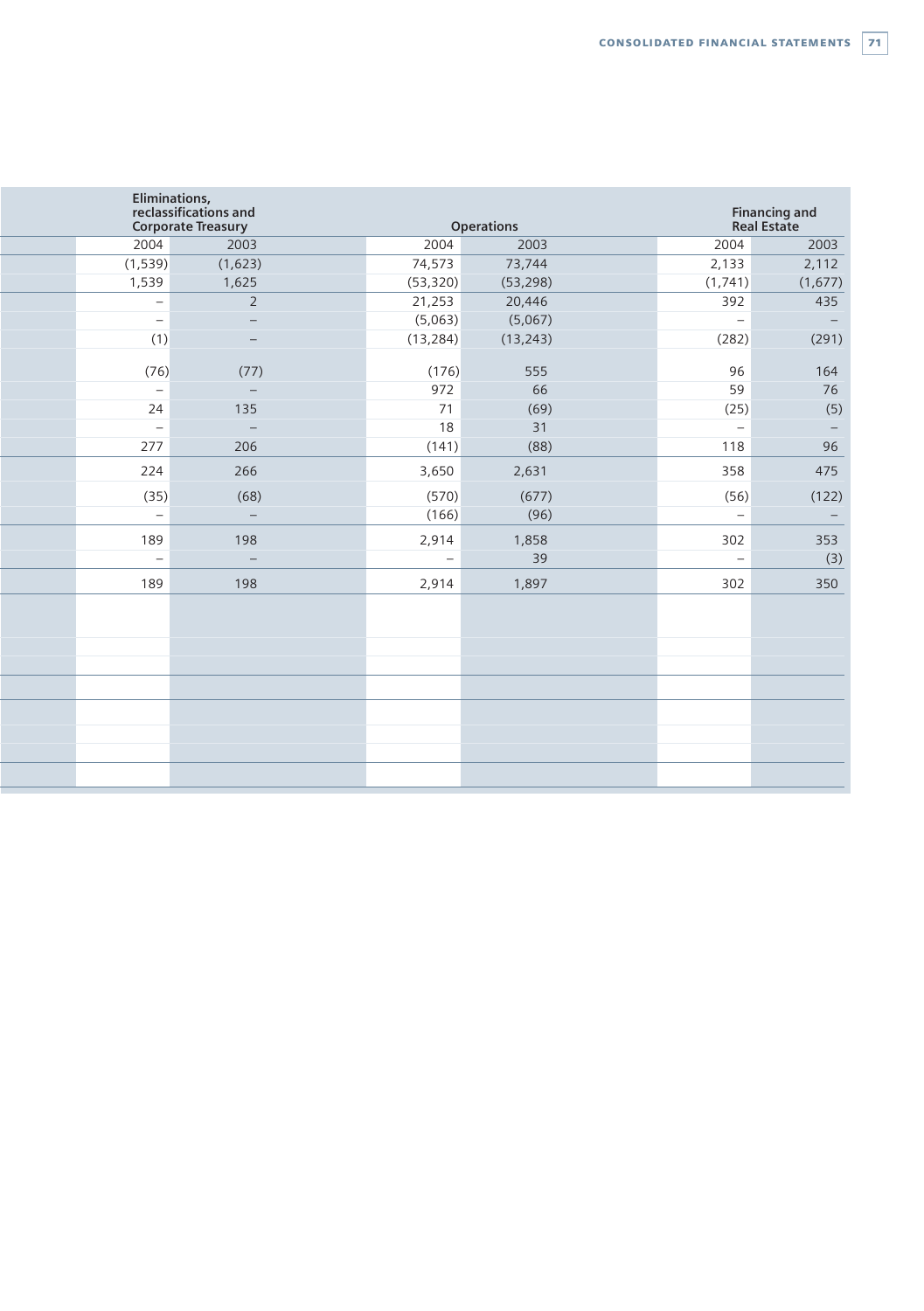| Eliminations, reclassifications and Corporate Treasury | | Operations | | Financing and Real Estate | |
|---|---|---|---|---|---|
| 2004 | 2003 | 2004 | 2003 | 2004 | 2003 |
| (1,539) | (1,623) | 74,573 | 73,744 | 2,133 | 2,112 |
| 1,539 | 1,625 | (53,320) | (53,298) | (1,741) | (1,677) |
| – | 2 | 21,253 | 20,446 | 392 | 435 |
| – | – | (5,063) | (5,067) | – | – |
| (1) | – | (13,284) | (13,243) | (282) | (291) |
| (76) | (77) | (176) | 555 | 96 | 164 |
| – | – | 972 | 66 | 59 | 76 |
| 24 | 135 | 71 | (69) | (25) | (5) |
| – | – | 18 | 31 | – | – |
| 277 | 206 | (141) | (88) | 118 | 96 |
| 224 | 266 | 3,650 | 2,631 | 358 | 475 |
| (35) | (68) | (570) | (677) | (56) | (122) |
| – | – | (166) | (96) | – | – |
| 189 | 198 | 2,914 | 1,858 | 302 | 353 |
| – | – | – | 39 | – | (3) |
| 189 | 198 | 2,914 | 1,897 | 302 | 350 |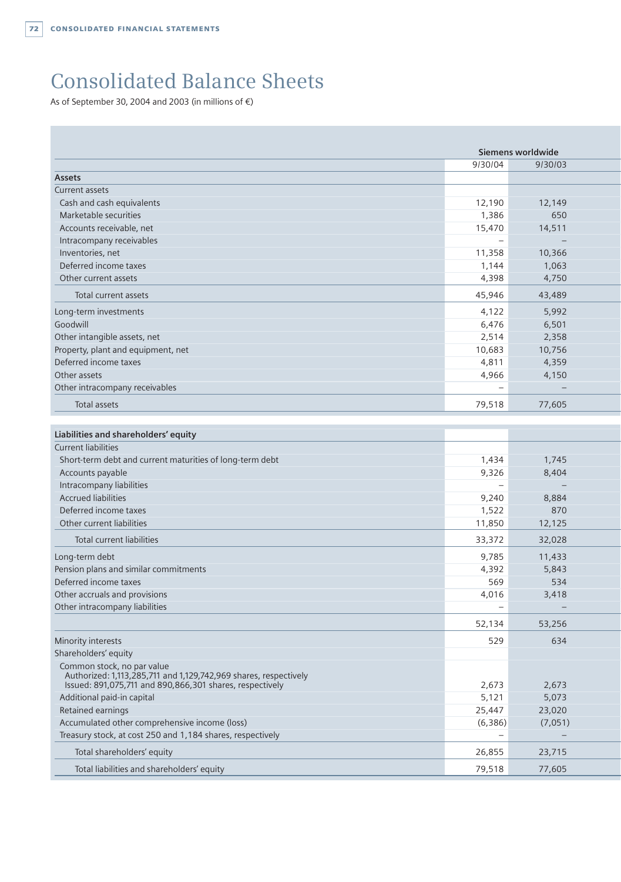# Consolidated Balance Sheets

As of September 30, 2004 and 2003 (in millions of €)

| | Siemens worldwide | |
|---|---|---|
| | 9/30/04 | 9/30/03 |
| **Assets** | | |
| Current assets | | |
| Cash and cash equivalents | 12,190 | 12,149 |
| Marketable securities | 1,386 | 650 |
| Accounts receivable, net | 15,470 | 14,511 |
| Intracompany receivables | – | – |
| Inventories, net | 11,358 | 10,366 |
| Deferred income taxes | 1,144 | 1,063 |
| Other current assets | 4,398 | 4,750 |
| Total current assets | 45,946 | 43,489 |
| Long-term investments | 4,122 | 5,992 |
| Goodwill | 6,476 | 6,501 |
| Other intangible assets, net | 2,514 | 2,358 |
| Property, plant and equipment, net | 10,683 | 10,756 |
| Deferred income taxes | 4,811 | 4,359 |
| Other assets | 4,966 | 4,150 |
| Other intracompany receivables | – | – |
| Total assets | 79,518 | 77,605 |
| **Liabilities and shareholders' equity** | | |
| Current liabilities | | |
| Short-term debt and current maturities of long-term debt | 1,434 | 1,745 |
| Accounts payable | 9,326 | 8,404 |
| Intracompany liabilities | – | – |
| Accrued liabilities | 9,240 | 8,884 |
| Deferred income taxes | 1,522 | 870 |
| Other current liabilities | 11,850 | 12,125 |
| Total current liabilities | 33,372 | 32,028 |
| Long-term debt | 9,785 | 11,433 |
| Pension plans and similar commitments | 4,392 | 5,843 |
| Deferred income taxes | 569 | 534 |
| Other accruals and provisions | 4,016 | 3,418 |
| Other intracompany liabilities | – | – |
| | 52,134 | 53,256 |
| Minority interests | 529 | 634 |
| Shareholders' equity | | |
| Common stock, no par value<br>Authorized: 1,113,285,711 and 1,129,742,969 shares, respectively<br>Issued: 891,075,711 and 890,866,301 shares, respectively | 2,673 | 2,673 |
| Additional paid-in capital | 5,121 | 5,073 |
| Retained earnings | 25,447 | 23,020 |
| Accumulated other comprehensive income (loss) | (6,386) | (7,051) |
| Treasury stock, at cost 250 and 1,184 shares, respectively | – | – |
| Total shareholders' equity | 26,855 | 23,715 |
| Total liabilities and shareholders' equity | 79,518 | 77,605 |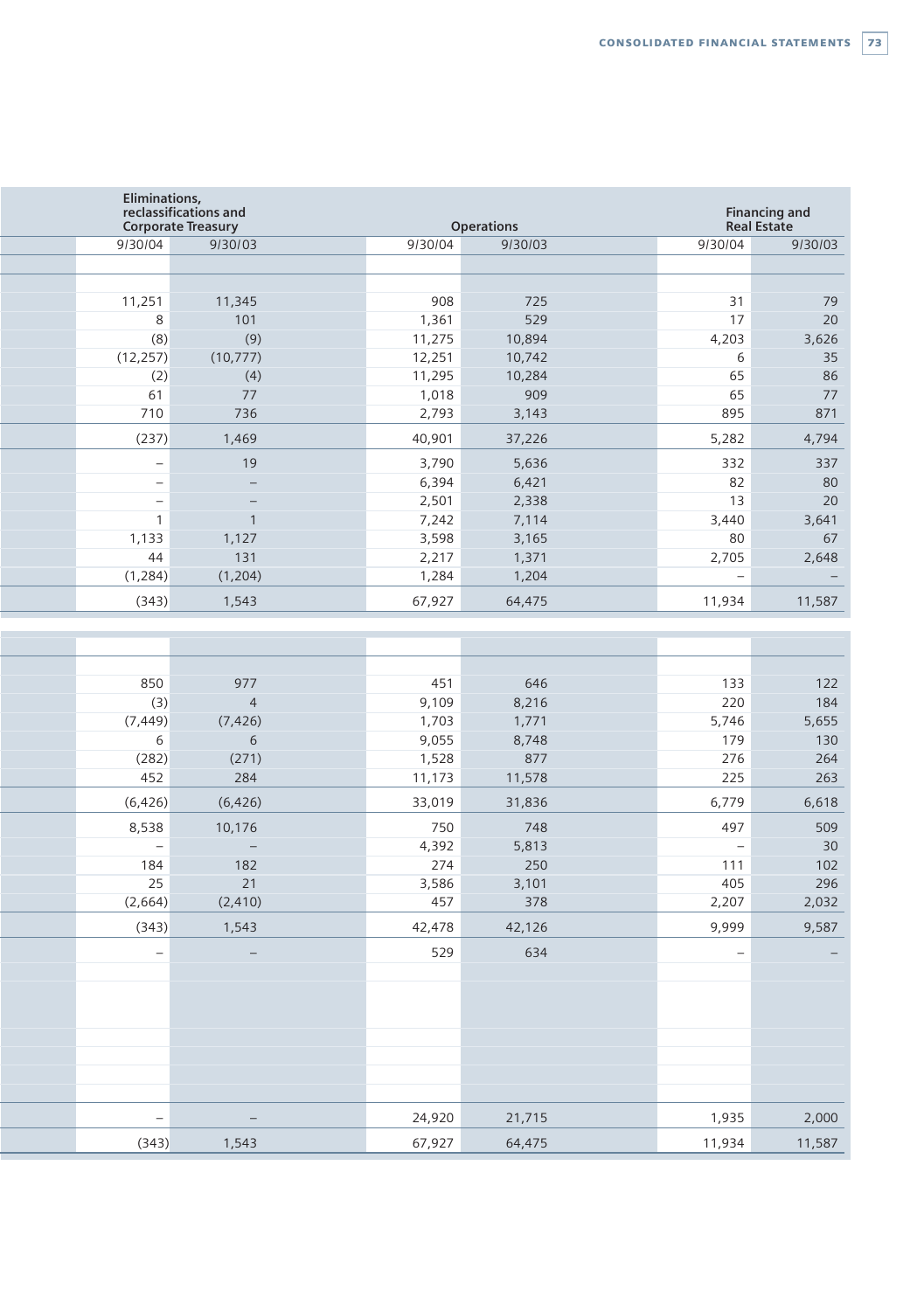| | Eliminations, reclassifications and Corporate Treasury | | Operations | | Financing and Real Estate | |
|---|---|---|---|---|---|---|
| | 9/30/04 | 9/30/03 | 9/30/04 | 9/30/03 | 9/30/04 | 9/30/03 |
| | | | | | | |
| | | | | | | |
| | 11,251 | 11,345 | 908 | 725 | 31 | 79 |
| | 8 | 101 | 1,361 | 529 | 17 | 20 |
| | (8) | (9) | 11,275 | 10,894 | 4,203 | 3,626 |
| | (12,257) | (10,777) | 12,251 | 10,742 | 6 | 35 |
| | (2) | (4) | 11,295 | 10,284 | 65 | 86 |
| | 61 | 77 | 1,018 | 909 | 65 | 77 |
| | 710 | 736 | 2,793 | 3,143 | 895 | 871 |
| | (237) | 1,469 | 40,901 | 37,226 | 5,282 | 4,794 |
| | – | 19 | 3,790 | 5,636 | 332 | 337 |
| | – | – | 6,394 | 6,421 | 82 | 80 |
| | – | – | 2,501 | 2,338 | 13 | 20 |
| | 1 | 1 | 7,242 | 7,114 | 3,440 | 3,641 |
| | 1,133 | 1,127 | 3,598 | 3,165 | 80 | 67 |
| | 44 | 131 | 2,217 | 1,371 | 2,705 | 2,648 |
| | (1,284) | (1,204) | 1,284 | 1,204 | – | – |
| | (343) | 1,543 | 67,927 | 64,475 | 11,934 | 11,587 |
| | | | | | | |
| | | | | | | |
| | 850 | 977 | 451 | 646 | 133 | 122 |
| | (3) | 4 | 9,109 | 8,216 | 220 | 184 |
| | (7,449) | (7,426) | 1,703 | 1,771 | 5,746 | 5,655 |
| | 6 | 6 | 9,055 | 8,748 | 179 | 130 |
| | (282) | (271) | 1,528 | 877 | 276 | 264 |
| | 452 | 284 | 11,173 | 11,578 | 225 | 263 |
| | (6,426) | (6,426) | 33,019 | 31,836 | 6,779 | 6,618 |
| | 8,538 | 10,176 | 750 | 748 | 497 | 509 |
| | – | – | 4,392 | 5,813 | – | 30 |
| | 184 | 182 | 274 | 250 | 111 | 102 |
| | 25 | 21 | 3,586 | 3,101 | 405 | 296 |
| | (2,664) | (2,410) | 457 | 378 | 2,207 | 2,032 |
| | (343) | 1,543 | 42,478 | 42,126 | 9,999 | 9,587 |
| | – | – | 529 | 634 | – | – |
| | | | | | | |
| | | | | | | |
| | | | | | | |
| | | | | | | |
| | | | | | | |
| | – | – | 24,920 | 21,715 | 1,935 | 2,000 |
| | (343) | 1,543 | 67,927 | 64,475 | 11,934 | 11,587 |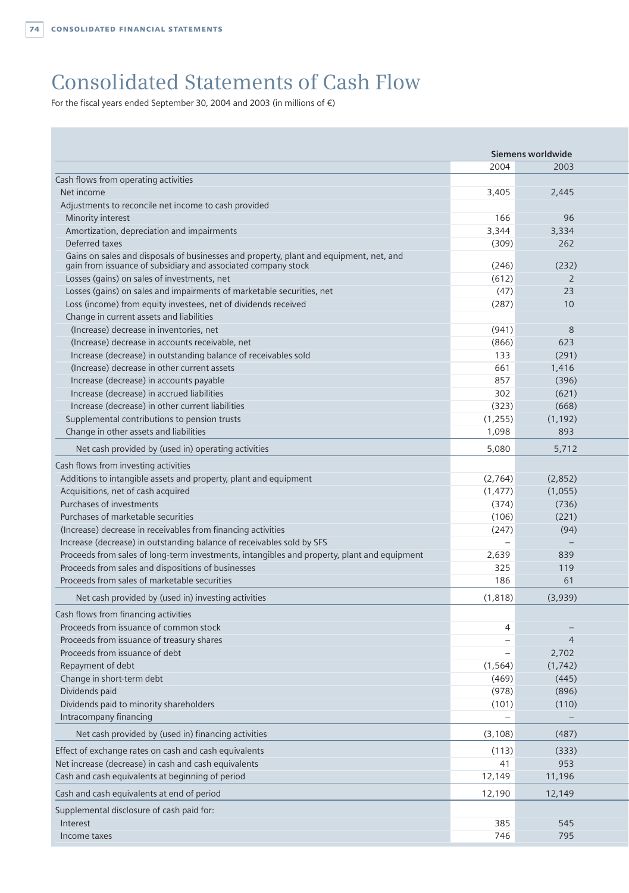# Consolidated Statements of Cash Flow

For the fiscal years ended September 30, 2004 and 2003 (in millions of €)

| | Siemens worldwide | |
|---|---|---|
| | 2004 | 2003 |
| Cash flows from operating activities | | |
| Net income | 3,405 | 2,445 |
| Adjustments to reconcile net income to cash provided | | |
| Minority interest | 166 | 96 |
| Amortization, depreciation and impairments | 3,344 | 3,334 |
| Deferred taxes | (309) | 262 |
| Gains on sales and disposals of businesses and property, plant and equipment, net, and gain from issuance of subsidiary and associated company stock | (246) | (232) |
| Losses (gains) on sales of investments, net | (612) | 2 |
| Losses (gains) on sales and impairments of marketable securities, net | (47) | 23 |
| Loss (income) from equity investees, net of dividends received | (287) | 10 |
| Change in current assets and liabilities | | |
| (Increase) decrease in inventories, net | (941) | 8 |
| (Increase) decrease in accounts receivable, net | (866) | 623 |
| Increase (decrease) in outstanding balance of receivables sold | 133 | (291) |
| (Increase) decrease in other current assets | 661 | 1,416 |
| Increase (decrease) in accounts payable | 857 | (396) |
| Increase (decrease) in accrued liabilities | 302 | (621) |
| Increase (decrease) in other current liabilities | (323) | (668) |
| Supplemental contributions to pension trusts | (1,255) | (1,192) |
| Change in other assets and liabilities | 1,098 | 893 |
| Net cash provided by (used in) operating activities | 5,080 | 5,712 |
| Cash flows from investing activities | | |
| Additions to intangible assets and property, plant and equipment | (2,764) | (2,852) |
| Acquisitions, net of cash acquired | (1,477) | (1,055) |
| Purchases of investments | (374) | (736) |
| Purchases of marketable securities | (106) | (221) |
| (Increase) decrease in receivables from financing activities | (247) | (94) |
| Increase (decrease) in outstanding balance of receivables sold by SFS | – | – |
| Proceeds from sales of long-term investments, intangibles and property, plant and equipment | 2,639 | 839 |
| Proceeds from sales and dispositions of businesses | 325 | 119 |
| Proceeds from sales of marketable securities | 186 | 61 |
| Net cash provided by (used in) investing activities | (1,818) | (3,939) |
| Cash flows from financing activities | | |
| Proceeds from issuance of common stock | 4 | – |
| Proceeds from issuance of treasury shares | – | 4 |
| Proceeds from issuance of debt | – | 2,702 |
| Repayment of debt | (1,564) | (1,742) |
| Change in short-term debt | (469) | (445) |
| Dividends paid | (978) | (896) |
| Dividends paid to minority shareholders | (101) | (110) |
| Intracompany financing | – | – |
| Net cash provided by (used in) financing activities | (3,108) | (487) |
| Effect of exchange rates on cash and cash equivalents | (113) | (333) |
| Net increase (decrease) in cash and cash equivalents | 41 | 953 |
| Cash and cash equivalents at beginning of period | 12,149 | 11,196 |
| Cash and cash equivalents at end of period | 12,190 | 12,149 |
| Supplemental disclosure of cash paid for: | | |
| Interest | 385 | 545 |
| Income taxes | 746 | 795 |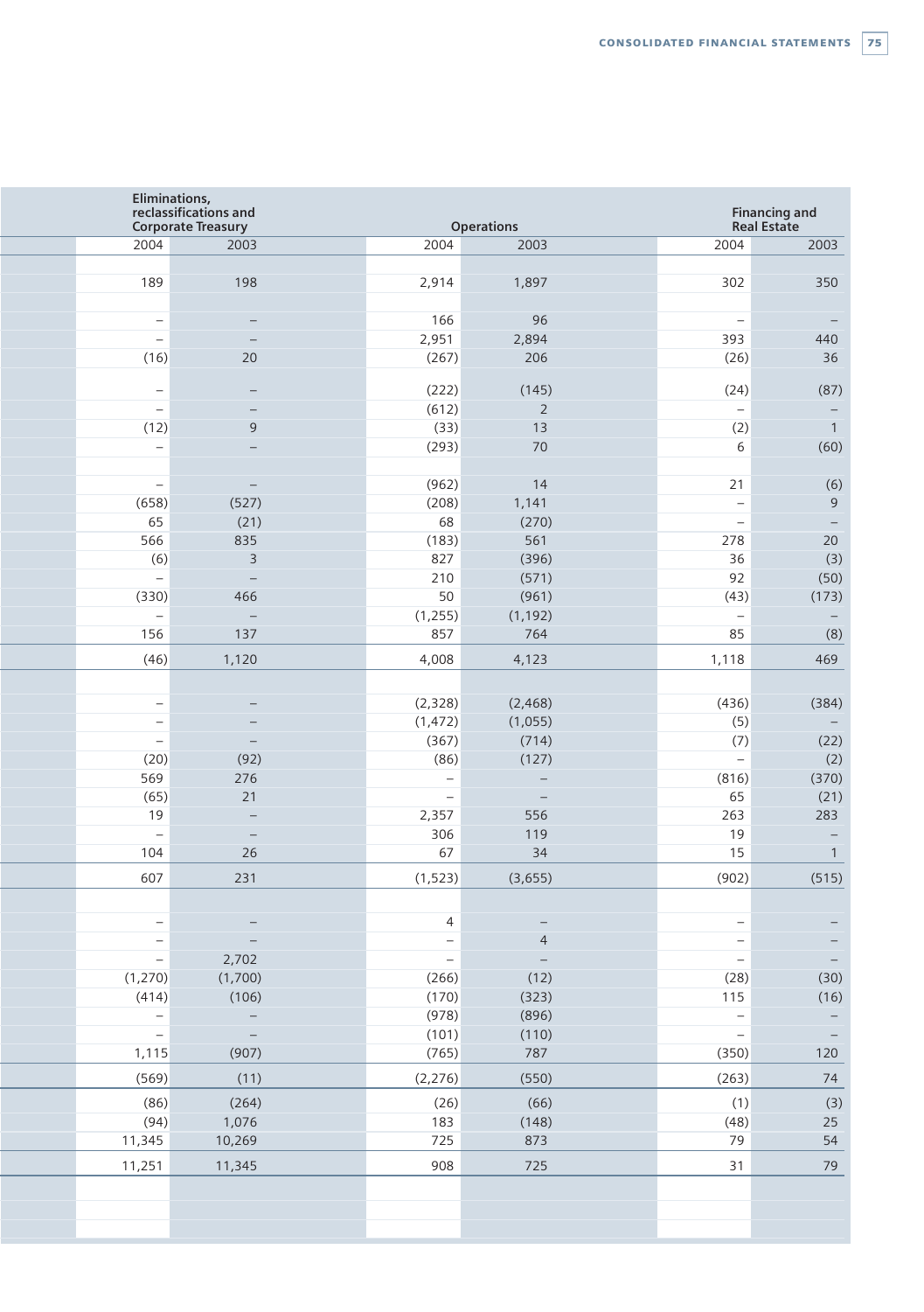| | Eliminations, reclassifications and Corporate Treasury | | Operations | | Financing and Real Estate | |
|---|---|---|---|---|---|---|
| | 2004 | 2003 | 2004 | 2003 | 2004 | 2003 |
| | | | | | | |
| | 189 | 198 | 2,914 | 1,897 | 302 | 350 |
| | | | | | | |
| | – | – | 166 | 96 | – | – |
| | – | – | 2,951 | 2,894 | 393 | 440 |
| | (16) | 20 | (267) | 206 | (26) | 36 |
| | | | | | | |
| | – | – | (222) | (145) | (24) | (87) |
| | – | – | (612) | 2 | – | – |
| | (12) | 9 | (33) | 13 | (2) | 1 |
| | – | – | (293) | 70 | 6 | (60) |
| | | | | | | |
| | – | – | (962) | 14 | 21 | (6) |
| | (658) | (527) | (208) | 1,141 | – | 9 |
| | 65 | (21) | 68 | (270) | – | – |
| | 566 | 835 | (183) | 561 | 278 | 20 |
| | (6) | 3 | 827 | (396) | 36 | (3) |
| | – | – | 210 | (571) | 92 | (50) |
| | (330) | 466 | 50 | (961) | (43) | (173) |
| | – | – | (1,255) | (1,192) | – | – |
| | 156 | 137 | 857 | 764 | 85 | (8) |
| | (46) | 1,120 | 4,008 | 4,123 | 1,118 | 469 |
| | | | | | | |
| | – | – | (2,328) | (2,468) | (436) | (384) |
| | – | – | (1,472) | (1,055) | (5) | – |
| | – | – | (367) | (714) | (7) | (22) |
| | (20) | (92) | (86) | (127) | – | (2) |
| | 569 | 276 | – | – | (816) | (370) |
| | (65) | 21 | – | – | 65 | (21) |
| | 19 | – | 2,357 | 556 | 263 | 283 |
| | – | – | 306 | 119 | 19 | – |
| | 104 | 26 | 67 | 34 | 15 | 1 |
| | 607 | 231 | (1,523) | (3,655) | (902) | (515) |
| | | | | | | |
| | – | – | 4 | – | – | – |
| | – | – | – | 4 | – | – |
| | – | 2,702 | – | – | – | – |
| | (1,270) | (1,700) | (266) | (12) | (28) | (30) |
| | (414) | (106) | (170) | (323) | 115 | (16) |
| | – | – | (978) | (896) | – | – |
| | – | – | (101) | (110) | – | – |
| | 1,115 | (907) | (765) | 787 | (350) | 120 |
| | (569) | (11) | (2,276) | (550) | (263) | 74 |
| | (86) | (264) | (26) | (66) | (1) | (3) |
| | (94) | 1,076 | 183 | (148) | (48) | 25 |
| | 11,345 | 10,269 | 725 | 873 | 79 | 54 |
| | 11,251 | 11,345 | 908 | 725 | 31 | 79 |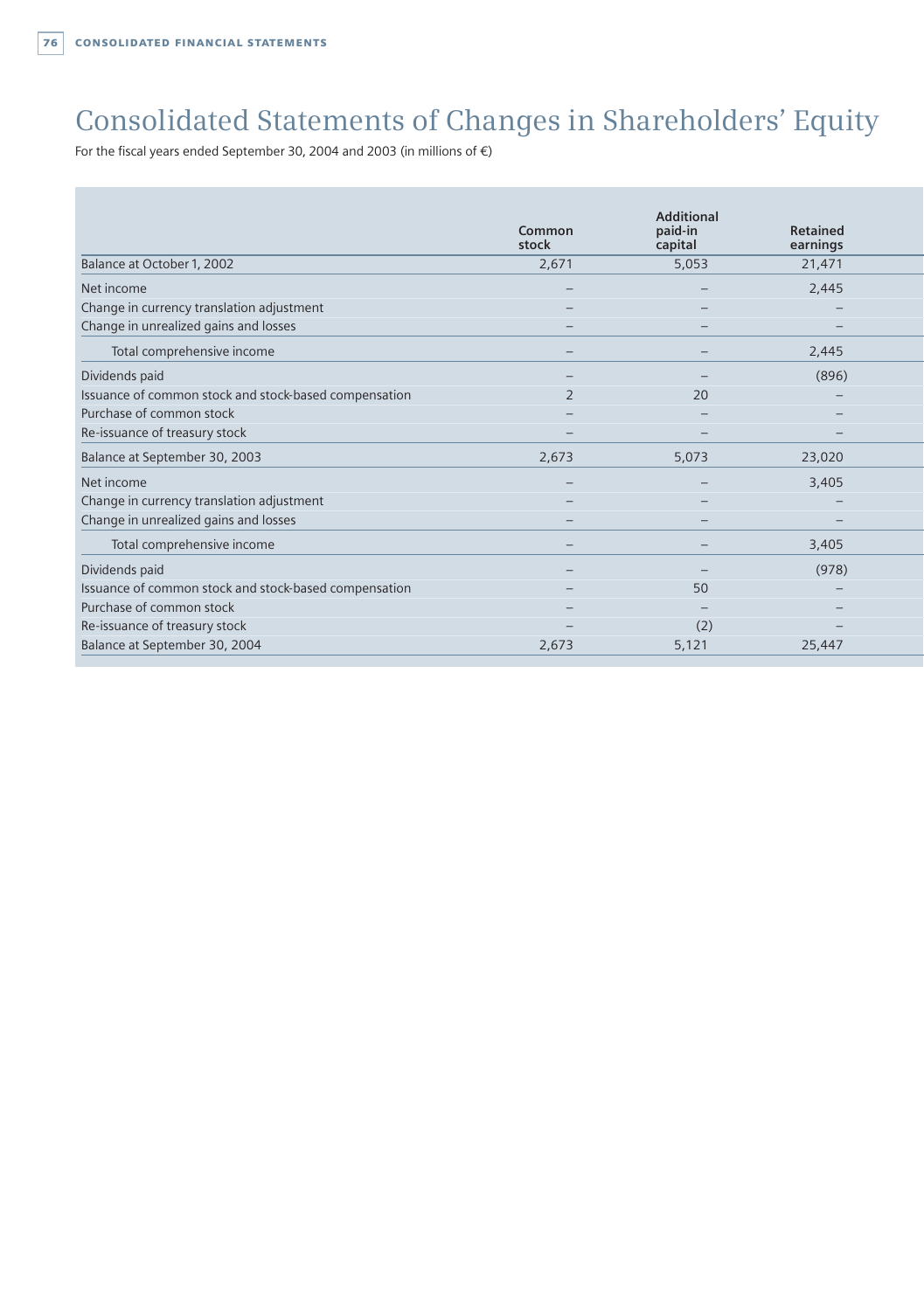# Consolidated Statements of Changes in Shareholders' Equity

For the fiscal years ended September 30, 2004 and 2003 (in millions of €)

| | Common stock | Additional paid-in capital | Retained earnings |
|---|---|---|---|
| Balance at October 1, 2002 | 2,671 | 5,053 | 21,471 |
| Net income | – | – | 2,445 |
| Change in currency translation adjustment | – | – | – |
| Change in unrealized gains and losses | – | – | – |
| Total comprehensive income | – | – | 2,445 |
| Dividends paid | – | – | (896) |
| Issuance of common stock and stock-based compensation | 2 | 20 | – |
| Purchase of common stock | – | – | – |
| Re-issuance of treasury stock | – | – | – |
| Balance at September 30, 2003 | 2,673 | 5,073 | 23,020 |
| Net income | – | – | 3,405 |
| Change in currency translation adjustment | – | – | – |
| Change in unrealized gains and losses | – | – | – |
| Total comprehensive income | – | – | 3,405 |
| Dividends paid | – | – | (978) |
| Issuance of common stock and stock-based compensation | – | 50 | – |
| Purchase of common stock | – | – | – |
| Re-issuance of treasury stock | – | (2) | – |
| Balance at September 30, 2004 | 2,673 | 5,121 | 25,447 |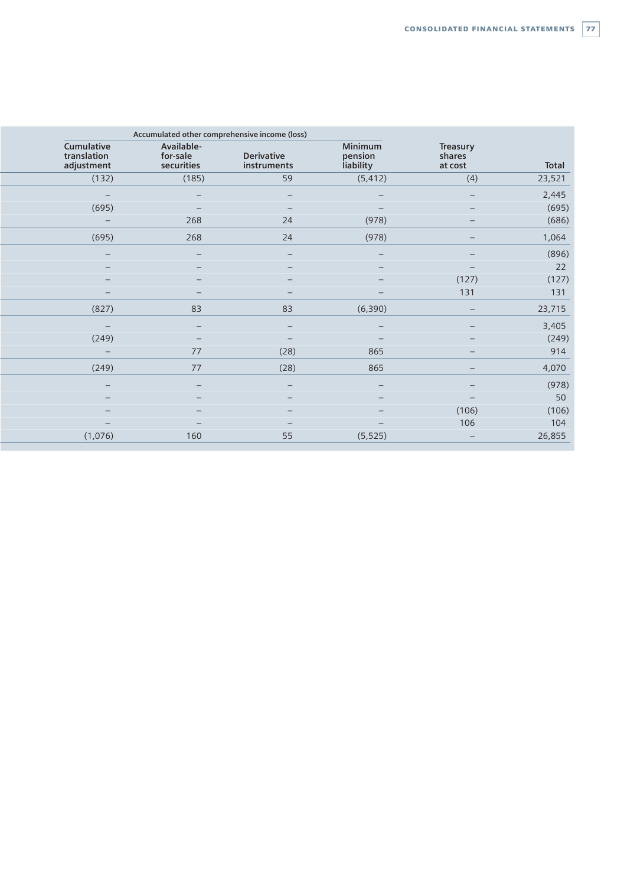| Accumulated other comprehensive income (loss) | | | | | |
| --- | --- | --- | --- | --- | --- |
| Cumulative translation adjustment | Available-for-sale securities | Derivative instruments | Minimum pension liability | Treasury shares at cost | Total |
| (132) | (185) | 59 | (5,412) | (4) | 23,521 |
| – | – | – | – | – | 2,445 |
| (695) | – | – | – | – | (695) |
| – | 268 | 24 | (978) | – | (686) |
| (695) | 268 | 24 | (978) | – | 1,064 |
| – | – | – | – | – | (896) |
| – | – | – | – | – | 22 |
| – | – | – | – | (127) | (127) |
| – | – | – | – | 131 | 131 |
| (827) | 83 | 83 | (6,390) | – | 23,715 |
| – | – | – | – | – | 3,405 |
| (249) | – | – | – | – | (249) |
| – | 77 | (28) | 865 | – | 914 |
| (249) | 77 | (28) | 865 | – | 4,070 |
| – | – | – | – | – | (978) |
| – | – | – | – | – | 50 |
| – | – | – | – | (106) | (106) |
| – | – | – | – | 106 | 104 |
| (1,076) | 160 | 55 | (5,525) | – | 26,855 |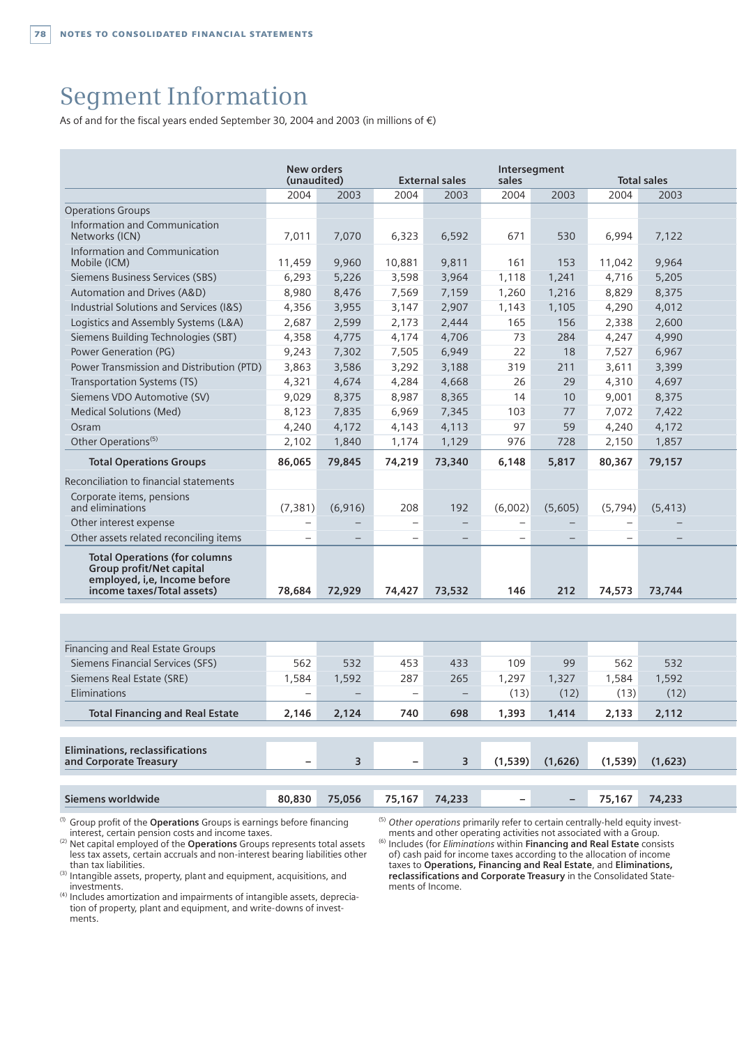# Segment Information

As of and for the fiscal years ended September 30, 2004 and 2003 (in millions of €)

| | New orders (unaudited) | | External sales | | Intersegment sales | | Total sales | |
|---|---|---|---|---|---|---|---|---|
| | 2004 | 2003 | 2004 | 2003 | 2004 | 2003 | 2004 | 2003 |
| Operations Groups | | | | | | | | |
| Information and Communication Networks (ICN) | 7,011 | 7,070 | 6,323 | 6,592 | 671 | 530 | 6,994 | 7,122 |
| Information and Communication Mobile (ICM) | 11,459 | 9,960 | 10,881 | 9,811 | 161 | 153 | 11,042 | 9,964 |
| Siemens Business Services (SBS) | 6,293 | 5,226 | 3,598 | 3,964 | 1,118 | 1,241 | 4,716 | 5,205 |
| Automation and Drives (A&D) | 8,980 | 8,476 | 7,569 | 7,159 | 1,260 | 1,216 | 8,829 | 8,375 |
| Industrial Solutions and Services (I&S) | 4,356 | 3,955 | 3,147 | 2,907 | 1,143 | 1,105 | 4,290 | 4,012 |
| Logistics and Assembly Systems (L&A) | 2,687 | 2,599 | 2,173 | 2,444 | 165 | 156 | 2,338 | 2,600 |
| Siemens Building Technologies (SBT) | 4,358 | 4,775 | 4,174 | 4,706 | 73 | 284 | 4,247 | 4,990 |
| Power Generation (PG) | 9,243 | 7,302 | 7,505 | 6,949 | 22 | 18 | 7,527 | 6,967 |
| Power Transmission and Distribution (PTD) | 3,863 | 3,586 | 3,292 | 3,188 | 319 | 211 | 3,611 | 3,399 |
| Transportation Systems (TS) | 4,321 | 4,674 | 4,284 | 4,668 | 26 | 29 | 4,310 | 4,697 |
| Siemens VDO Automotive (SV) | 9,029 | 8,375 | 8,987 | 8,365 | 14 | 10 | 9,001 | 8,375 |
| Medical Solutions (Med) | 8,123 | 7,835 | 6,969 | 7,345 | 103 | 77 | 7,072 | 7,422 |
| Osram | 4,240 | 4,172 | 4,143 | 4,113 | 97 | 59 | 4,240 | 4,172 |
| Other Operations[5] | 2,102 | 1,840 | 1,174 | 1,129 | 976 | 728 | 2,150 | 1,857 |
| **Total Operations Groups** | **86,065** | **79,845** | **74,219** | **73,340** | **6,148** | **5,817** | **80,367** | **79,157** |
| Reconciliation to financial statements | | | | | | | | |
| Corporate items, pensions and eliminations | (7,381) | (6,916) | 208 | 192 | (6,002) | (5,605) | (5,794) | (5,413) |
| Other interest expense | – | – | – | – | – | – | – | – |
| Other assets related reconciling items | – | – | – | – | – | – | – | – |
| **Total Operations (for columns Group profit/Net capital employed, i,e, Income before income taxes/Total assets)** | **78,684** | **72,929** | **74,427** | **73,532** | **146** | **212** | **74,573** | **73,744** |
| Financing and Real Estate Groups | | | | | | | | |
| Siemens Financial Services (SFS) | 562 | 532 | 453 | 433 | 109 | 99 | 562 | 532 |
| Siemens Real Estate (SRE) | 1,584 | 1,592 | 287 | 265 | 1,297 | 1,327 | 1,584 | 1,592 |
| Eliminations | – | – | – | – | (13) | (12) | (13) | (12) |
| **Total Financing and Real Estate** | **2,146** | **2,124** | **740** | **698** | **1,393** | **1,414** | **2,133** | **2,112** |
| **Eliminations, reclassifications and Corporate Treasury** | **–** | **3** | **–** | **3** | **(1,539)** | **(1,626)** | **(1,539)** | **(1,623)** |
| **Siemens worldwide** | **80,830** | **75,056** | **75,167** | **74,233** | **–** | **–** | **75,167** | **74,233** |

[1] Group profit of the **Operations** Groups is earnings before financing interest, certain pension costs and income taxes.

[2] Net capital employed of the **Operations** Groups represents total assets less tax assets, certain accruals and non-interest bearing liabilities other than tax liabilities.

[3] Intangible assets, property, plant and equipment, acquisitions, and investments.

[4] Includes amortization and impairments of intangible assets, depreciation of property, plant and equipment, and write-downs of investments.

[5] *Other operations* primarily refer to certain centrally-held equity investments and other operating activities not associated with a Group.

[6] Includes (for *Eliminations* within **Financing and Real Estate** consists of) cash paid for income taxes according to the allocation of income taxes to **Operations, Financing and Real Estate**, and **Eliminations, reclassifications and Corporate Treasury** in the Consolidated Statements of Income.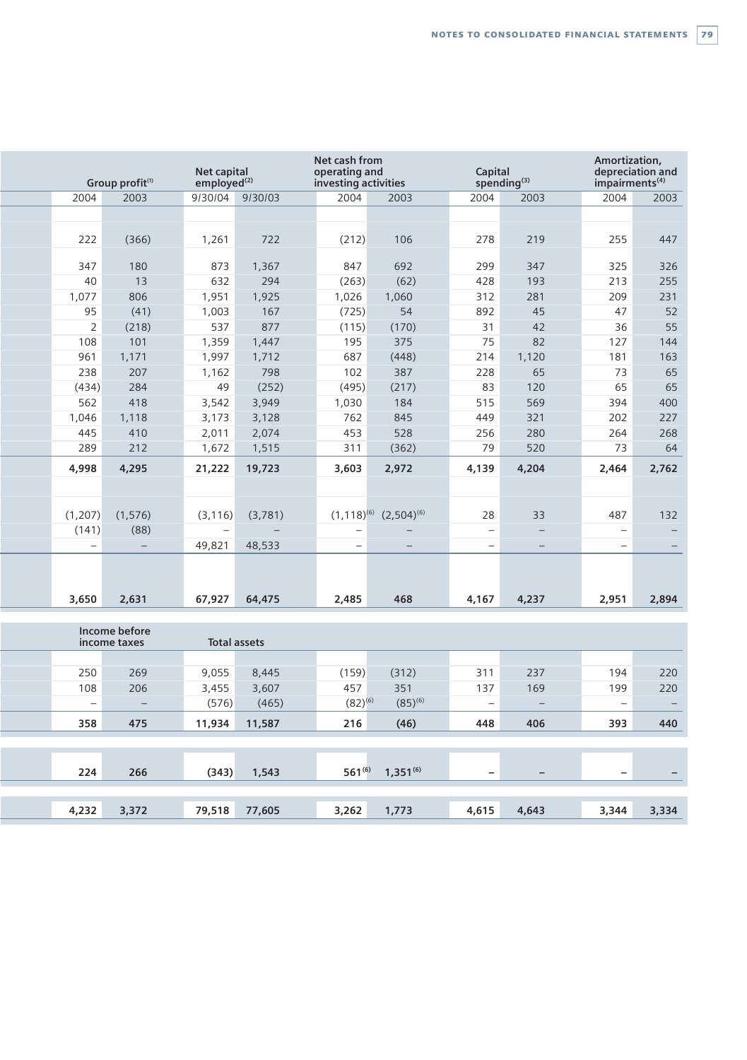| Group profit[1] | | Net capital employed[2] | | Net cash from operating and investing activities | | Capital spending[3] | | Amortization, depreciation and impairments[4] | |
|---|---|---|---|---|---|---|---|---|---|
| 2004 | 2003 | 9/30/04 | 9/30/03 | 2004 | 2003 | 2004 | 2003 | 2004 | 2003 |
| | | | | | | | | | |
| 222 | (366) | 1,261 | 722 | (212) | 106 | 278 | 219 | 255 | 447 |
| 347 | 180 | 873 | 1,367 | 847 | 692 | 299 | 347 | 325 | 326 |
| 40 | 13 | 632 | 294 | (263) | (62) | 428 | 193 | 213 | 255 |
| 1,077 | 806 | 1,951 | 1,925 | 1,026 | 1,060 | 312 | 281 | 209 | 231 |
| 95 | (41) | 1,003 | 167 | (725) | 54 | 892 | 45 | 47 | 52 |
| 2 | (218) | 537 | 877 | (115) | (170) | 31 | 42 | 36 | 55 |
| 108 | 101 | 1,359 | 1,447 | 195 | 375 | 75 | 82 | 127 | 144 |
| 961 | 1,171 | 1,997 | 1,712 | 687 | (448) | 214 | 1,120 | 181 | 163 |
| 238 | 207 | 1,162 | 798 | 102 | 387 | 228 | 65 | 73 | 65 |
| (434) | 284 | 49 | (252) | (495) | (217) | 83 | 120 | 65 | 65 |
| 562 | 418 | 3,542 | 3,949 | 1,030 | 184 | 515 | 569 | 394 | 400 |
| 1,046 | 1,118 | 3,173 | 3,128 | 762 | 845 | 449 | 321 | 202 | 227 |
| 445 | 410 | 2,011 | 2,074 | 453 | 528 | 256 | 280 | 264 | 268 |
| 289 | 212 | 1,672 | 1,515 | 311 | (362) | 79 | 520 | 73 | 64 |
| **4,998** | **4,295** | **21,222** | **19,723** | **3,603** | **2,972** | **4,139** | **4,204** | **2,464** | **2,762** |
| | | | | | | | | | |
| (1,207) | (1,576) | (3,116) | (3,781) | (1,118)[6] | (2,504)[6] | 28 | 33 | 487 | 132 |
| (141) | (88) | – | – | – | – | – | – | – | – |
| – | – | 49,821 | 48,533 | – | – | – | – | – | – |
| | | | | | | | | | |
| **3,650** | **2,631** | **67,927** | **64,475** | **2,485** | **468** | **4,167** | **4,237** | **2,951** | **2,894** |
| **Income before income taxes** | | **Total assets** | | | | | | | |
| | | | | | | | | | |
| 250 | 269 | 9,055 | 8,445 | (159) | (312) | 311 | 237 | 194 | 220 |
| 108 | 206 | 3,455 | 3,607 | 457 | 351 | 137 | 169 | 199 | 220 |
| – | – | (576) | (465) | (82)[6] | (85)[6] | – | – | – | – |
| **358** | **475** | **11,934** | **11,587** | **216** | **(46)** | **448** | **406** | **393** | **440** |
| | | | | | | | | | |
| **224** | **266** | **(343)** | **1,543** | **561**[6] | **1,351**[6] | **–** | **–** | **–** | **–** |
| | | | | | | | | | |
| **4,232** | **3,372** | **79,518** | **77,605** | **3,262** | **1,773** | **4,615** | **4,643** | **3,344** | **3,334** |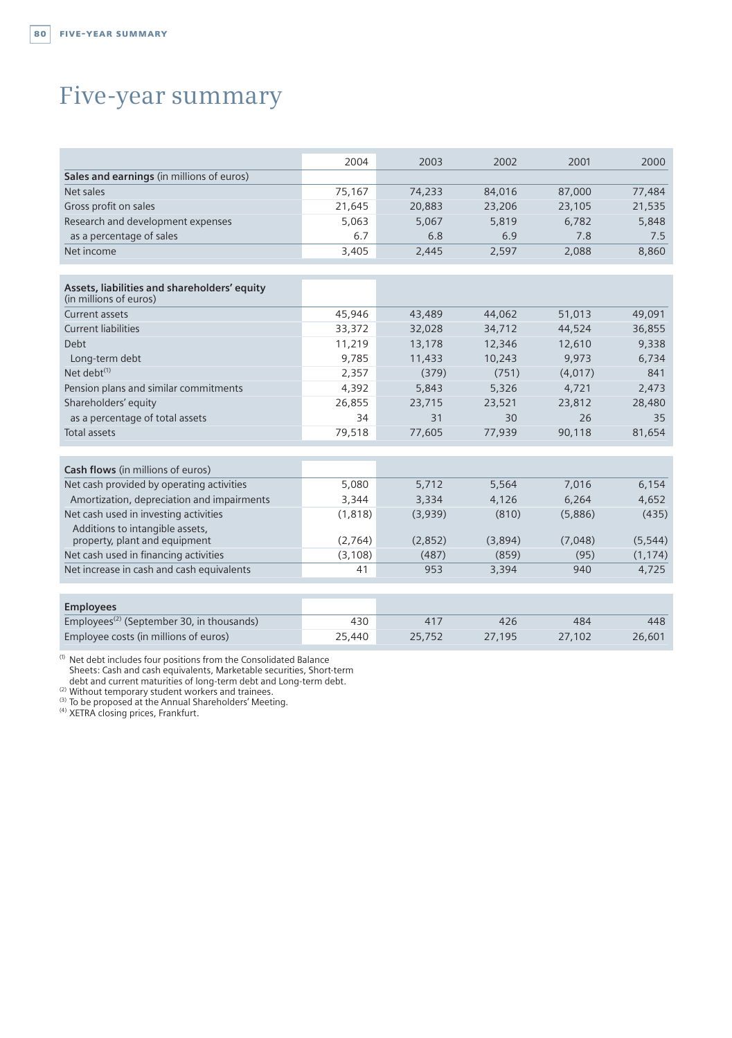# Five-year summary

| | 2004 | 2003 | 2002 | 2001 | 2000 |
|---|---|---|---|---|---|
| **Sales and earnings** (in millions of euros) | | | | | |
| Net sales | 75,167 | 74,233 | 84,016 | 87,000 | 77,484 |
| Gross profit on sales | 21,645 | 20,883 | 23,206 | 23,105 | 21,535 |
| Research and development expenses | 5,063 | 5,067 | 5,819 | 6,782 | 5,848 |
| as a percentage of sales | 6.7 | 6.8 | 6.9 | 7.8 | 7.5 |
| Net income | 3,405 | 2,445 | 2,597 | 2,088 | 8,860 |
| **Assets, liabilities and shareholders' equity** (in millions of euros) | | | | | |
| Current assets | 45,946 | 43,489 | 44,062 | 51,013 | 49,091 |
| Current liabilities | 33,372 | 32,028 | 34,712 | 44,524 | 36,855 |
| Debt | 11,219 | 13,178 | 12,346 | 12,610 | 9,338 |
| Long-term debt | 9,785 | 11,433 | 10,243 | 9,973 | 6,734 |
| Net debt[1] | 2,357 | (379) | (751) | (4,017) | 841 |
| Pension plans and similar commitments | 4,392 | 5,843 | 5,326 | 4,721 | 2,473 |
| Shareholders' equity | 26,855 | 23,715 | 23,521 | 23,812 | 28,480 |
| as a percentage of total assets | 34 | 31 | 30 | 26 | 35 |
| Total assets | 79,518 | 77,605 | 77,939 | 90,118 | 81,654 |
| **Cash flows** (in millions of euros) | | | | | |
| Net cash provided by operating activities | 5,080 | 5,712 | 5,564 | 7,016 | 6,154 |
| Amortization, depreciation and impairments | 3,344 | 3,334 | 4,126 | 6,264 | 4,652 |
| Net cash used in investing activities | (1,818) | (3,939) | (810) | (5,886) | (435) |
| Additions to intangible assets, property, plant and equipment | (2,764) | (2,852) | (3,894) | (7,048) | (5,544) |
| Net cash used in financing activities | (3,108) | (487) | (859) | (95) | (1,174) |
| Net increase in cash and cash equivalents | 41 | 953 | 3,394 | 940 | 4,725 |
| **Employees** | | | | | |
| Employees[2] (September 30, in thousands) | 430 | 417 | 426 | 484 | 448 |
| Employee costs (in millions of euros) | 25,440 | 25,752 | 27,195 | 27,102 | 26,601 |

[1] Net debt includes four positions from the Consolidated Balance Sheets: Cash and cash equivalents, Marketable securities, Short-term debt and current maturities of long-term debt and Long-term debt.
[2] Without temporary student workers and trainees.
[3] To be proposed at the Annual Shareholders' Meeting.
[4] XETRA closing prices, Frankfurt.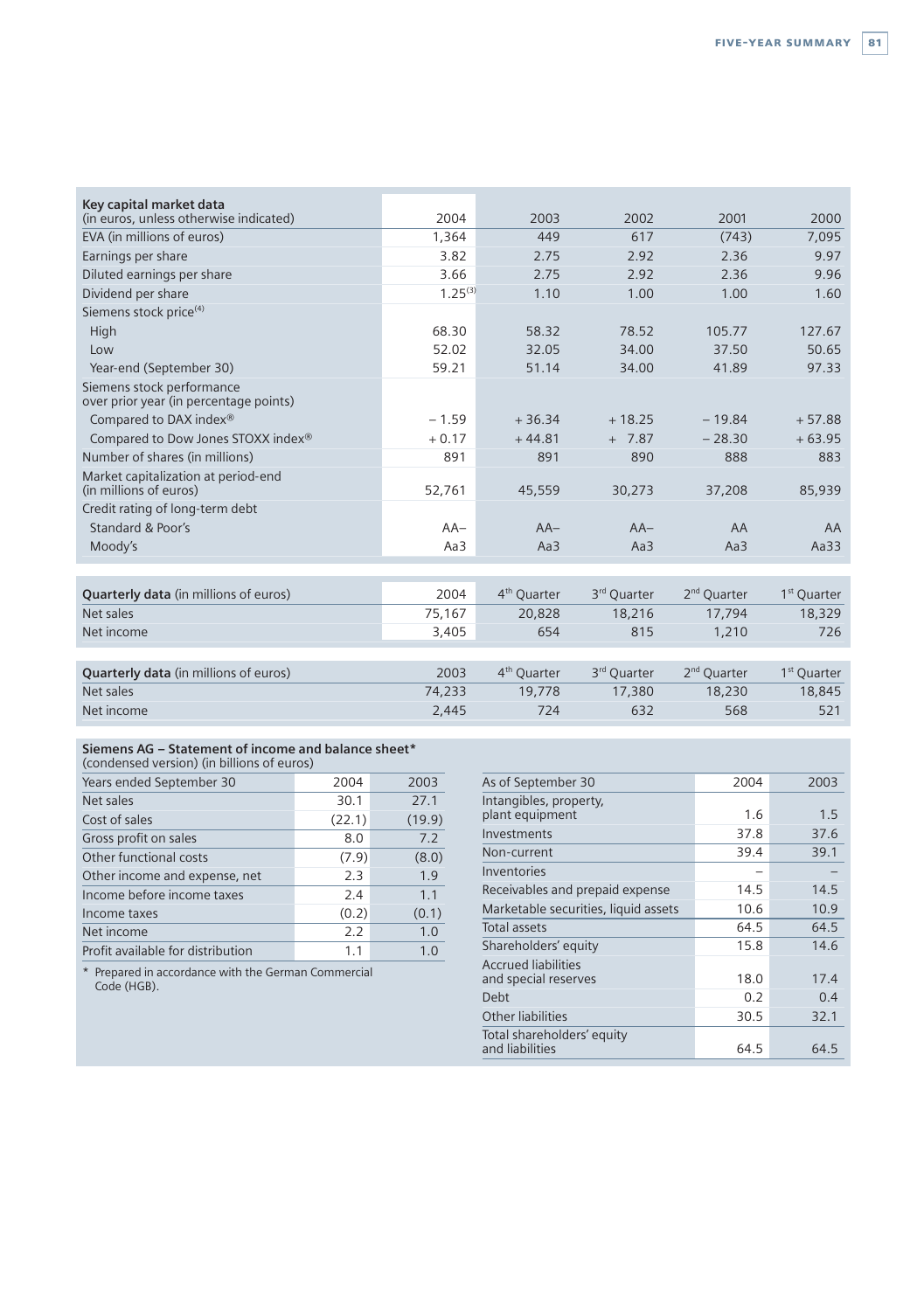| **Key capital market data** (in euros, unless otherwise indicated) | 2004 | 2003 | 2002 | 2001 | 2000 |
|---|---|---|---|---|---|
| EVA (in millions of euros) | 1,364 | 449 | 617 | (743) | 7,095 |
| Earnings per share | 3.82 | 2.75 | 2.92 | 2.36 | 9.97 |
| Diluted earnings per share | 3.66 | 2.75 | 2.92 | 2.36 | 9.96 |
| Dividend per share | 1.25[3] | 1.10 | 1.00 | 1.00 | 1.60 |
| Siemens stock price[4] | | | | | |
| High | 68.30 | 58.32 | 78.52 | 105.77 | 127.67 |
| Low | 52.02 | 32.05 | 34.00 | 37.50 | 50.65 |
| Year-end (September 30) | 59.21 | 51.14 | 34.00 | 41.89 | 97.33 |
| Siemens stock performance over prior year (in percentage points) | | | | | |
| Compared to DAX index® | − 1.59 | + 36.34 | + 18.25 | − 19.84 | + 57.88 |
| Compared to Dow Jones STOXX index® | + 0.17 | + 44.81 | + 7.87 | − 28.30 | + 63.95 |
| Number of shares (in millions) | 891 | 891 | 890 | 888 | 883 |
| Market capitalization at period-end (in millions of euros) | 52,761 | 45,559 | 30,273 | 37,208 | 85,939 |
| Credit rating of long-term debt | | | | | |
| Standard & Poor's | AA– | AA– | AA– | AA | AA |
| Moody's | Aa3 | Aa3 | Aa3 | Aa3 | Aa33 |

| **Quarterly data** (in millions of euros) | 2004 | 4th Quarter | 3rd Quarter | 2nd Quarter | 1st Quarter |
|---|---|---|---|---|---|
| Net sales | 75,167 | 20,828 | 18,216 | 17,794 | 18,329 |
| Net income | 3,405 | 654 | 815 | 1,210 | 726 |

| **Quarterly data** (in millions of euros) | 2003 | 4th Quarter | 3rd Quarter | 2nd Quarter | 1st Quarter |
|---|---|---|---|---|---|
| Net sales | 74,233 | 19,778 | 17,380 | 18,230 | 18,845 |
| Net income | 2,445 | 724 | 632 | 568 | 521 |

**Siemens AG – Statement of income and balance sheet***
(condensed version) (in billions of euros)

| Years ended September 30 | 2004 | 2003 |
|---|---|---|
| Net sales | 30.1 | 27.1 |
| Cost of sales | (22.1) | (19.9) |
| Gross profit on sales | 8.0 | 7.2 |
| Other functional costs | (7.9) | (8.0) |
| Other income and expense, net | 2.3 | 1.9 |
| Income before income taxes | 2.4 | 1.1 |
| Income taxes | (0.2) | (0.1) |
| Net income | 2.2 | 1.0 |
| Profit available for distribution | 1.1 | 1.0 |

\* Prepared in accordance with the German Commercial Code (HGB).

| As of September 30 | 2004 | 2003 |
|---|---|---|
| Intangibles, property, plant equipment | 1.6 | 1.5 |
| Investments | 37.8 | 37.6 |
| Non-current | 39.4 | 39.1 |
| Inventories | – | – |
| Receivables and prepaid expense | 14.5 | 14.5 |
| Marketable securities, liquid assets | 10.6 | 10.9 |
| Total assets | 64.5 | 64.5 |
| Shareholders' equity | 15.8 | 14.6 |
| Accrued liabilities and special reserves | 18.0 | 17.4 |
| Debt | 0.2 | 0.4 |
| Other liabilities | 30.5 | 32.1 |
| Total shareholders' equity and liabilities | 64.5 | 64.5 |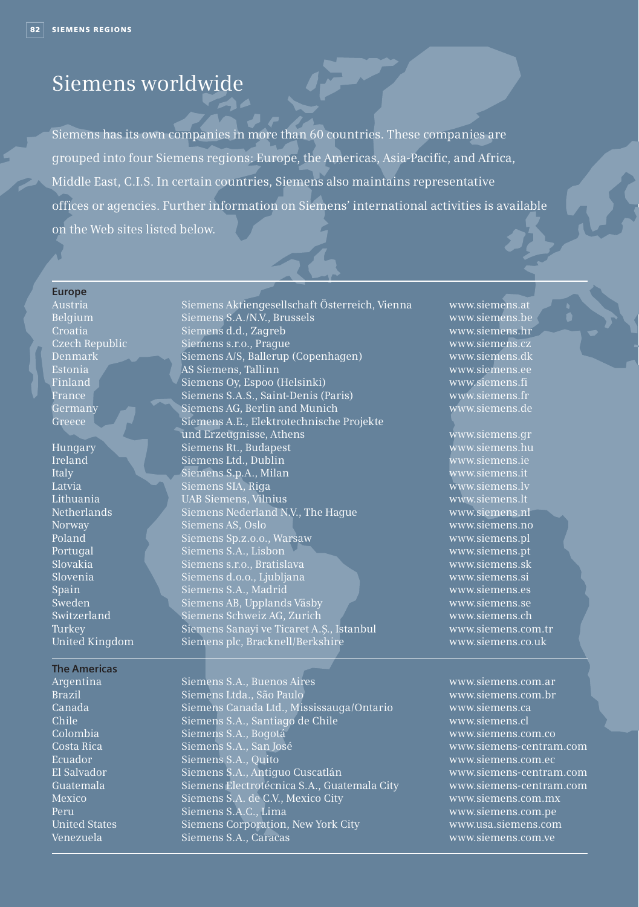# Siemens worldwide

Siemens has its own companies in more than 60 countries. These companies are grouped into four Siemens regions: Europe, the Americas, Asia-Pacific, and Africa, Middle East, C.I.S. In certain countries, Siemens also maintains representative offices or agencies. Further information on Siemens' international activities is available on the Web sites listed below.

**Europe**

| | | |
|---|---|---|
| Austria | Siemens Aktiengesellschaft Österreich, Vienna | www.siemens.at |
| Belgium | Siemens S.A./N.V., Brussels | www.siemens.be |
| Croatia | Siemens d.d., Zagreb | www.siemens.hr |
| Czech Republic | Siemens s.r.o., Prague | www.siemens.cz |
| Denmark | Siemens A/S, Ballerup (Copenhagen) | www.siemens.dk |
| Estonia | AS Siemens, Tallinn | www.siemens.ee |
| Finland | Siemens Oy, Espoo (Helsinki) | www.siemens.fi |
| France | Siemens S.A.S., Saint-Denis (Paris) | www.siemens.fr |
| Germany | Siemens AG, Berlin and Munich | www.siemens.de |
| Greece | Siemens A.E., Elektrotechnische Projekte und Erzeugnisse, Athens | www.siemens.gr |
| Hungary | Siemens Rt., Budapest | www.siemens.hu |
| Ireland | Siemens Ltd., Dublin | www.siemens.ie |
| Italy | Siemens S.p.A., Milan | www.siemens.it |
| Latvia | Siemens SIA, Riga | www.siemens.lv |
| Lithuania | UAB Siemens, Vilnius | www.siemens.lt |
| Netherlands | Siemens Nederland N.V., The Hague | www.siemens.nl |
| Norway | Siemens AS, Oslo | www.siemens.no |
| Poland | Siemens Sp.z.o.o., Warsaw | www.siemens.pl |
| Portugal | Siemens S.A., Lisbon | www.siemens.pt |
| Slovakia | Siemens s.r.o., Bratislava | www.siemens.sk |
| Slovenia | Siemens d.o.o., Ljubljana | www.siemens.si |
| Spain | Siemens S.A., Madrid | www.siemens.es |
| Sweden | Siemens AB, Upplands Väsby | www.siemens.se |
| Switzerland | Siemens Schweiz AG, Zurich | www.siemens.ch |
| Turkey | Siemens Sanayi ve Ticaret A.Ş., Istanbul | www.siemens.com.tr |
| United Kingdom | Siemens plc, Bracknell/Berkshire | www.siemens.co.uk |

**The Americas**

| | | |
|---|---|---|
| Argentina | Siemens S.A., Buenos Aires | www.siemens.com.ar |
| Brazil | Siemens Ltda., São Paulo | www.siemens.com.br |
| Canada | Siemens Canada Ltd., Mississauga/Ontario | www.siemens.ca |
| Chile | Siemens S.A., Santiago de Chile | www.siemens.cl |
| Colombia | Siemens S.A., Bogotá | www.siemens.com.co |
| Costa Rica | Siemens S.A., San José | www.siemens-centram.com |
| Ecuador | Siemens S.A., Quito | www.siemens.com.ec |
| El Salvador | Siemens S.A., Antiguo Cuscatlán | www.siemens-centram.com |
| Guatemala | Siemens Electrotécnica S.A., Guatemala City | www.siemens-centram.com |
| Mexico | Siemens S.A. de C.V., Mexico City | www.siemens.com.mx |
| Peru | Siemens S.A.C., Lima | www.siemens.com.pe |
| United States | Siemens Corporation, New York City | www.usa.siemens.com |
| Venezuela | Siemens S.A., Caracas | www.siemens.com.ve |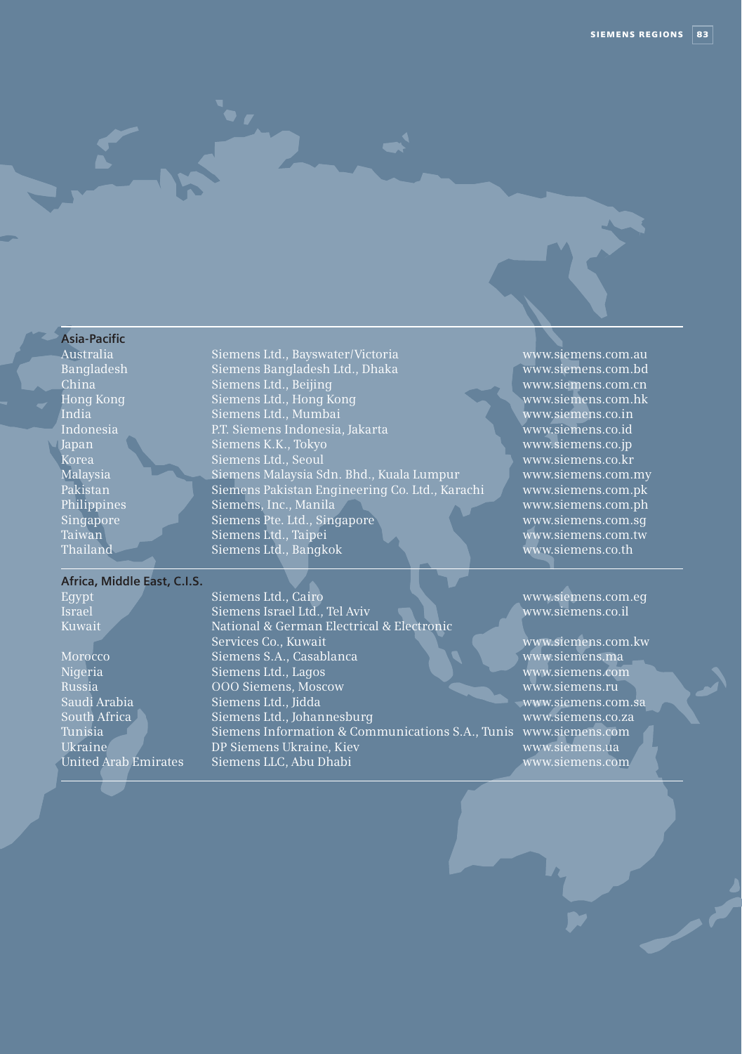## Asia-Pacific

| | | |
|---|---|---|
| Australia | Siemens Ltd., Bayswater/Victoria | www.siemens.com.au |
| Bangladesh | Siemens Bangladesh Ltd., Dhaka | www.siemens.com.bd |
| China | Siemens Ltd., Beijing | www.siemens.com.cn |
| Hong Kong | Siemens Ltd., Hong Kong | www.siemens.com.hk |
| India | Siemens Ltd., Mumbai | www.siemens.co.in |
| Indonesia | P.T. Siemens Indonesia, Jakarta | www.siemens.co.id |
| Japan | Siemens K.K., Tokyo | www.siemens.co.jp |
| Korea | Siemens Ltd., Seoul | www.siemens.co.kr |
| Malaysia | Siemens Malaysia Sdn. Bhd., Kuala Lumpur | www.siemens.com.my |
| Pakistan | Siemens Pakistan Engineering Co. Ltd., Karachi | www.siemens.com.pk |
| Philippines | Siemens, Inc., Manila | www.siemens.com.ph |
| Singapore | Siemens Pte. Ltd., Singapore | www.siemens.com.sg |
| Taiwan | Siemens Ltd., Taipei | www.siemens.com.tw |
| Thailand | Siemens Ltd., Bangkok | www.siemens.co.th |

## Africa, Middle East, C.I.S.

| | | |
|---|---|---|
| Egypt | Siemens Ltd., Cairo | www.siemens.com.eg |
| Israel | Siemens Israel Ltd., Tel Aviv | www.siemens.co.il |
| Kuwait | National & German Electrical & Electronic Services Co., Kuwait | www.siemens.com.kw |
| Morocco | Siemens S.A., Casablanca | www.siemens.ma |
| Nigeria | Siemens Ltd., Lagos | www.siemens.com |
| Russia | OOO Siemens, Moscow | www.siemens.ru |
| Saudi Arabia | Siemens Ltd., Jidda | www.siemens.com.sa |
| South Africa | Siemens Ltd., Johannesburg | www.siemens.co.za |
| Tunisia | Siemens Information & Communications S.A., Tunis | www.siemens.com |
| Ukraine | DP Siemens Ukraine, Kiev | www.siemens.ua |
| United Arab Emirates | Siemens LLC, Abu Dhabi | www.siemens.com |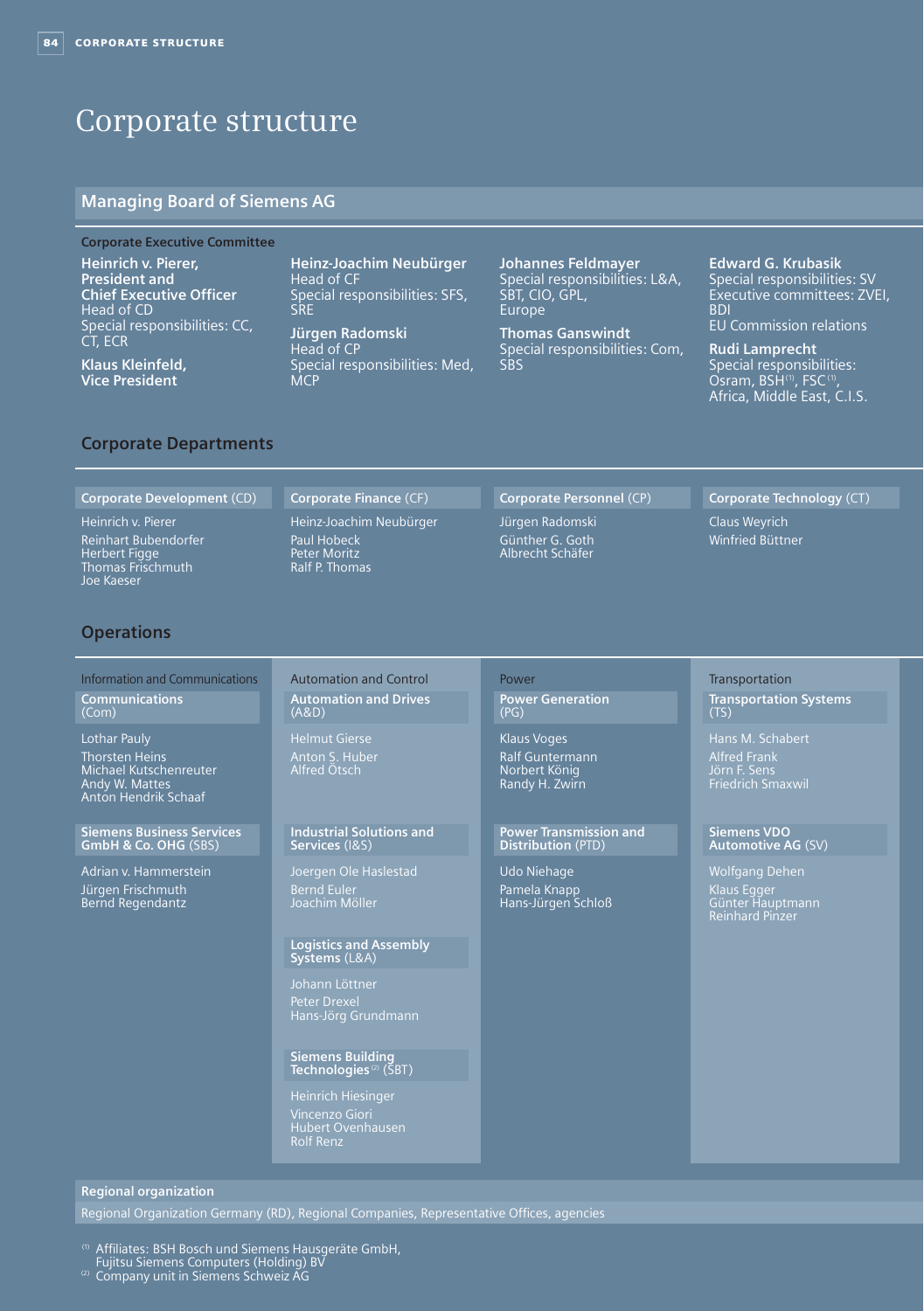# Corporate structure

## Managing Board of Siemens AG

### Corporate Executive Committee

**Heinrich v. Pierer, President and Chief Executive Officer**
Head of CD
Special responsibilities: CC, CT, ECR

**Klaus Kleinfeld, Vice President**

**Heinz-Joachim Neubürger**
Head of CF
Special responsibilities: SFS, SRE

**Jürgen Radomski**
Head of CP
Special responsibilities: Med, MCP

**Johannes Feldmayer**
Special responsibilities: L&A, SBT, CIO, GPL, Europe

**Thomas Ganswindt**
Special responsibilities: Com, SBS

**Edward G. Krubasik**
Special responsibilities: SV
Executive committees: ZVEI, BDI
EU Commission relations

**Rudi Lamprecht**
Special responsibilities: Osram, BSH[1], FSC[1], Africa, Middle East, C.I.S.

## Corporate Departments

**Corporate Development** (CD)
Heinrich v. Pierer
Reinhart Bubendorfer
Herbert Figge
Thomas Frischmuth
Joe Kaeser

**Corporate Finance** (CF)
Heinz-Joachim Neubürger
Paul Hobeck
Peter Moritz
Ralf P. Thomas

**Corporate Personnel** (CP)
Jürgen Radomski
Günther G. Goth
Albrecht Schäfer

**Corporate Technology** (CT)
Claus Weyrich
Winfried Büttner

## Operations

### Information and Communications

**Communications** (Com)
Lothar Pauly
Thorsten Heins
Michael Kutschenreuter
Andy W. Mattes
Anton Hendrik Schaaf

**Siemens Business Services GmbH & Co. OHG** (SBS)
Adrian v. Hammerstein
Jürgen Frischmuth
Bernd Regendantz

### Automation and Control

**Automation and Drives** (A&D)
Helmut Gierse
Anton S. Huber
Alfred Ötsch

**Industrial Solutions and Services** (I&S)
Joergen Ole Haslestad
Bernd Euler
Joachim Möller

**Logistics and Assembly Systems** (L&A)
Johann Löttner
Peter Drexel
Hans-Jörg Grundmann

**Siemens Building Technologies**[2] (SBT)
Heinrich Hiesinger
Vincenzo Giori
Hubert Ovenhausen
Rolf Renz

### Power

**Power Generation** (PG)
Klaus Voges
Ralf Guntermann
Norbert König
Randy H. Zwirn

**Power Transmission and Distribution** (PTD)
Udo Niehage
Pamela Knapp
Hans-Jürgen Schloß

### Transportation

**Transportation Systems** (TS)
Hans M. Schabert
Alfred Frank
Jörn F. Sens
Friedrich Smaxwil

**Siemens VDO Automotive AG** (SV)
Wolfgang Dehen
Klaus Egger
Günter Hauptmann
Reinhard Pinzer

**Regional organization**

Regional Organization Germany (RD), Regional Companies, Representative Offices, agencies

[1] Affiliates: BSH Bosch und Siemens Hausgeräte GmbH, Fujitsu Siemens Computers (Holding) BV
[2] Company unit in Siemens Schweiz AG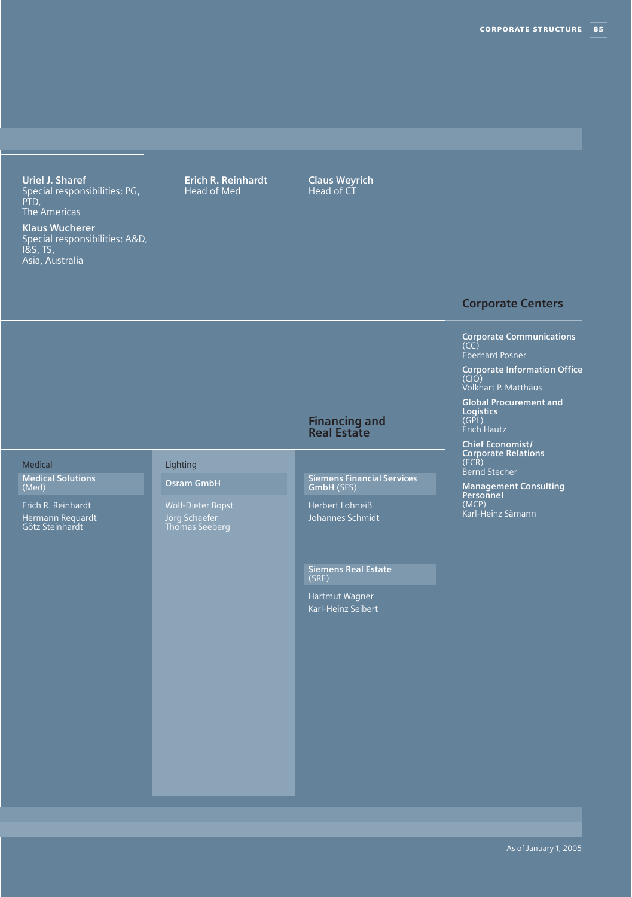**Uriel J. Sharef**
Special responsibilities: PG, PTD,
The Americas

**Klaus Wucherer**
Special responsibilities: A&D, I&S, TS,
Asia, Australia

**Erich R. Reinhardt**
Head of Med

**Claus Weyrich**
Head of CT

Medical

**Medical Solutions** (Med)

Erich R. Reinhardt
Hermann Requardt
Götz Steinhardt

Lighting

**Osram GmbH**

Wolf-Dieter Bopst
Jörg Schaefer
Thomas Seeberg

## Financing and Real Estate

**Siemens Financial Services GmbH** (SFS)

Herbert Lohneiß
Johannes Schmidt

**Siemens Real Estate** (SRE)

Hartmut Wagner
Karl-Heinz Seibert

## Corporate Centers

**Corporate Communications** (CC)
Eberhard Posner

**Corporate Information Office** (CIO)
Volkhart P. Matthäus

**Global Procurement and Logistics** (GPL)
Erich Hautz

**Chief Economist/ Corporate Relations** (ECR)
Bernd Stecher

**Management Consulting Personnel** (MCP)
Karl-Heinz Sämann

As of January 1, 2005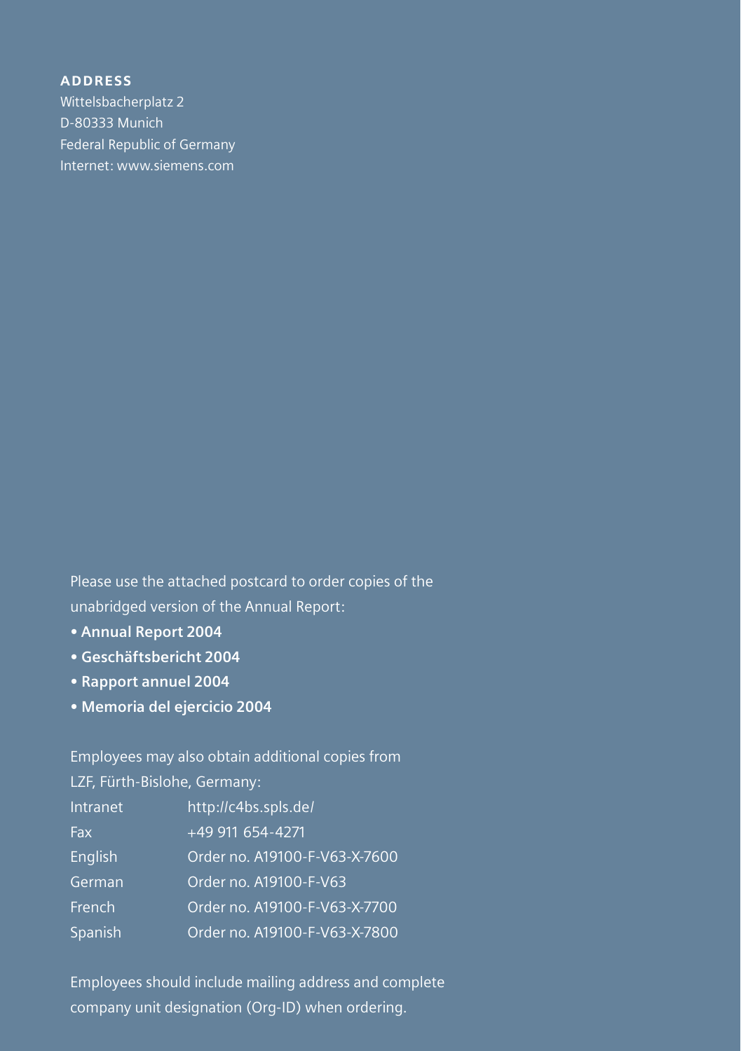**ADDRESS**

Wittelsbacherplatz 2
D-80333 Munich
Federal Republic of Germany
Internet: www.siemens.com

Please use the attached postcard to order copies of the unabridged version of the Annual Report:

- **Annual Report 2004**
- **Geschäftsbericht 2004**
- **Rapport annuel 2004**
- **Memoria del ejercicio 2004**

Employees may also obtain additional copies from LZF, Fürth-Bislohe, Germany:

| | |
|---|---|
| Intranet | http://c4bs.spls.de/ |
| Fax | +49 911 654-4271 |
| English | Order no. A19100-F-V63-X-7600 |
| German | Order no. A19100-F-V63 |
| French | Order no. A19100-F-V63-X-7700 |
| Spanish | Order no. A19100-F-V63-X-7800 |

Employees should include mailing address and complete company unit designation (Org-ID) when ordering.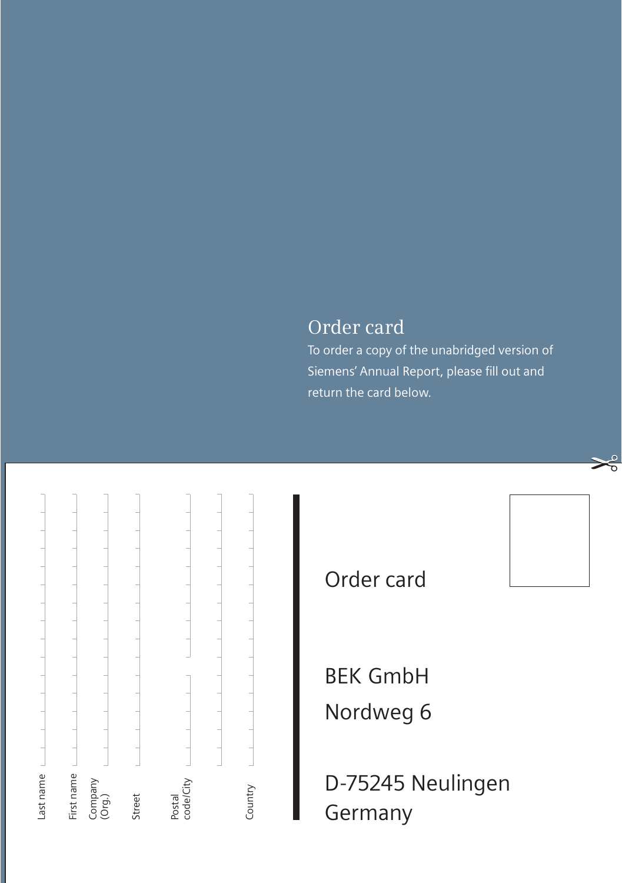## Order card

To order a copy of the unabridged version of Siemens' Annual Report, please fill out and return the card below.

Last name

First name

Company (Org.)

Street

Postal code/City

Country

Order card

BEK GmbH
Nordweg 6

D-75245 Neulingen
Germany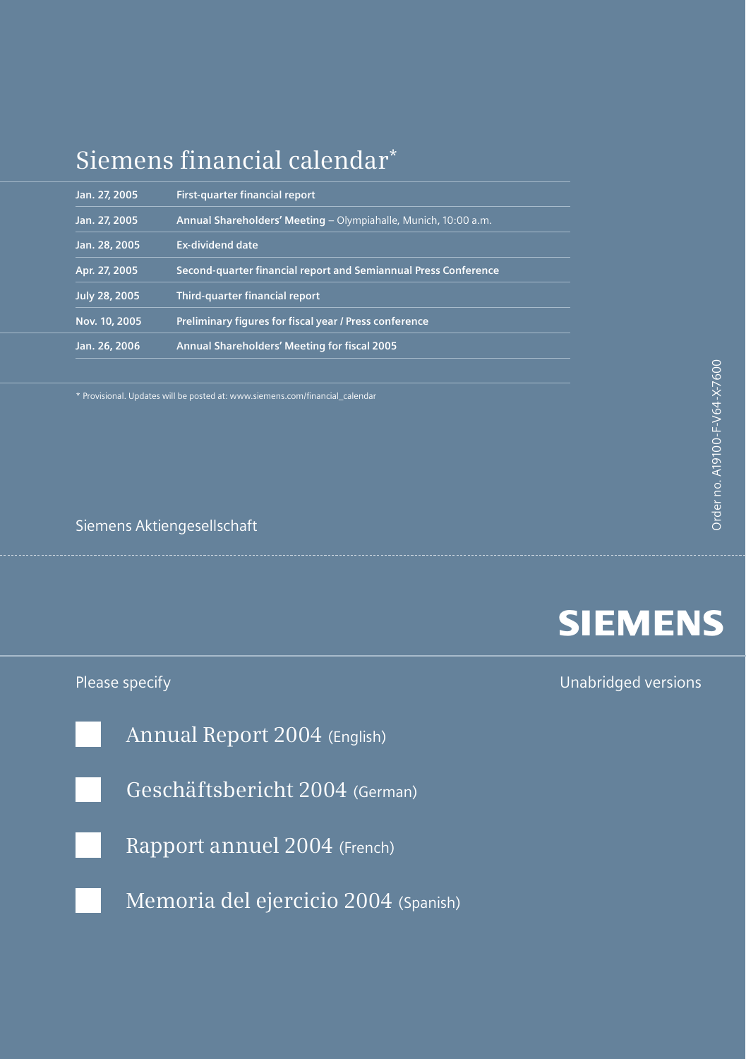# Siemens financial calendar*

| | |
|---|---|
| Jan. 27, 2005 | First-quarter financial report |
| Jan. 27, 2005 | Annual Shareholders' Meeting – Olympiahalle, Munich, 10:00 a.m. |
| Jan. 28, 2005 | Ex-dividend date |
| Apr. 27, 2005 | Second-quarter financial report and Semiannual Press Conference |
| July 28, 2005 | Third-quarter financial report |
| Nov. 10, 2005 | Preliminary figures for fiscal year / Press conference |
| Jan. 26, 2006 | Annual Shareholders' Meeting for fiscal 2005 |

* Provisional. Updates will be posted at: www.siemens.com/financial_calendar

Siemens Aktiengesellschaft

Order no. A19100-F-V64-X-7600

SIEMENS

Please specify

Unabridged versions

- Annual Report 2004 (English)
- Geschäftsbericht 2004 (German)
- Rapport annuel 2004 (French)
- Memoria del ejercicio 2004 (Spanish)